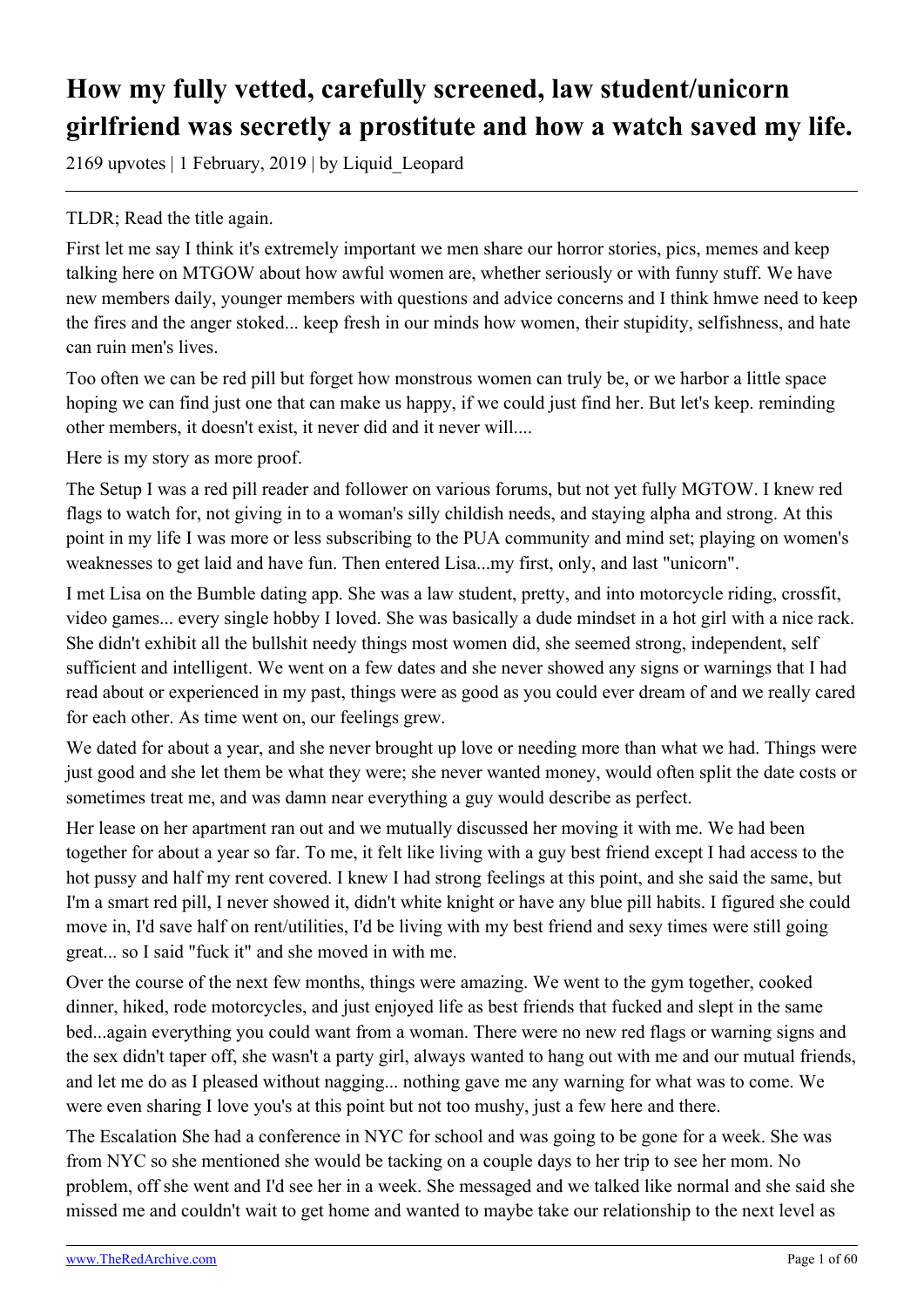# How my fully vetted, carefully screened, law student/unicorn girlfriend was secretly a prostitute and how a watch saved my life.

2169 upvotes | 1 February, 2019 | by Liquid_Leopard

---

TLDR; Read the title again.

First let me say I think it's extremely important we men share our horror stories, pics, memes and keep talking here on MTGOW about how awful women are, whether seriously or with funny stuff. We have new members daily, younger members with questions and advice concerns and I think hmwe need to keep the fires and the anger stoked... keep fresh in our minds how women, their stupidity, selfishness, and hate can ruin men's lives.

Too often we can be red pill but forget how monstrous women can truly be, or we harbor a little space hoping we can find just one that can make us happy, if we could just find her. But let's keep. reminding other members, it doesn't exist, it never did and it never will....

Here is my story as more proof.

The Setup I was a red pill reader and follower on various forums, but not yet fully MGTOW. I knew red flags to watch for, not giving in to a woman's silly childish needs, and staying alpha and strong. At this point in my life I was more or less subscribing to the PUA community and mind set; playing on women's weaknesses to get laid and have fun. Then entered Lisa...my first, only, and last "unicorn".

I met Lisa on the Bumble dating app. She was a law student, pretty, and into motorcycle riding, crossfit, video games... every single hobby I loved. She was basically a dude mindset in a hot girl with a nice rack. She didn't exhibit all the bullshit needy things most women did, she seemed strong, independent, self sufficient and intelligent. We went on a few dates and she never showed any signs or warnings that I had read about or experienced in my past, things were as good as you could ever dream of and we really cared for each other. As time went on, our feelings grew.

We dated for about a year, and she never brought up love or needing more than what we had. Things were just good and she let them be what they were; she never wanted money, would often split the date costs or sometimes treat me, and was damn near everything a guy would describe as perfect.

Her lease on her apartment ran out and we mutually discussed her moving it with me. We had been together for about a year so far. To me, it felt like living with a guy best friend except I had access to the hot pussy and half my rent covered. I knew I had strong feelings at this point, and she said the same, but I'm a smart red pill, I never showed it, didn't white knight or have any blue pill habits. I figured she could move in, I'd save half on rent/utilities, I'd be living with my best friend and sexy times were still going great... so I said "fuck it" and she moved in with me.

Over the course of the next few months, things were amazing. We went to the gym together, cooked dinner, hiked, rode motorcycles, and just enjoyed life as best friends that fucked and slept in the same bed...again everything you could want from a woman. There were no new red flags or warning signs and the sex didn't taper off, she wasn't a party girl, always wanted to hang out with me and our mutual friends, and let me do as I pleased without nagging... nothing gave me any warning for what was to come. We were even sharing I love you's at this point but not too mushy, just a few here and there.

The Escalation She had a conference in NYC for school and was going to be gone for a week. She was from NYC so she mentioned she would be tacking on a couple days to her trip to see her mom. No problem, off she went and I'd see her in a week. She messaged and we talked like normal and she said she missed me and couldn't wait to get home and wanted to maybe take our relationship to the next level as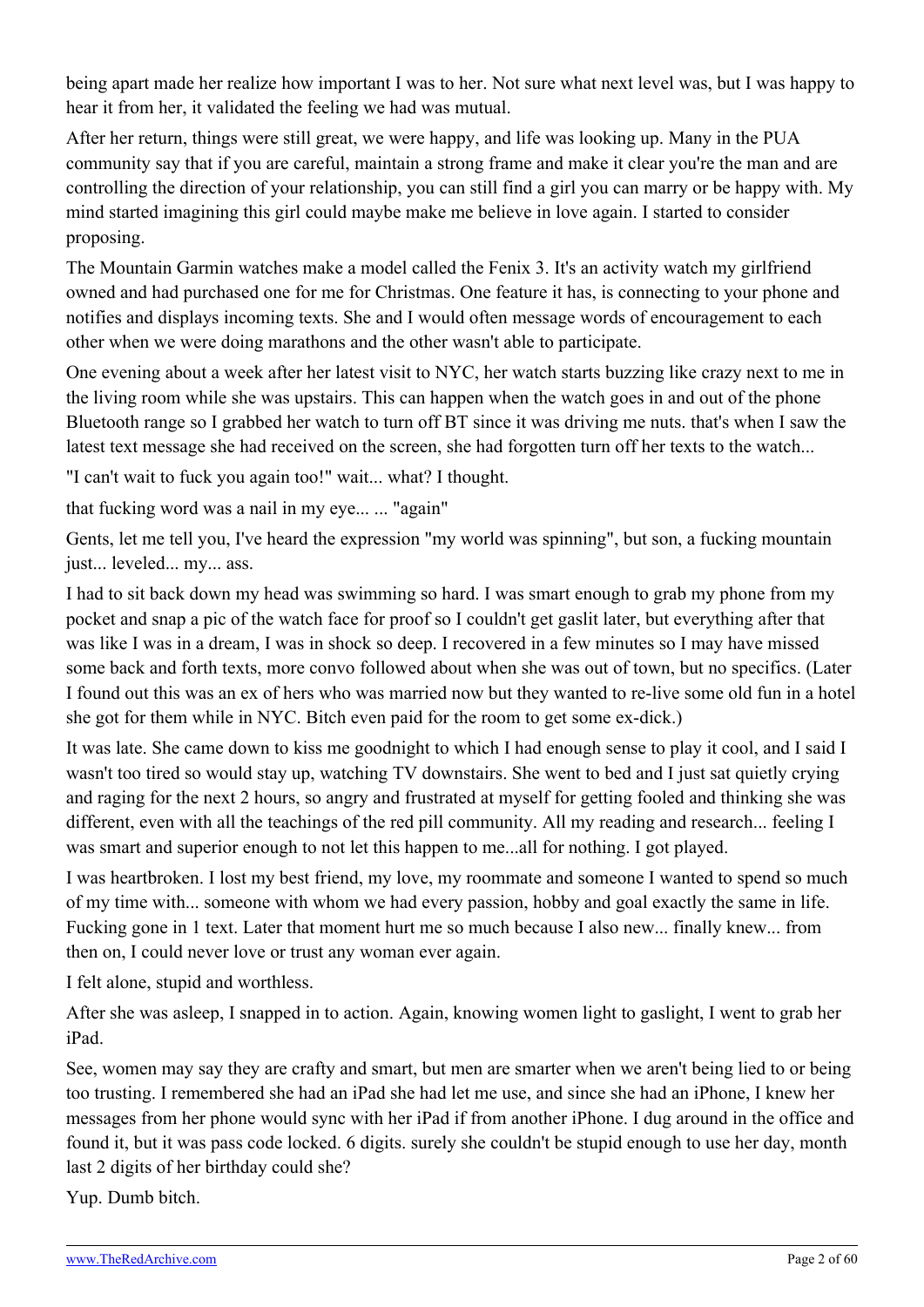being apart made her realize how important I was to her. Not sure what next level was, but I was happy to hear it from her, it validated the feeling we had was mutual.

After her return, things were still great, we were happy, and life was looking up. Many in the PUA community say that if you are careful, maintain a strong frame and make it clear you're the man and are controlling the direction of your relationship, you can still find a girl you can marry or be happy with. My mind started imagining this girl could maybe make me believe in love again. I started to consider proposing.

The Mountain Garmin watches make a model called the Fenix 3. It's an activity watch my girlfriend owned and had purchased one for me for Christmas. One feature it has, is connecting to your phone and notifies and displays incoming texts. She and I would often message words of encouragement to each other when we were doing marathons and the other wasn't able to participate.

One evening about a week after her latest visit to NYC, her watch starts buzzing like crazy next to me in the living room while she was upstairs. This can happen when the watch goes in and out of the phone Bluetooth range so I grabbed her watch to turn off BT since it was driving me nuts. that's when I saw the latest text message she had received on the screen, she had forgotten turn off her texts to the watch...

"I can't wait to fuck you again too!" wait... what? I thought.

that fucking word was a nail in my eye... ... "again"

Gents, let me tell you, I've heard the expression "my world was spinning", but son, a fucking mountain just... leveled... my... ass.

I had to sit back down my head was swimming so hard. I was smart enough to grab my phone from my pocket and snap a pic of the watch face for proof so I couldn't get gaslit later, but everything after that was like I was in a dream, I was in shock so deep. I recovered in a few minutes so I may have missed some back and forth texts, more convo followed about when she was out of town, but no specifics. (Later I found out this was an ex of hers who was married now but they wanted to re-live some old fun in a hotel she got for them while in NYC. Bitch even paid for the room to get some ex-dick.)

It was late. She came down to kiss me goodnight to which I had enough sense to play it cool, and I said I wasn't too tired so would stay up, watching TV downstairs. She went to bed and I just sat quietly crying and raging for the next 2 hours, so angry and frustrated at myself for getting fooled and thinking she was different, even with all the teachings of the red pill community. All my reading and research... feeling I was smart and superior enough to not let this happen to me...all for nothing. I got played.

I was heartbroken. I lost my best friend, my love, my roommate and someone I wanted to spend so much of my time with... someone with whom we had every passion, hobby and goal exactly the same in life. Fucking gone in 1 text. Later that moment hurt me so much because I also new... finally knew... from then on, I could never love or trust any woman ever again.

I felt alone, stupid and worthless.

After she was asleep, I snapped in to action. Again, knowing women light to gaslight, I went to grab her iPad.

See, women may say they are crafty and smart, but men are smarter when we aren't being lied to or being too trusting. I remembered she had an iPad she had let me use, and since she had an iPhone, I knew her messages from her phone would sync with her iPad if from another iPhone. I dug around in the office and found it, but it was pass code locked. 6 digits. surely she couldn't be stupid enough to use her day, month last 2 digits of her birthday could she?

Yup. Dumb bitch.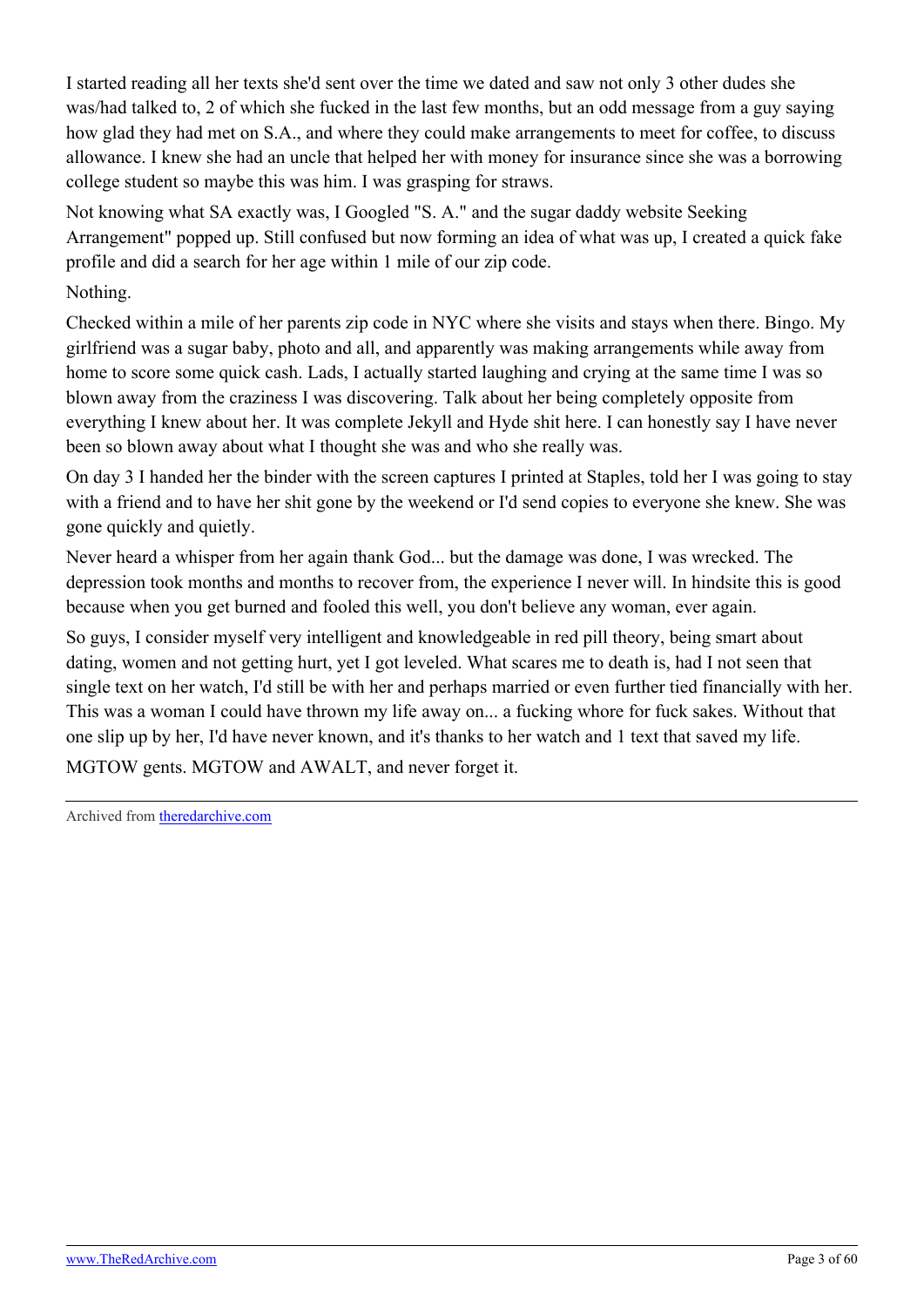I started reading all her texts she'd sent over the time we dated and saw not only 3 other dudes she was/had talked to, 2 of which she fucked in the last few months, but an odd message from a guy saying how glad they had met on S.A., and where they could make arrangements to meet for coffee, to discuss allowance. I knew she had an uncle that helped her with money for insurance since she was a borrowing college student so maybe this was him. I was grasping for straws.

Not knowing what SA exactly was, I Googled "S. A." and the sugar daddy website Seeking Arrangement" popped up. Still confused but now forming an idea of what was up, I created a quick fake profile and did a search for her age within 1 mile of our zip code.

Nothing.

Checked within a mile of her parents zip code in NYC where she visits and stays when there. Bingo. My girlfriend was a sugar baby, photo and all, and apparently was making arrangements while away from home to score some quick cash. Lads, I actually started laughing and crying at the same time I was so blown away from the craziness I was discovering. Talk about her being completely opposite from everything I knew about her. It was complete Jekyll and Hyde shit here. I can honestly say I have never been so blown away about what I thought she was and who she really was.

On day 3 I handed her the binder with the screen captures I printed at Staples, told her I was going to stay with a friend and to have her shit gone by the weekend or I'd send copies to everyone she knew. She was gone quickly and quietly.

Never heard a whisper from her again thank God... but the damage was done, I was wrecked. The depression took months and months to recover from, the experience I never will. In hindsite this is good because when you get burned and fooled this well, you don't believe any woman, ever again.

So guys, I consider myself very intelligent and knowledgeable in red pill theory, being smart about dating, women and not getting hurt, yet I got leveled. What scares me to death is, had I not seen that single text on her watch, I'd still be with her and perhaps married or even further tied financially with her. This was a woman I could have thrown my life away on... a fucking whore for fuck sakes. Without that one slip up by her, I'd have never known, and it's thanks to her watch and 1 text that saved my life.

MGTOW gents. MGTOW and AWALT, and never forget it.

---

Archived from [theredarchive.com](theredarchive.com)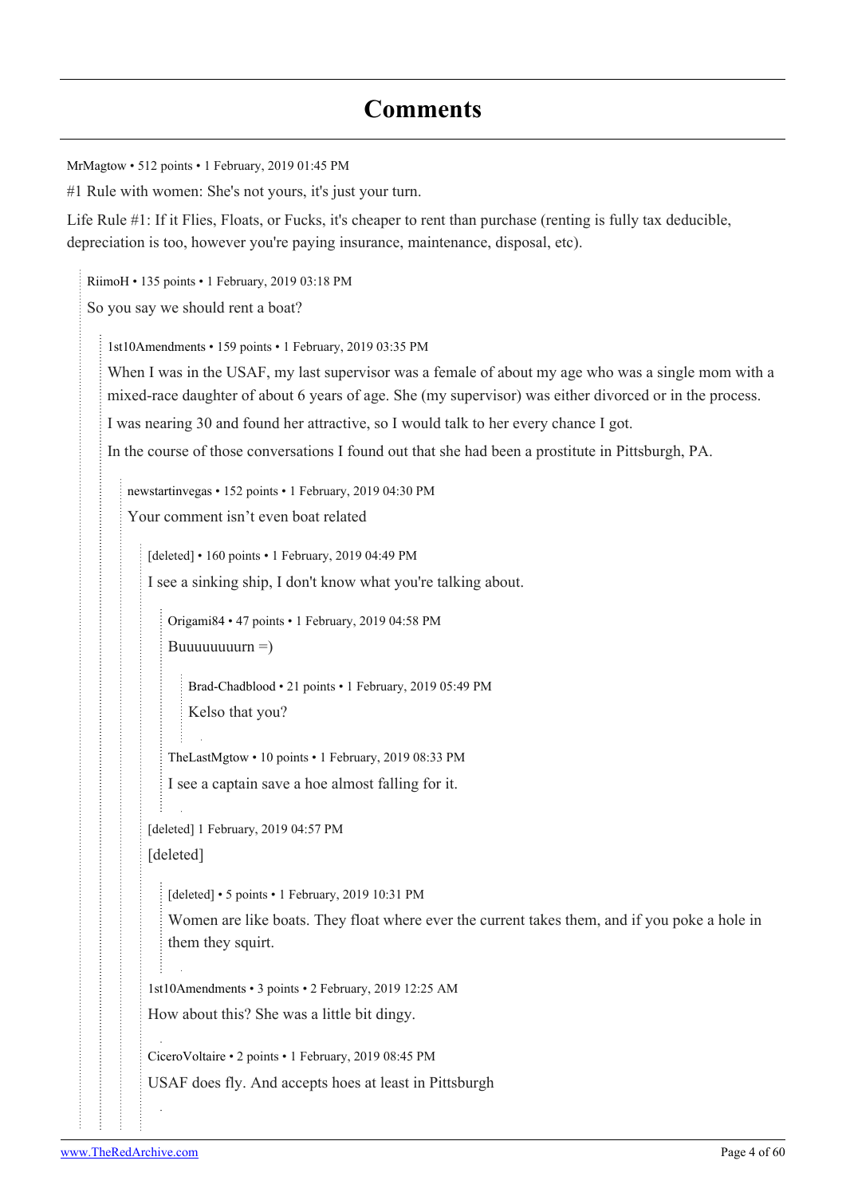## Comments

MrMagtow • 512 points • 1 February, 2019 01:45 PM

#1 Rule with women: She's not yours, it's just your turn.

Life Rule #1: If it Flies, Floats, or Fucks, it's cheaper to rent than purchase (renting is fully tax deducible, depreciation is too, however you're paying insurance, maintenance, disposal, etc).

> RiimoH • 135 points • 1 February, 2019 03:18 PM
>
> So you say we should rent a boat?
>
> > 1st10Amendments • 159 points • 1 February, 2019 03:35 PM
> >
> > When I was in the USAF, my last supervisor was a female of about my age who was a single mom with a mixed-race daughter of about 6 years of age. She (my supervisor) was either divorced or in the process.
> >
> > I was nearing 30 and found her attractive, so I would talk to her every chance I got.
> >
> > In the course of those conversations I found out that she had been a prostitute in Pittsburgh, PA.
> >
> > > newstartinvegas • 152 points • 1 February, 2019 04:30 PM
> > >
> > > Your comment isn't even boat related
> > >
> > > > [deleted] • 160 points • 1 February, 2019 04:49 PM
> > > >
> > > > I see a sinking ship, I don't know what you're talking about.
> > > >
> > > > > Origami84 • 47 points • 1 February, 2019 04:58 PM
> > > > >
> > > > > Buuuuuuuurn =)
> > > > >
> > > > > > Brad-Chadblood • 21 points • 1 February, 2019 05:49 PM
> > > > > >
> > > > > > Kelso that you?
> > > > >
> > > > > TheLastMgtow • 10 points • 1 February, 2019 08:33 PM
> > > > >
> > > > > I see a captain save a hoe almost falling for it.
> > > >
> > > > [deleted] 1 February, 2019 04:57 PM
> > > >
> > > > [deleted]
> > > >
> > > > > [deleted] • 5 points • 1 February, 2019 10:31 PM
> > > > >
> > > > > Women are like boats. They float where ever the current takes them, and if you poke a hole in them they squirt.
> > > >
> > > > 1st10Amendments • 3 points • 2 February, 2019 12:25 AM
> > > >
> > > > How about this? She was a little bit dingy.
> > > >
> > > > CiceroVoltaire • 2 points • 1 February, 2019 08:45 PM
> > > >
> > > > USAF does fly. And accepts hoes at least in Pittsburgh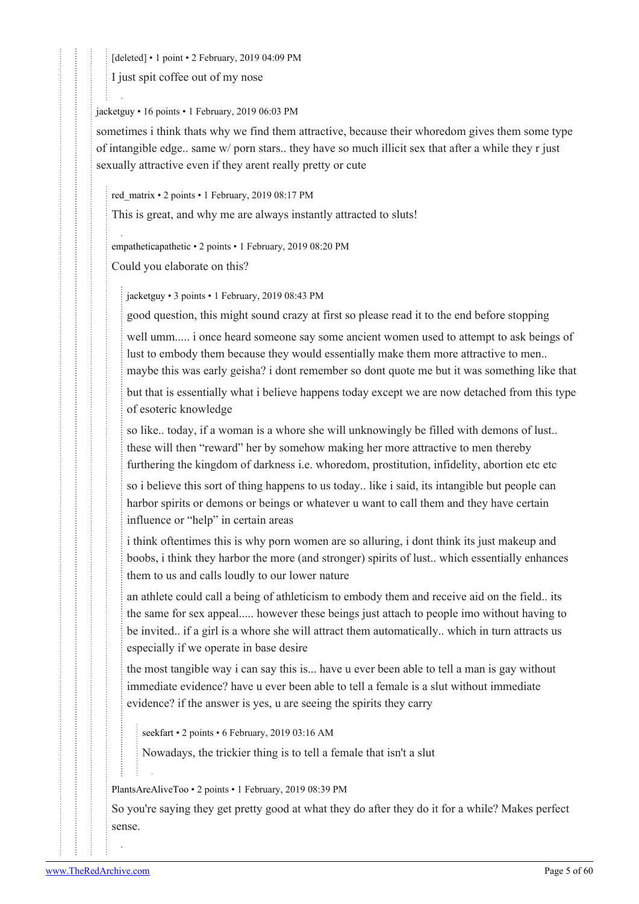[deleted] • 1 point • 2 February, 2019 04:09 PM

I just spit coffee out of my nose

jacketguy • 16 points • 1 February, 2019 06:03 PM

sometimes i think thats why we find them attractive, because their whoredom gives them some type of intangible edge.. same w/ porn stars.. they have so much illicit sex that after a while they r just sexually attractive even if they arent really pretty or cute

red_matrix • 2 points • 1 February, 2019 08:17 PM

This is great, and why me are always instantly attracted to sluts!

empatheticapathetic • 2 points • 1 February, 2019 08:20 PM

Could you elaborate on this?

jacketguy • 3 points • 1 February, 2019 08:43 PM

good question, this might sound crazy at first so please read it to the end before stopping

well umm..... i once heard someone say some ancient women used to attempt to ask beings of lust to embody them because they would essentially make them more attractive to men.. maybe this was early geisha? i dont remember so dont quote me but it was something like that

but that is essentially what i believe happens today except we are now detached from this type of esoteric knowledge

so like.. today, if a woman is a whore she will unknowingly be filled with demons of lust.. these will then "reward" her by somehow making her more attractive to men thereby furthering the kingdom of darkness i.e. whoredom, prostitution, infidelity, abortion etc etc

so i believe this sort of thing happens to us today.. like i said, its intangible but people can harbor spirits or demons or beings or whatever u want to call them and they have certain influence or "help" in certain areas

i think oftentimes this is why porn women are so alluring, i dont think its just makeup and boobs, i think they harbor the more (and stronger) spirits of lust.. which essentially enhances them to us and calls loudly to our lower nature

an athlete could call a being of athleticism to embody them and receive aid on the field.. its the same for sex appeal..... however these beings just attach to people imo without having to be invited.. if a girl is a whore she will attract them automatically.. which in turn attracts us especially if we operate in base desire

the most tangible way i can say this is... have u ever been able to tell a man is gay without immediate evidence? have u ever been able to tell a female is a slut without immediate evidence? if the answer is yes, u are seeing the spirits they carry

seekfart • 2 points • 6 February, 2019 03:16 AM

Nowadays, the trickier thing is to tell a female that isn't a slut

PlantsAreAliveToo • 2 points • 1 February, 2019 08:39 PM

So you're saying they get pretty good at what they do after they do it for a while? Makes perfect sense.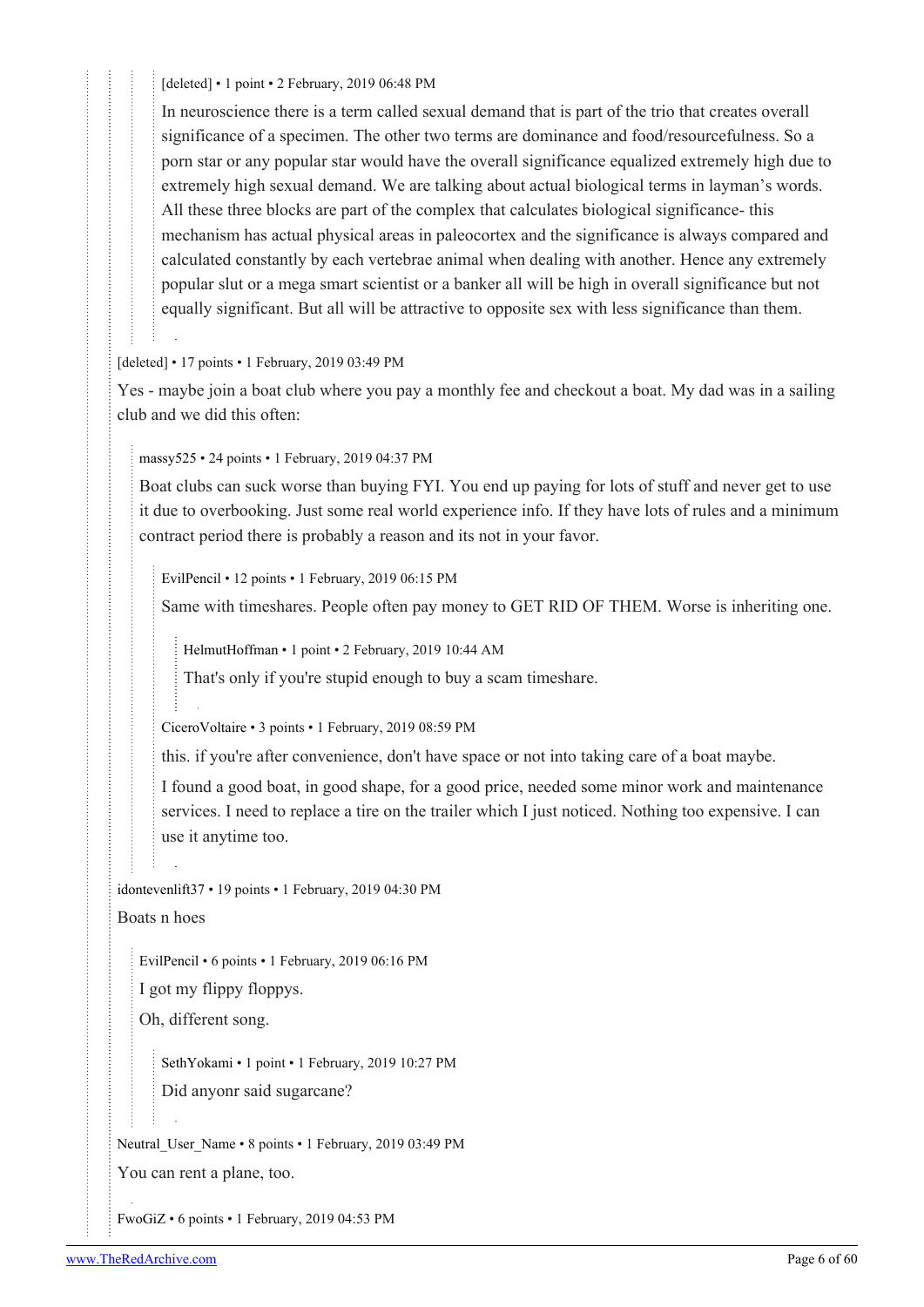[deleted] • 1 point • 2 February, 2019 06:48 PM

In neuroscience there is a term called sexual demand that is part of the trio that creates overall significance of a specimen. The other two terms are dominance and food/resourcefulness. So a porn star or any popular star would have the overall significance equalized extremely high due to extremely high sexual demand. We are talking about actual biological terms in layman's words. All these three blocks are part of the complex that calculates biological significance- this mechanism has actual physical areas in paleocortex and the significance is always compared and calculated constantly by each vertebrae animal when dealing with another. Hence any extremely popular slut or a mega smart scientist or a banker all will be high in overall significance but not equally significant. But all will be attractive to opposite sex with less significance than them.

[deleted] • 17 points • 1 February, 2019 03:49 PM

Yes - maybe join a boat club where you pay a monthly fee and checkout a boat. My dad was in a sailing club and we did this often:

massy525 • 24 points • 1 February, 2019 04:37 PM

Boat clubs can suck worse than buying FYI. You end up paying for lots of stuff and never get to use it due to overbooking. Just some real world experience info. If they have lots of rules and a minimum contract period there is probably a reason and its not in your favor.

EvilPencil • 12 points • 1 February, 2019 06:15 PM

Same with timeshares. People often pay money to GET RID OF THEM. Worse is inheriting one.

HelmutHoffman • 1 point • 2 February, 2019 10:44 AM

That's only if you're stupid enough to buy a scam timeshare.

CiceroVoltaire • 3 points • 1 February, 2019 08:59 PM

this. if you're after convenience, don't have space or not into taking care of a boat maybe.

I found a good boat, in good shape, for a good price, needed some minor work and maintenance services. I need to replace a tire on the trailer which I just noticed. Nothing too expensive. I can use it anytime too.

idontevenlift37 • 19 points • 1 February, 2019 04:30 PM

Boats n hoes

EvilPencil • 6 points • 1 February, 2019 06:16 PM

I got my flippy floppys.

Oh, different song.

SethYokami • 1 point • 1 February, 2019 10:27 PM

Did anyonr said sugarcane?

Neutral_User_Name • 8 points • 1 February, 2019 03:49 PM

You can rent a plane, too.

FwoGiZ • 6 points • 1 February, 2019 04:53 PM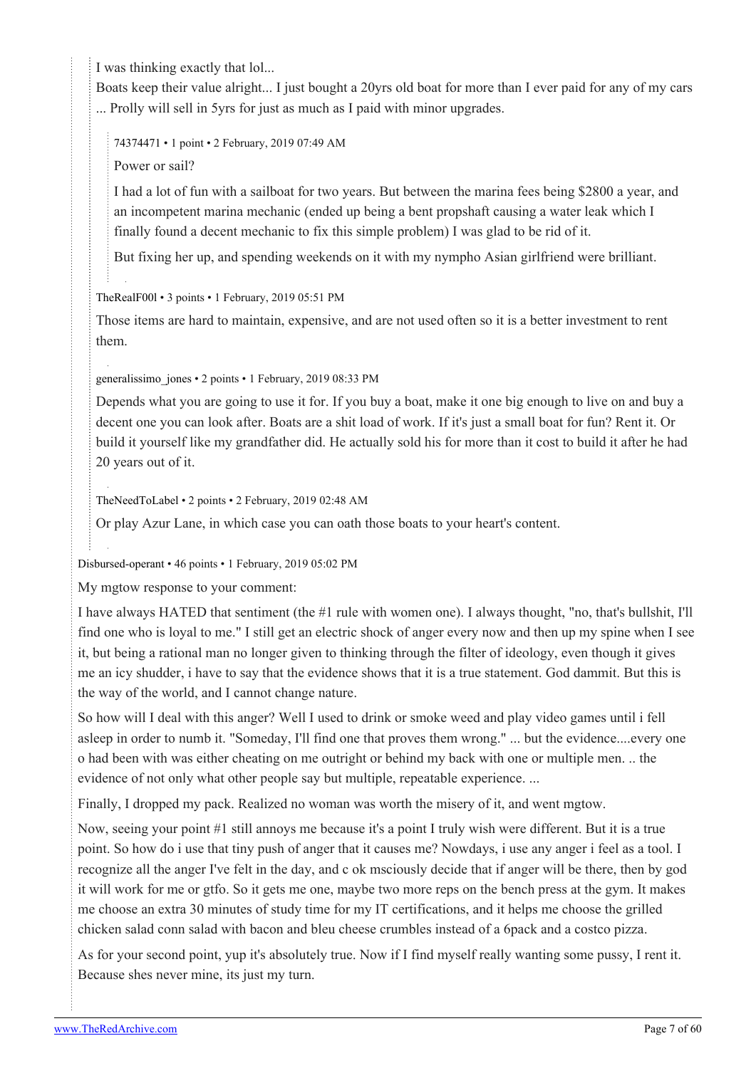I was thinking exactly that lol...

Boats keep their value alright... I just bought a 20yrs old boat for more than I ever paid for any of my cars ... Prolly will sell in 5yrs for just as much as I paid with minor upgrades.

> 74374471 • 1 point • 2 February, 2019 07:49 AM
>
> Power or sail?
>
> I had a lot of fun with a sailboat for two years. But between the marina fees being $2800 a year, and an incompetent marina mechanic (ended up being a bent propshaft causing a water leak which I finally found a decent mechanic to fix this simple problem) I was glad to be rid of it.
>
> But fixing her up, and spending weekends on it with my nympho Asian girlfriend were brilliant.

TheRealF00l • 3 points • 1 February, 2019 05:51 PM

Those items are hard to maintain, expensive, and are not used often so it is a better investment to rent them.

generalissimo_jones • 2 points • 1 February, 2019 08:33 PM

Depends what you are going to use it for. If you buy a boat, make it one big enough to live on and buy a decent one you can look after. Boats are a shit load of work. If it's just a small boat for fun? Rent it. Or build it yourself like my grandfather did. He actually sold his for more than it cost to build it after he had 20 years out of it.

TheNeedToLabel • 2 points • 2 February, 2019 02:48 AM

Or play Azur Lane, in which case you can oath those boats to your heart's content.

Disbursed-operant • 46 points • 1 February, 2019 05:02 PM

My mgtow response to your comment:

I have always HATED that sentiment (the #1 rule with women one). I always thought, "no, that's bullshit, I'll find one who is loyal to me." I still get an electric shock of anger every now and then up my spine when I see it, but being a rational man no longer given to thinking through the filter of ideology, even though it gives me an icy shudder, i have to say that the evidence shows that it is a true statement. God dammit. But this is the way of the world, and I cannot change nature.

So how will I deal with this anger? Well I used to drink or smoke weed and play video games until i fell asleep in order to numb it. "Someday, I'll find one that proves them wrong." ... but the evidence....every one o had been with was either cheating on me outright or behind my back with one or multiple men. .. the evidence of not only what other people say but multiple, repeatable experience. ...

Finally, I dropped my pack. Realized no woman was worth the misery of it, and went mgtow.

Now, seeing your point #1 still annoys me because it's a point I truly wish were different. But it is a true point. So how do i use that tiny push of anger that it causes me? Nowdays, i use any anger i feel as a tool. I recognize all the anger I've felt in the day, and c ok msciously decide that if anger will be there, then by god it will work for me or gtfo. So it gets me one, maybe two more reps on the bench press at the gym. It makes me choose an extra 30 minutes of study time for my IT certifications, and it helps me choose the grilled chicken salad conn salad with bacon and bleu cheese crumbles instead of a 6pack and a costco pizza.

As for your second point, yup it's absolutely true. Now if I find myself really wanting some pussy, I rent it. Because shes never mine, its just my turn.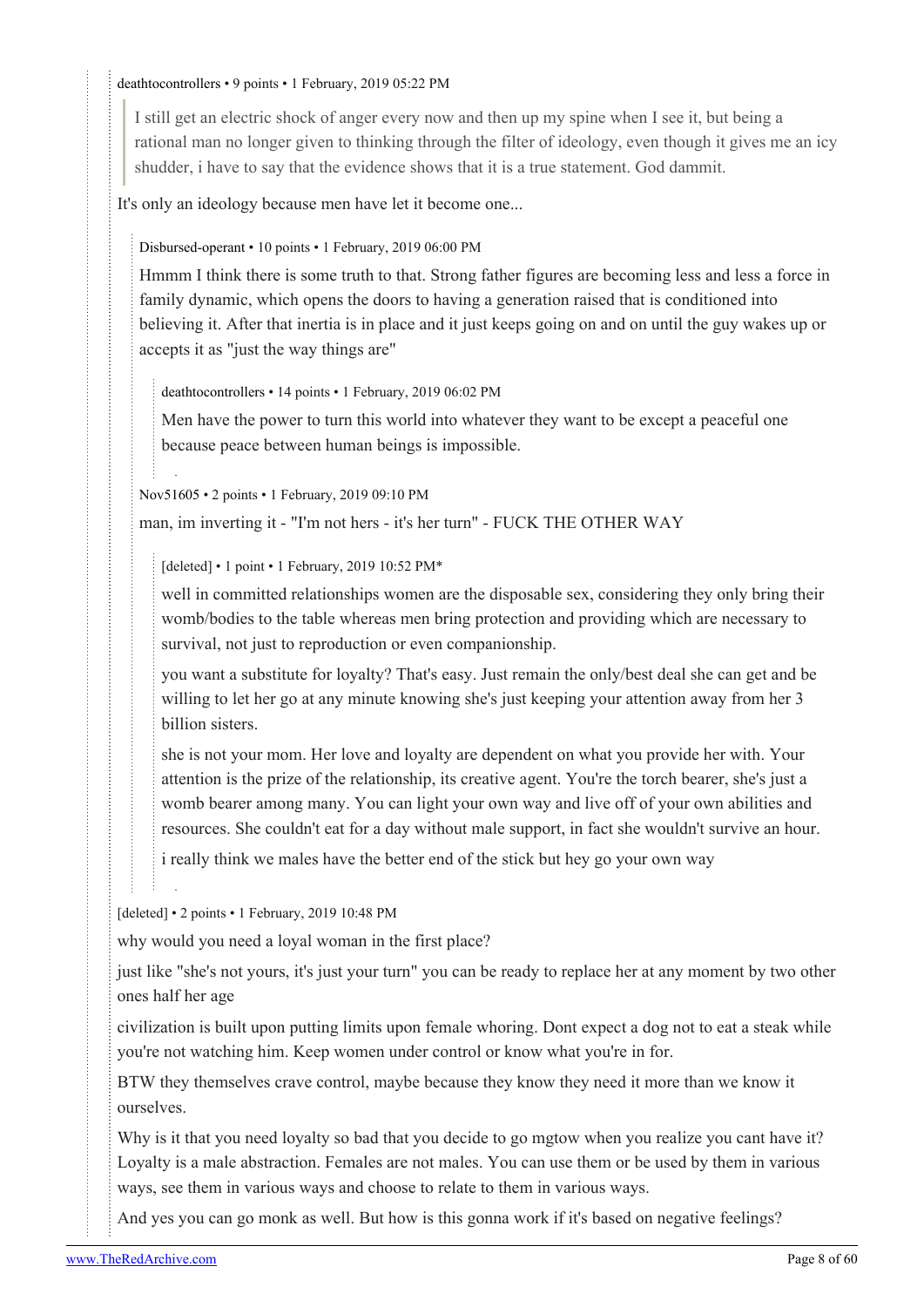deathtocontrollers • 9 points • 1 February, 2019 05:22 PM

> I still get an electric shock of anger every now and then up my spine when I see it, but being a rational man no longer given to thinking through the filter of ideology, even though it gives me an icy shudder, i have to say that the evidence shows that it is a true statement. God dammit.

It's only an ideology because men have let it become one...

Disbursed-operant • 10 points • 1 February, 2019 06:00 PM

Hmmm I think there is some truth to that. Strong father figures are becoming less and less a force in family dynamic, which opens the doors to having a generation raised that is conditioned into believing it. After that inertia is in place and it just keeps going on and on until the guy wakes up or accepts it as "just the way things are"

deathtocontrollers • 14 points • 1 February, 2019 06:02 PM

Men have the power to turn this world into whatever they want to be except a peaceful one because peace between human beings is impossible.

Nov51605 • 2 points • 1 February, 2019 09:10 PM

man, im inverting it - "I'm not hers - it's her turn" - FUCK THE OTHER WAY

[deleted] • 1 point • 1 February, 2019 10:52 PM*

well in committed relationships women are the disposable sex, considering they only bring their womb/bodies to the table whereas men bring protection and providing which are necessary to survival, not just to reproduction or even companionship.

you want a substitute for loyalty? That's easy. Just remain the only/best deal she can get and be willing to let her go at any minute knowing she's just keeping your attention away from her 3 billion sisters.

she is not your mom. Her love and loyalty are dependent on what you provide her with. Your attention is the prize of the relationship, its creative agent. You're the torch bearer, she's just a womb bearer among many. You can light your own way and live off of your own abilities and resources. She couldn't eat for a day without male support, in fact she wouldn't survive an hour.

i really think we males have the better end of the stick but hey go your own way

[deleted] • 2 points • 1 February, 2019 10:48 PM

why would you need a loyal woman in the first place?

just like "she's not yours, it's just your turn" you can be ready to replace her at any moment by two other ones half her age

civilization is built upon putting limits upon female whoring. Dont expect a dog not to eat a steak while you're not watching him. Keep women under control or know what you're in for.

BTW they themselves crave control, maybe because they know they need it more than we know it ourselves.

Why is it that you need loyalty so bad that you decide to go mgtow when you realize you cant have it? Loyalty is a male abstraction. Females are not males. You can use them or be used by them in various ways, see them in various ways and choose to relate to them in various ways.

And yes you can go monk as well. But how is this gonna work if it's based on negative feelings?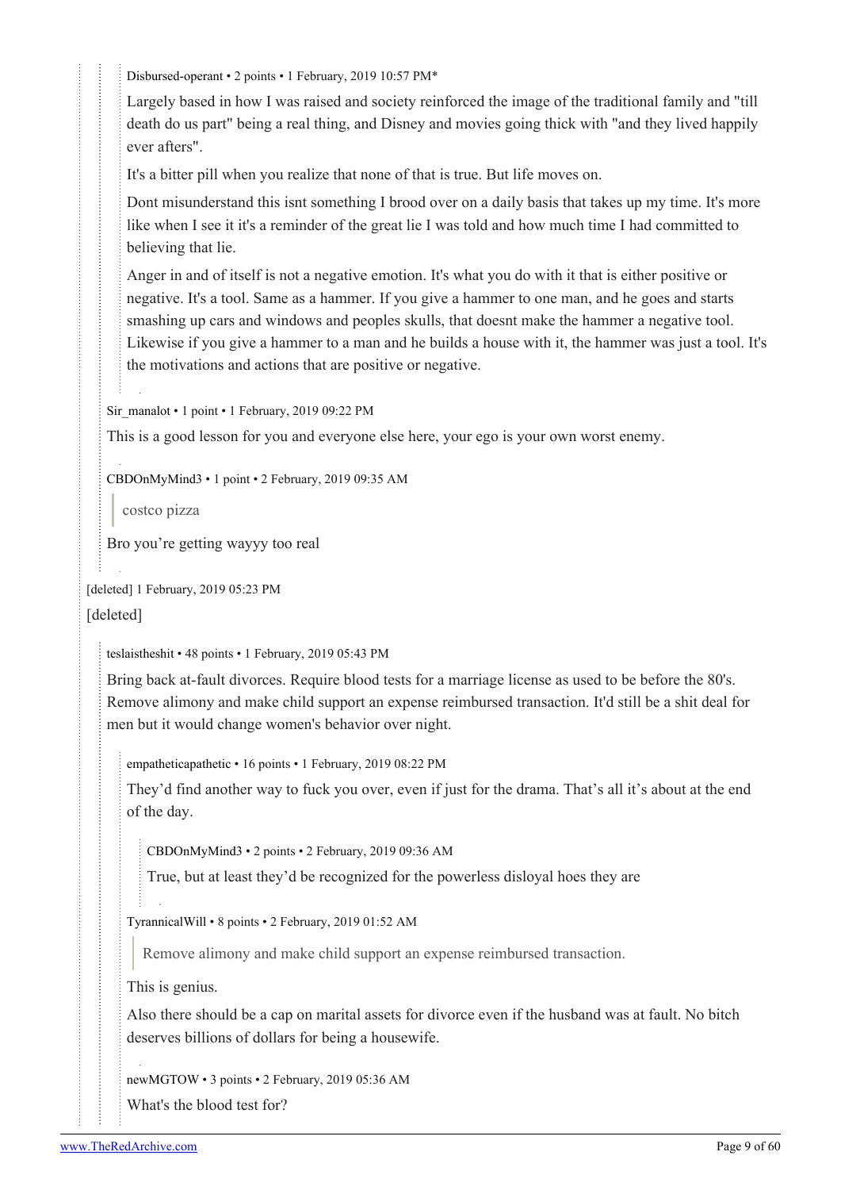Disbursed-operant • 2 points • 1 February, 2019 10:57 PM*

Largely based in how I was raised and society reinforced the image of the traditional family and "till death do us part" being a real thing, and Disney and movies going thick with "and they lived happily ever afters".

It's a bitter pill when you realize that none of that is true. But life moves on.

Dont misunderstand this isnt something I brood over on a daily basis that takes up my time. It's more like when I see it it's a reminder of the great lie I was told and how much time I had committed to believing that lie.

Anger in and of itself is not a negative emotion. It's what you do with it that is either positive or negative. It's a tool. Same as a hammer. If you give a hammer to one man, and he goes and starts smashing up cars and windows and peoples skulls, that doesnt make the hammer a negative tool. Likewise if you give a hammer to a man and he builds a house with it, the hammer was just a tool. It's the motivations and actions that are positive or negative.

Sir_manalot • 1 point • 1 February, 2019 09:22 PM

This is a good lesson for you and everyone else here, your ego is your own worst enemy.

CBDOnMyMind3 • 1 point • 2 February, 2019 09:35 AM

> costco pizza

Bro you're getting wayyy too real

[deleted] 1 February, 2019 05:23 PM

[deleted]

teslaistheshit • 48 points • 1 February, 2019 05:43 PM

Bring back at-fault divorces. Require blood tests for a marriage license as used to be before the 80's. Remove alimony and make child support an expense reimbursed transaction. It'd still be a shit deal for men but it would change women's behavior over night.

empatheticapathetic • 16 points • 1 February, 2019 08:22 PM

They'd find another way to fuck you over, even if just for the drama. That's all it's about at the end of the day.

CBDOnMyMind3 • 2 points • 2 February, 2019 09:36 AM

True, but at least they'd be recognized for the powerless disloyal hoes they are

TyrannicalWill • 8 points • 2 February, 2019 01:52 AM

> Remove alimony and make child support an expense reimbursed transaction.

This is genius.

Also there should be a cap on marital assets for divorce even if the husband was at fault. No bitch deserves billions of dollars for being a housewife.

newMGTOW • 3 points • 2 February, 2019 05:36 AM

What's the blood test for?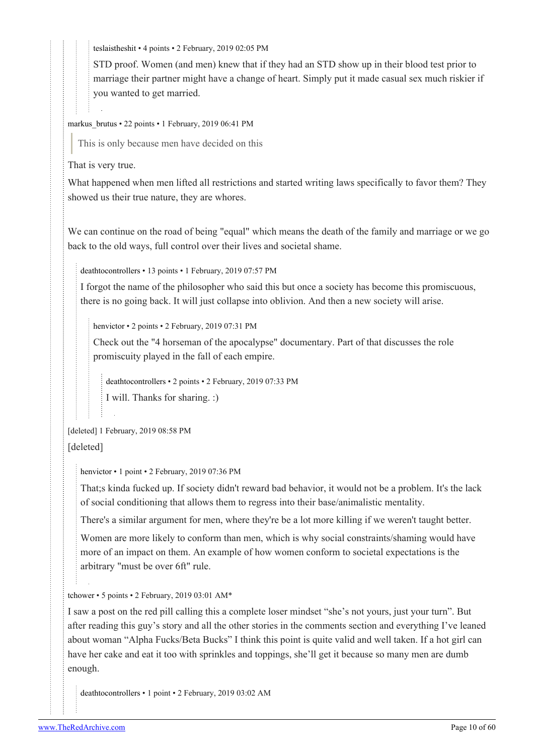teslaistheshit • 4 points • 2 February, 2019 02:05 PM

STD proof. Women (and men) knew that if they had an STD show up in their blood test prior to marriage their partner might have a change of heart. Simply put it made casual sex much riskier if you wanted to get married.

markus_brutus • 22 points • 1 February, 2019 06:41 PM

> This is only because men have decided on this

That is very true.

What happened when men lifted all restrictions and started writing laws specifically to favor them? They showed us their true nature, they are whores.

We can continue on the road of being "equal" which means the death of the family and marriage or we go back to the old ways, full control over their lives and societal shame.

deathtocontrollers • 13 points • 1 February, 2019 07:57 PM

I forgot the name of the philosopher who said this but once a society has become this promiscuous, there is no going back. It will just collapse into oblivion. And then a new society will arise.

henvictor • 2 points • 2 February, 2019 07:31 PM

Check out the "4 horseman of the apocalypse" documentary. Part of that discusses the role promiscuity played in the fall of each empire.

deathtocontrollers • 2 points • 2 February, 2019 07:33 PM

I will. Thanks for sharing. :)

[deleted] 1 February, 2019 08:58 PM

[deleted]

henvictor • 1 point • 2 February, 2019 07:36 PM

That;s kinda fucked up. If society didn't reward bad behavior, it would not be a problem. It's the lack of social conditioning that allows them to regress into their base/animalistic mentality.

There's a similar argument for men, where they're be a lot more killing if we weren't taught better.

Women are more likely to conform than men, which is why social constraints/shaming would have more of an impact on them. An example of how women conform to societal expectations is the arbitrary "must be over 6ft" rule.

tchower • 5 points • 2 February, 2019 03:01 AM*

I saw a post on the red pill calling this a complete loser mindset "she's not yours, just your turn". But after reading this guy's story and all the other stories in the comments section and everything I've leaned about woman "Alpha Fucks/Beta Bucks" I think this point is quite valid and well taken. If a hot girl can have her cake and eat it too with sprinkles and toppings, she'll get it because so many men are dumb enough.

deathtocontrollers • 1 point • 2 February, 2019 03:02 AM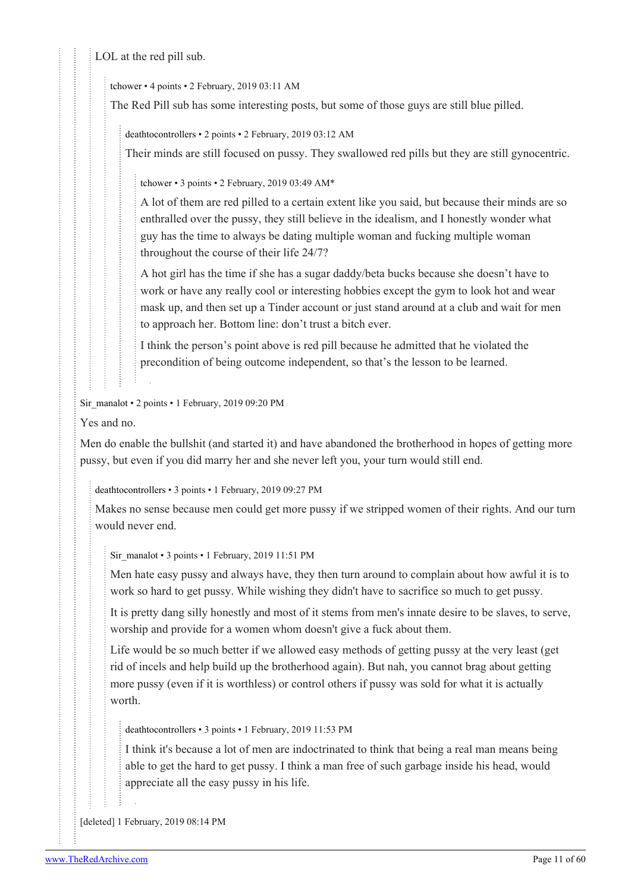LOL at the red pill sub.

tchower • 4 points • 2 February, 2019 03:11 AM

The Red Pill sub has some interesting posts, but some of those guys are still blue pilled.

deathtocontrollers • 2 points • 2 February, 2019 03:12 AM

Their minds are still focused on pussy. They swallowed red pills but they are still gynocentric.

tchower • 3 points • 2 February, 2019 03:49 AM*

A lot of them are red pilled to a certain extent like you said, but because their minds are so enthralled over the pussy, they still believe in the idealism, and I honestly wonder what guy has the time to always be dating multiple woman and fucking multiple woman throughout the course of their life 24/7?

A hot girl has the time if she has a sugar daddy/beta bucks because she doesn't have to work or have any really cool or interesting hobbies except the gym to look hot and wear mask up, and then set up a Tinder account or just stand around at a club and wait for men to approach her. Bottom line: don't trust a bitch ever.

I think the person's point above is red pill because he admitted that he violated the precondition of being outcome independent, so that's the lesson to be learned.

Sir_manalot • 2 points • 1 February, 2019 09:20 PM

Yes and no.

Men do enable the bullshit (and started it) and have abandoned the brotherhood in hopes of getting more pussy, but even if you did marry her and she never left you, your turn would still end.

deathtocontrollers • 3 points • 1 February, 2019 09:27 PM

Makes no sense because men could get more pussy if we stripped women of their rights. And our turn would never end.

Sir_manalot • 3 points • 1 February, 2019 11:51 PM

Men hate easy pussy and always have, they then turn around to complain about how awful it is to work so hard to get pussy. While wishing they didn't have to sacrifice so much to get pussy.

It is pretty dang silly honestly and most of it stems from men's innate desire to be slaves, to serve, worship and provide for a women whom doesn't give a fuck about them.

Life would be so much better if we allowed easy methods of getting pussy at the very least (get rid of incels and help build up the brotherhood again). But nah, you cannot brag about getting more pussy (even if it is worthless) or control others if pussy was sold for what it is actually worth.

deathtocontrollers • 3 points • 1 February, 2019 11:53 PM

I think it's because a lot of men are indoctrinated to think that being a real man means being able to get the hard to get pussy. I think a man free of such garbage inside his head, would appreciate all the easy pussy in his life.

[deleted] 1 February, 2019 08:14 PM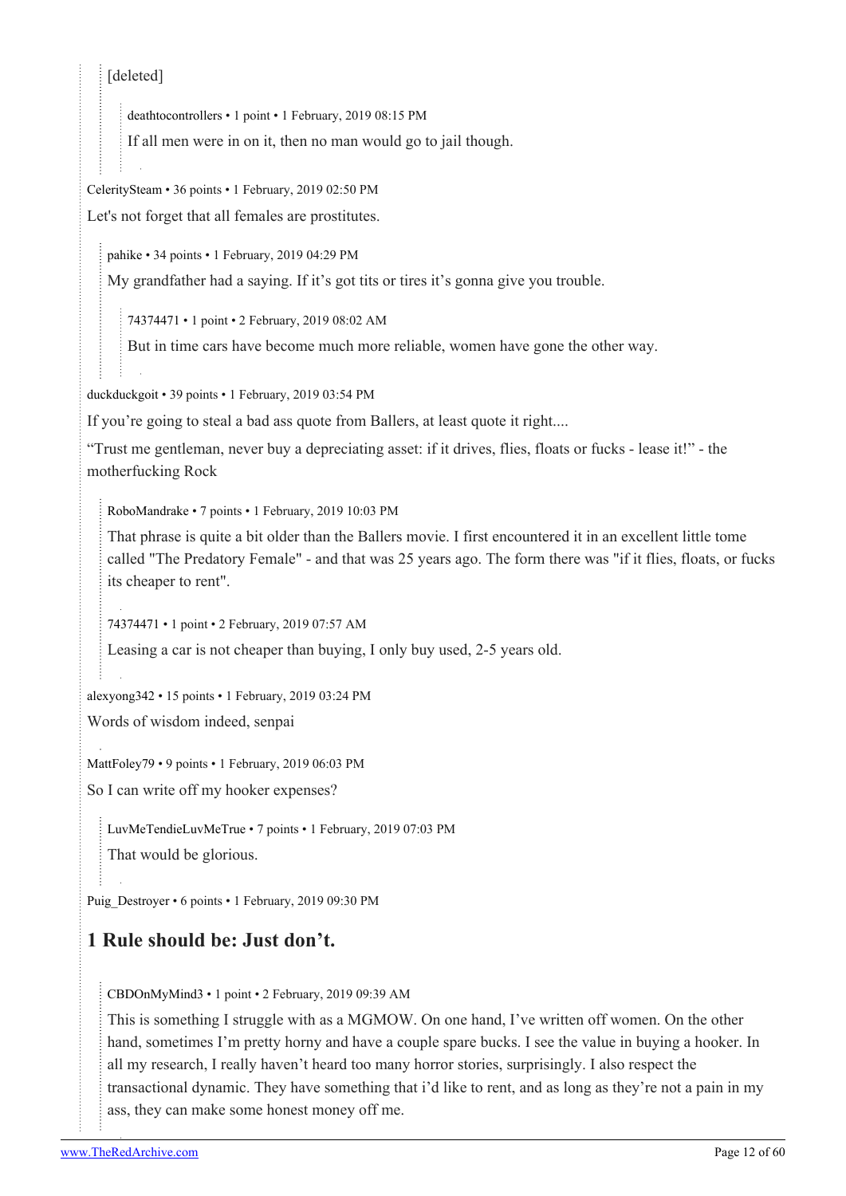[deleted]

deathtocontrollers • 1 point • 1 February, 2019 08:15 PM

If all men were in on it, then no man would go to jail though.

CeleritySteam • 36 points • 1 February, 2019 02:50 PM

Let's not forget that all females are prostitutes.

pahike • 34 points • 1 February, 2019 04:29 PM

My grandfather had a saying. If it's got tits or tires it's gonna give you trouble.

74374471 • 1 point • 2 February, 2019 08:02 AM

But in time cars have become much more reliable, women have gone the other way.

duckduckgoit • 39 points • 1 February, 2019 03:54 PM

If you're going to steal a bad ass quote from Ballers, at least quote it right....

"Trust me gentleman, never buy a depreciating asset: if it drives, flies, floats or fucks - lease it!" - the motherfucking Rock

RoboMandrake • 7 points • 1 February, 2019 10:03 PM

That phrase is quite a bit older than the Ballers movie. I first encountered it in an excellent little tome called "The Predatory Female" - and that was 25 years ago. The form there was "if it flies, floats, or fucks its cheaper to rent".

74374471 • 1 point • 2 February, 2019 07:57 AM

Leasing a car is not cheaper than buying, I only buy used, 2-5 years old.

alexyong342 • 15 points • 1 February, 2019 03:24 PM

Words of wisdom indeed, senpai

MattFoley79 • 9 points • 1 February, 2019 06:03 PM

So I can write off my hooker expenses?

LuvMeTendieLuvMeTrue • 7 points • 1 February, 2019 07:03 PM

That would be glorious.

Puig_Destroyer • 6 points • 1 February, 2019 09:30 PM

# 1 Rule should be: Just don't.

CBDOnMyMind3 • 1 point • 2 February, 2019 09:39 AM

This is something I struggle with as a MGMOW. On one hand, I've written off women. On the other hand, sometimes I'm pretty horny and have a couple spare bucks. I see the value in buying a hooker. In all my research, I really haven't heard too many horror stories, surprisingly. I also respect the transactional dynamic. They have something that i'd like to rent, and as long as they're not a pain in my ass, they can make some honest money off me.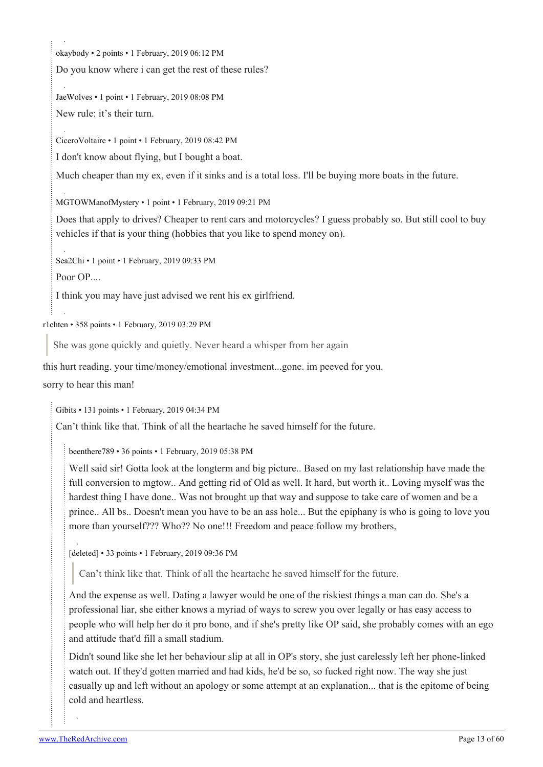okaybody • 2 points • 1 February, 2019 06:12 PM

Do you know where i can get the rest of these rules?

JaeWolves • 1 point • 1 February, 2019 08:08 PM

New rule: it's their turn.

CiceroVoltaire • 1 point • 1 February, 2019 08:42 PM

I don't know about flying, but I bought a boat.

Much cheaper than my ex, even if it sinks and is a total loss. I'll be buying more boats in the future.

MGTOWManofMystery • 1 point • 1 February, 2019 09:21 PM

Does that apply to drives? Cheaper to rent cars and motorcycles? I guess probably so. But still cool to buy vehicles if that is your thing (hobbies that you like to spend money on).

Sea2Chi • 1 point • 1 February, 2019 09:33 PM

Poor OP....

I think you may have just advised we rent his ex girlfriend.

r1chten • 358 points • 1 February, 2019 03:29 PM

> She was gone quickly and quietly. Never heard a whisper from her again

this hurt reading. your time/money/emotional investment...gone. im peeved for you.

sorry to hear this man!

Gibits • 131 points • 1 February, 2019 04:34 PM

Can't think like that. Think of all the heartache he saved himself for the future.

beenthere789 • 36 points • 1 February, 2019 05:38 PM

Well said sir! Gotta look at the longterm and big picture.. Based on my last relationship have made the full conversion to mgtow.. And getting rid of Old as well. It hard, but worth it.. Loving myself was the hardest thing I have done.. Was not brought up that way and suppose to take care of women and be a prince.. All bs.. Doesn't mean you have to be an ass hole... But the epiphany is who is going to love you more than yourself??? Who?? No one!!! Freedom and peace follow my brothers,

[deleted] • 33 points • 1 February, 2019 09:36 PM

> Can't think like that. Think of all the heartache he saved himself for the future.

And the expense as well. Dating a lawyer would be one of the riskiest things a man can do. She's a professional liar, she either knows a myriad of ways to screw you over legally or has easy access to people who will help her do it pro bono, and if she's pretty like OP said, she probably comes with an ego and attitude that'd fill a small stadium.

Didn't sound like she let her behaviour slip at all in OP's story, she just carelessly left her phone-linked watch out. If they'd gotten married and had kids, he'd be so, so fucked right now. The way she just casually up and left without an apology or some attempt at an explanation... that is the epitome of being cold and heartless.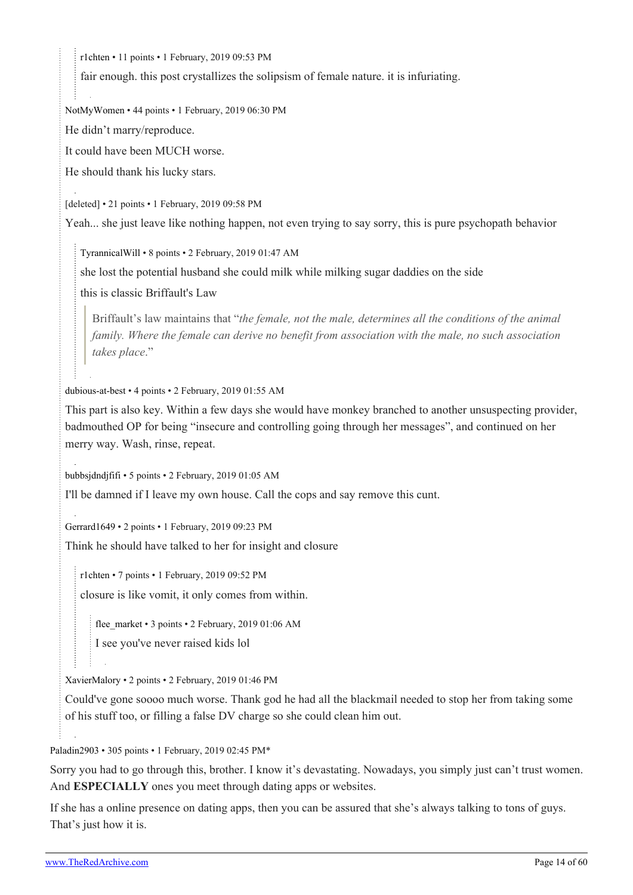r1chten • 11 points • 1 February, 2019 09:53 PM

fair enough. this post crystallizes the solipsism of female nature. it is infuriating.

NotMyWomen • 44 points • 1 February, 2019 06:30 PM

He didn't marry/reproduce.

It could have been MUCH worse.

He should thank his lucky stars.

[deleted] • 21 points • 1 February, 2019 09:58 PM

Yeah... she just leave like nothing happen, not even trying to say sorry, this is pure psychopath behavior

TyrannicalWill • 8 points • 2 February, 2019 01:47 AM

she lost the potential husband she could milk while milking sugar daddies on the side

this is classic Briffault's Law

> Briffault's law maintains that "*the female, not the male, determines all the conditions of the animal family. Where the female can derive no benefit from association with the male, no such association takes place*."

dubious-at-best • 4 points • 2 February, 2019 01:55 AM

This part is also key. Within a few days she would have monkey branched to another unsuspecting provider, badmouthed OP for being "insecure and controlling going through her messages", and continued on her merry way. Wash, rinse, repeat.

bubbsjdndjfifi • 5 points • 2 February, 2019 01:05 AM

I'll be damned if I leave my own house. Call the cops and say remove this cunt.

Gerrard1649 • 2 points • 1 February, 2019 09:23 PM

Think he should have talked to her for insight and closure

r1chten • 7 points • 1 February, 2019 09:52 PM

closure is like vomit, it only comes from within.

flee_market • 3 points • 2 February, 2019 01:06 AM

I see you've never raised kids lol

XavierMalory • 2 points • 2 February, 2019 01:46 PM

Could've gone soooo much worse. Thank god he had all the blackmail needed to stop her from taking some of his stuff too, or filling a false DV charge so she could clean him out.

Paladin2903 • 305 points • 1 February, 2019 02:45 PM*

Sorry you had to go through this, brother. I know it's devastating. Nowadays, you simply just can't trust women. And **ESPECIALLY** ones you meet through dating apps or websites.

If she has a online presence on dating apps, then you can be assured that she's always talking to tons of guys. That's just how it is.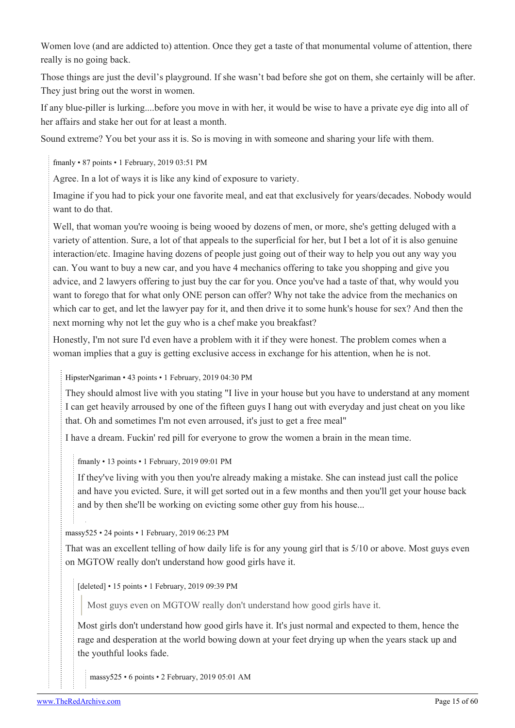Women love (and are addicted to) attention. Once they get a taste of that monumental volume of attention, there really is no going back.

Those things are just the devil's playground. If she wasn't bad before she got on them, she certainly will be after. They just bring out the worst in women.

If any blue-piller is lurking....before you move in with her, it would be wise to have a private eye dig into all of her affairs and stake her out for at least a month.

Sound extreme? You bet your ass it is. So is moving in with someone and sharing your life with them.

> fmanly • 87 points • 1 February, 2019 03:51 PM
>
> Agree. In a lot of ways it is like any kind of exposure to variety.
>
> Imagine if you had to pick your one favorite meal, and eat that exclusively for years/decades. Nobody would want to do that.
>
> Well, that woman you're wooing is being wooed by dozens of men, or more, she's getting deluged with a variety of attention. Sure, a lot of that appeals to the superficial for her, but I bet a lot of it is also genuine interaction/etc. Imagine having dozens of people just going out of their way to help you out any way you can. You want to buy a new car, and you have 4 mechanics offering to take you shopping and give you advice, and 2 lawyers offering to just buy the car for you. Once you've had a taste of that, why would you want to forego that for what only ONE person can offer? Why not take the advice from the mechanics on which car to get, and let the lawyer pay for it, and then drive it to some hunk's house for sex? And then the next morning why not let the guy who is a chef make you breakfast?
>
> Honestly, I'm not sure I'd even have a problem with it if they were honest. The problem comes when a woman implies that a guy is getting exclusive access in exchange for his attention, when he is not.
>
> > HipsterNgariman • 43 points • 1 February, 2019 04:30 PM
> >
> > They should almost live with you stating "I live in your house but you have to understand at any moment I can get heavily arroused by one of the fifteen guys I hang out with everyday and just cheat on you like that. Oh and sometimes I'm not even arroused, it's just to get a free meal"
> >
> > I have a dream. Fuckin' red pill for everyone to grow the women a brain in the mean time.
> >
> > > fmanly • 13 points • 1 February, 2019 09:01 PM
> > >
> > > If they've living with you then you're already making a mistake. She can instead just call the police and have you evicted. Sure, it will get sorted out in a few months and then you'll get your house back and by then she'll be working on evicting some other guy from his house...
>
> > massy525 • 24 points • 1 February, 2019 06:23 PM
> >
> > That was an excellent telling of how daily life is for any young girl that is 5/10 or above. Most guys even on MGTOW really don't understand how good girls have it.
> >
> > > [deleted] • 15 points • 1 February, 2019 09:39 PM
> > >
> > > > Most guys even on MGTOW really don't understand how good girls have it.
> > >
> > > Most girls don't understand how good girls have it. It's just normal and expected to them, hence the rage and desperation at the world bowing down at your feet drying up when the years stack up and the youthful looks fade.
> > >
> > > > massy525 • 6 points • 2 February, 2019 05:01 AM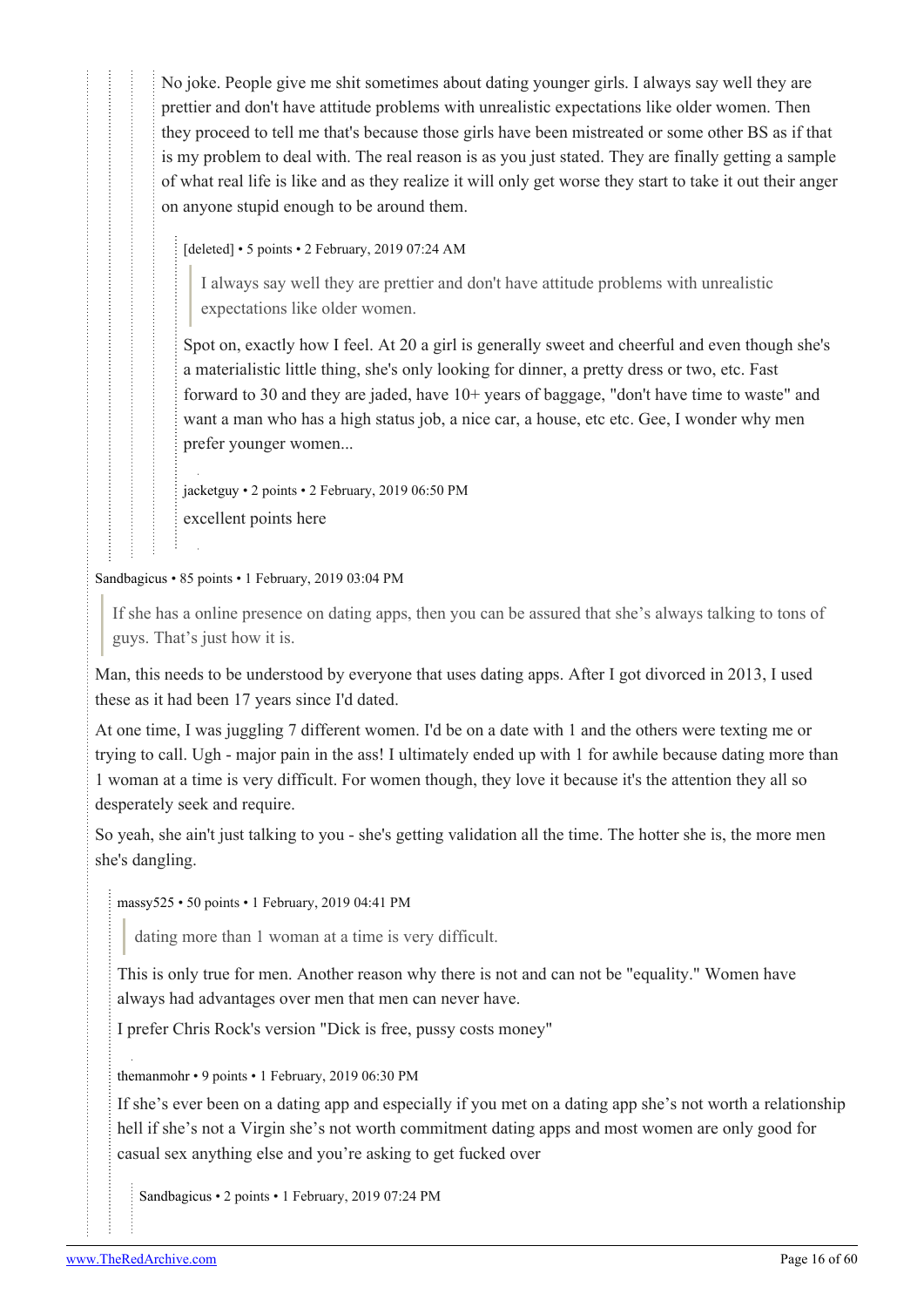No joke. People give me shit sometimes about dating younger girls. I always say well they are prettier and don't have attitude problems with unrealistic expectations like older women. Then they proceed to tell me that's because those girls have been mistreated or some other BS as if that is my problem to deal with. The real reason is as you just stated. They are finally getting a sample of what real life is like and as they realize it will only get worse they start to take it out their anger on anyone stupid enough to be around them.

[deleted] • 5 points • 2 February, 2019 07:24 AM

> I always say well they are prettier and don't have attitude problems with unrealistic expectations like older women.

Spot on, exactly how I feel. At 20 a girl is generally sweet and cheerful and even though she's a materialistic little thing, she's only looking for dinner, a pretty dress or two, etc. Fast forward to 30 and they are jaded, have 10+ years of baggage, "don't have time to waste" and want a man who has a high status job, a nice car, a house, etc etc. Gee, I wonder why men prefer younger women...

jacketguy • 2 points • 2 February, 2019 06:50 PM

excellent points here

Sandbagicus • 85 points • 1 February, 2019 03:04 PM

> If she has a online presence on dating apps, then you can be assured that she's always talking to tons of guys. That's just how it is.

Man, this needs to be understood by everyone that uses dating apps. After I got divorced in 2013, I used these as it had been 17 years since I'd dated.

At one time, I was juggling 7 different women. I'd be on a date with 1 and the others were texting me or trying to call. Ugh - major pain in the ass! I ultimately ended up with 1 for awhile because dating more than 1 woman at a time is very difficult. For women though, they love it because it's the attention they all so desperately seek and require.

So yeah, she ain't just talking to you - she's getting validation all the time. The hotter she is, the more men she's dangling.

massy525 • 50 points • 1 February, 2019 04:41 PM

> dating more than 1 woman at a time is very difficult.

This is only true for men. Another reason why there is not and can not be "equality." Women have always had advantages over men that men can never have.

I prefer Chris Rock's version "Dick is free, pussy costs money"

themanmohr • 9 points • 1 February, 2019 06:30 PM

If she's ever been on a dating app and especially if you met on a dating app she's not worth a relationship hell if she's not a Virgin she's not worth commitment dating apps and most women are only good for casual sex anything else and you're asking to get fucked over

Sandbagicus • 2 points • 1 February, 2019 07:24 PM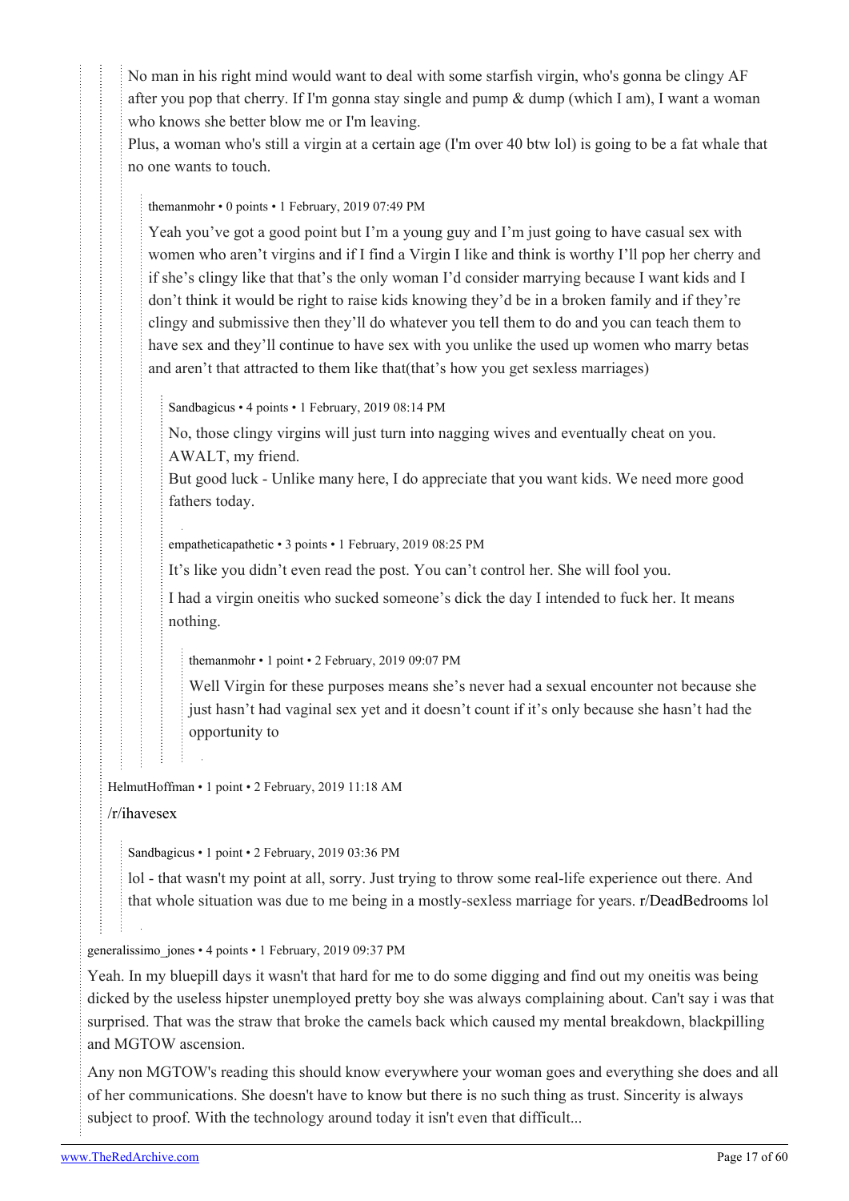No man in his right mind would want to deal with some starfish virgin, who's gonna be clingy AF after you pop that cherry. If I'm gonna stay single and pump & dump (which I am), I want a woman who knows she better blow me or I'm leaving.

Plus, a woman who's still a virgin at a certain age (I'm over 40 btw lol) is going to be a fat whale that no one wants to touch.

themanmohr • 0 points • 1 February, 2019 07:49 PM

Yeah you've got a good point but I'm a young guy and I'm just going to have casual sex with women who aren't virgins and if I find a Virgin I like and think is worthy I'll pop her cherry and if she's clingy like that that's the only woman I'd consider marrying because I want kids and I don't think it would be right to raise kids knowing they'd be in a broken family and if they're clingy and submissive then they'll do whatever you tell them to do and you can teach them to have sex and they'll continue to have sex with you unlike the used up women who marry betas and aren't that attracted to them like that(that's how you get sexless marriages)

Sandbagicus • 4 points • 1 February, 2019 08:14 PM

No, those clingy virgins will just turn into nagging wives and eventually cheat on you. AWALT, my friend.

But good luck - Unlike many here, I do appreciate that you want kids. We need more good fathers today.

empatheticapathetic • 3 points • 1 February, 2019 08:25 PM

It's like you didn't even read the post. You can't control her. She will fool you.

I had a virgin oneitis who sucked someone's dick the day I intended to fuck her. It means nothing.

themanmohr • 1 point • 2 February, 2019 09:07 PM

Well Virgin for these purposes means she's never had a sexual encounter not because she just hasn't had vaginal sex yet and it doesn't count if it's only because she hasn't had the opportunity to

HelmutHoffman • 1 point • 2 February, 2019 11:18 AM

/r/ihavesex

Sandbagicus • 1 point • 2 February, 2019 03:36 PM

lol - that wasn't my point at all, sorry. Just trying to throw some real-life experience out there. And that whole situation was due to me being in a mostly-sexless marriage for years. r/DeadBedrooms lol

generalissimo_jones • 4 points • 1 February, 2019 09:37 PM

Yeah. In my bluepill days it wasn't that hard for me to do some digging and find out my oneitis was being dicked by the useless hipster unemployed pretty boy she was always complaining about. Can't say i was that surprised. That was the straw that broke the camels back which caused my mental breakdown, blackpilling and MGTOW ascension.

Any non MGTOW's reading this should know everywhere your woman goes and everything she does and all of her communications. She doesn't have to know but there is no such thing as trust. Sincerity is always subject to proof. With the technology around today it isn't even that difficult...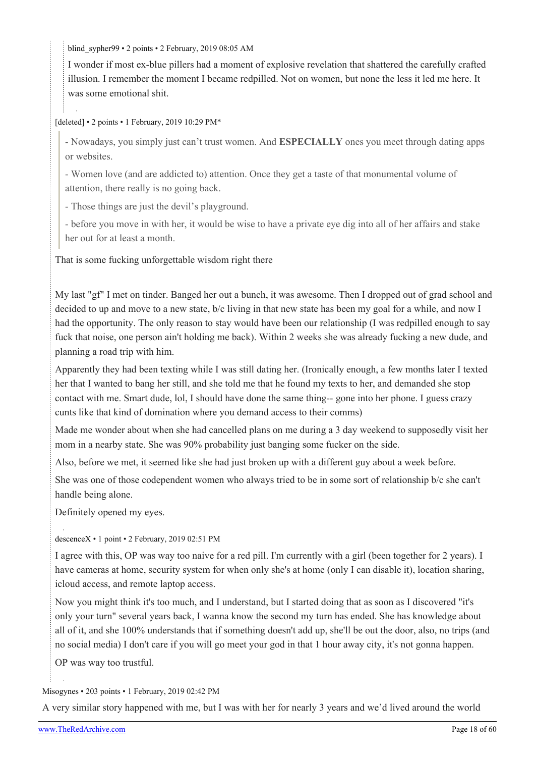blind_sypher99 • 2 points • 2 February, 2019 08:05 AM

I wonder if most ex-blue pillers had a moment of explosive revelation that shattered the carefully crafted illusion. I remember the moment I became redpilled. Not on women, but none the less it led me here. It was some emotional shit.

[deleted] • 2 points • 1 February, 2019 10:29 PM*

> - Nowadays, you simply just can't trust women. And **ESPECIALLY** ones you meet through dating apps or websites.
>
> - Women love (and are addicted to) attention. Once they get a taste of that monumental volume of attention, there really is no going back.
>
> - Those things are just the devil's playground.
>
> - before you move in with her, it would be wise to have a private eye dig into all of her affairs and stake her out for at least a month.

That is some fucking unforgettable wisdom right there

My last "gf" I met on tinder. Banged her out a bunch, it was awesome. Then I dropped out of grad school and decided to up and move to a new state, b/c living in that new state has been my goal for a while, and now I had the opportunity. The only reason to stay would have been our relationship (I was redpilled enough to say fuck that noise, one person ain't holding me back). Within 2 weeks she was already fucking a new dude, and planning a road trip with him.

Apparently they had been texting while I was still dating her. (Ironically enough, a few months later I texted her that I wanted to bang her still, and she told me that he found my texts to her, and demanded she stop contact with me. Smart dude, lol, I should have done the same thing-- gone into her phone. I guess crazy cunts like that kind of domination where you demand access to their comms)

Made me wonder about when she had cancelled plans on me during a 3 day weekend to supposedly visit her mom in a nearby state. She was 90% probability just banging some fucker on the side.

Also, before we met, it seemed like she had just broken up with a different guy about a week before.

She was one of those codependent women who always tried to be in some sort of relationship b/c she can't handle being alone.

Definitely opened my eyes.

descenceX • 1 point • 2 February, 2019 02:51 PM

I agree with this, OP was way too naive for a red pill. I'm currently with a girl (been together for 2 years). I have cameras at home, security system for when only she's at home (only I can disable it), location sharing, icloud access, and remote laptop access.

Now you might think it's too much, and I understand, but I started doing that as soon as I discovered "it's only your turn" several years back, I wanna know the second my turn has ended. She has knowledge about all of it, and she 100% understands that if something doesn't add up, she'll be out the door, also, no trips (and no social media) I don't care if you will go meet your god in that 1 hour away city, it's not gonna happen.

OP was way too trustful.

Misogynes • 203 points • 1 February, 2019 02:42 PM

A very similar story happened with me, but I was with her for nearly 3 years and we'd lived around the world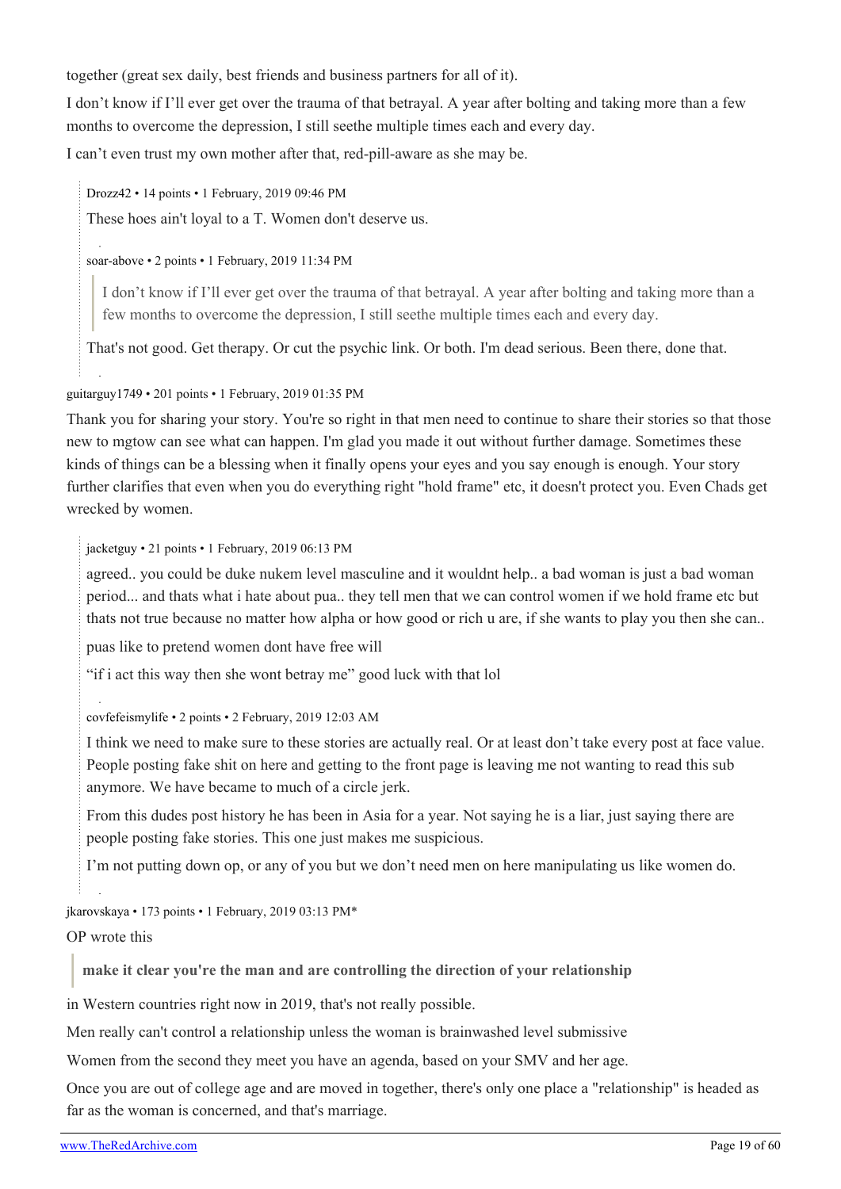together (great sex daily, best friends and business partners for all of it).

I don't know if I'll ever get over the trauma of that betrayal. A year after bolting and taking more than a few months to overcome the depression, I still seethe multiple times each and every day.

I can't even trust my own mother after that, red-pill-aware as she may be.

Drozz42 • 14 points • 1 February, 2019 09:46 PM

These hoes ain't loyal to a T. Women don't deserve us.

soar-above • 2 points • 1 February, 2019 11:34 PM

> I don't know if I'll ever get over the trauma of that betrayal. A year after bolting and taking more than a few months to overcome the depression, I still seethe multiple times each and every day.

That's not good. Get therapy. Or cut the psychic link. Or both. I'm dead serious. Been there, done that.

guitarguy1749 • 201 points • 1 February, 2019 01:35 PM

Thank you for sharing your story. You're so right in that men need to continue to share their stories so that those new to mgtow can see what can happen. I'm glad you made it out without further damage. Sometimes these kinds of things can be a blessing when it finally opens your eyes and you say enough is enough. Your story further clarifies that even when you do everything right "hold frame" etc, it doesn't protect you. Even Chads get wrecked by women.

jacketguy • 21 points • 1 February, 2019 06:13 PM

agreed.. you could be duke nukem level masculine and it wouldnt help.. a bad woman is just a bad woman period... and thats what i hate about pua.. they tell men that we can control women if we hold frame etc but thats not true because no matter how alpha or how good or rich u are, if she wants to play you then she can..

puas like to pretend women dont have free will

"if i act this way then she wont betray me" good luck with that lol

covfefeismylife • 2 points • 2 February, 2019 12:03 AM

I think we need to make sure to these stories are actually real. Or at least don't take every post at face value. People posting fake shit on here and getting to the front page is leaving me not wanting to read this sub anymore. We have became to much of a circle jerk.

From this dudes post history he has been in Asia for a year. Not saying he is a liar, just saying there are people posting fake stories. This one just makes me suspicious.

I'm not putting down op, or any of you but we don't need men on here manipulating us like women do.

jkarovskaya • 173 points • 1 February, 2019 03:13 PM*

OP wrote this

> **make it clear you're the man and are controlling the direction of your relationship**

in Western countries right now in 2019, that's not really possible.

Men really can't control a relationship unless the woman is brainwashed level submissive

Women from the second they meet you have an agenda, based on your SMV and her age.

Once you are out of college age and are moved in together, there's only one place a "relationship" is headed as far as the woman is concerned, and that's marriage.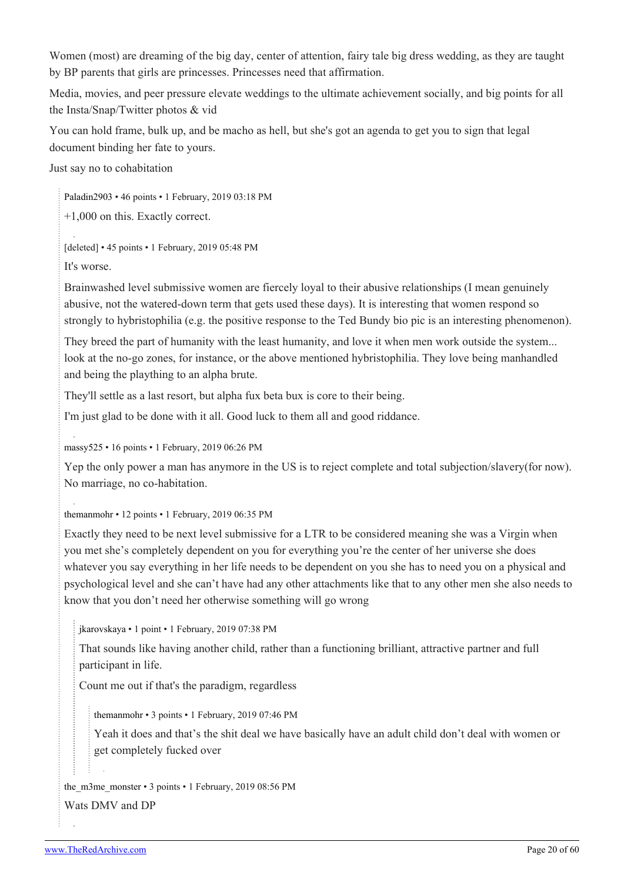Women (most) are dreaming of the big day, center of attention, fairy tale big dress wedding, as they are taught by BP parents that girls are princesses. Princesses need that affirmation.

Media, movies, and peer pressure elevate weddings to the ultimate achievement socially, and big points for all the Insta/Snap/Twitter photos & vid

You can hold frame, bulk up, and be macho as hell, but she's got an agenda to get you to sign that legal document binding her fate to yours.

Just say no to cohabitation

> Paladin2903 • 46 points • 1 February, 2019 03:18 PM
>
> +1,000 on this. Exactly correct.

> [deleted] • 45 points • 1 February, 2019 05:48 PM
>
> It's worse.
>
> Brainwashed level submissive women are fiercely loyal to their abusive relationships (I mean genuinely abusive, not the watered-down term that gets used these days). It is interesting that women respond so strongly to hybristophilia (e.g. the positive response to the Ted Bundy bio pic is an interesting phenomenon).
>
> They breed the part of humanity with the least humanity, and love it when men work outside the system... look at the no-go zones, for instance, or the above mentioned hybristophilia. They love being manhandled and being the plaything to an alpha brute.
>
> They'll settle as a last resort, but alpha fux beta bux is core to their being.
>
> I'm just glad to be done with it all. Good luck to them all and good riddance.

> massy525 • 16 points • 1 February, 2019 06:26 PM
>
> Yep the only power a man has anymore in the US is to reject complete and total subjection/slavery(for now). No marriage, no co-habitation.

> themanmohr • 12 points • 1 February, 2019 06:35 PM
>
> Exactly they need to be next level submissive for a LTR to be considered meaning she was a Virgin when you met she's completely dependent on you for everything you're the center of her universe she does whatever you say everything in her life needs to be dependent on you she has to need you on a physical and psychological level and she can't have had any other attachments like that to any other men she also needs to know that you don't need her otherwise something will go wrong
>
> > jkarovskaya • 1 point • 1 February, 2019 07:38 PM
> >
> > That sounds like having another child, rather than a functioning brilliant, attractive partner and full participant in life.
> >
> > Count me out if that's the paradigm, regardless
> >
> > > themanmohr • 3 points • 1 February, 2019 07:46 PM
> > >
> > > Yeah it does and that's the shit deal we have basically have an adult child don't deal with women or get completely fucked over

> the_m3me_monster • 3 points • 1 February, 2019 08:56 PM
>
> Wats DMV and DP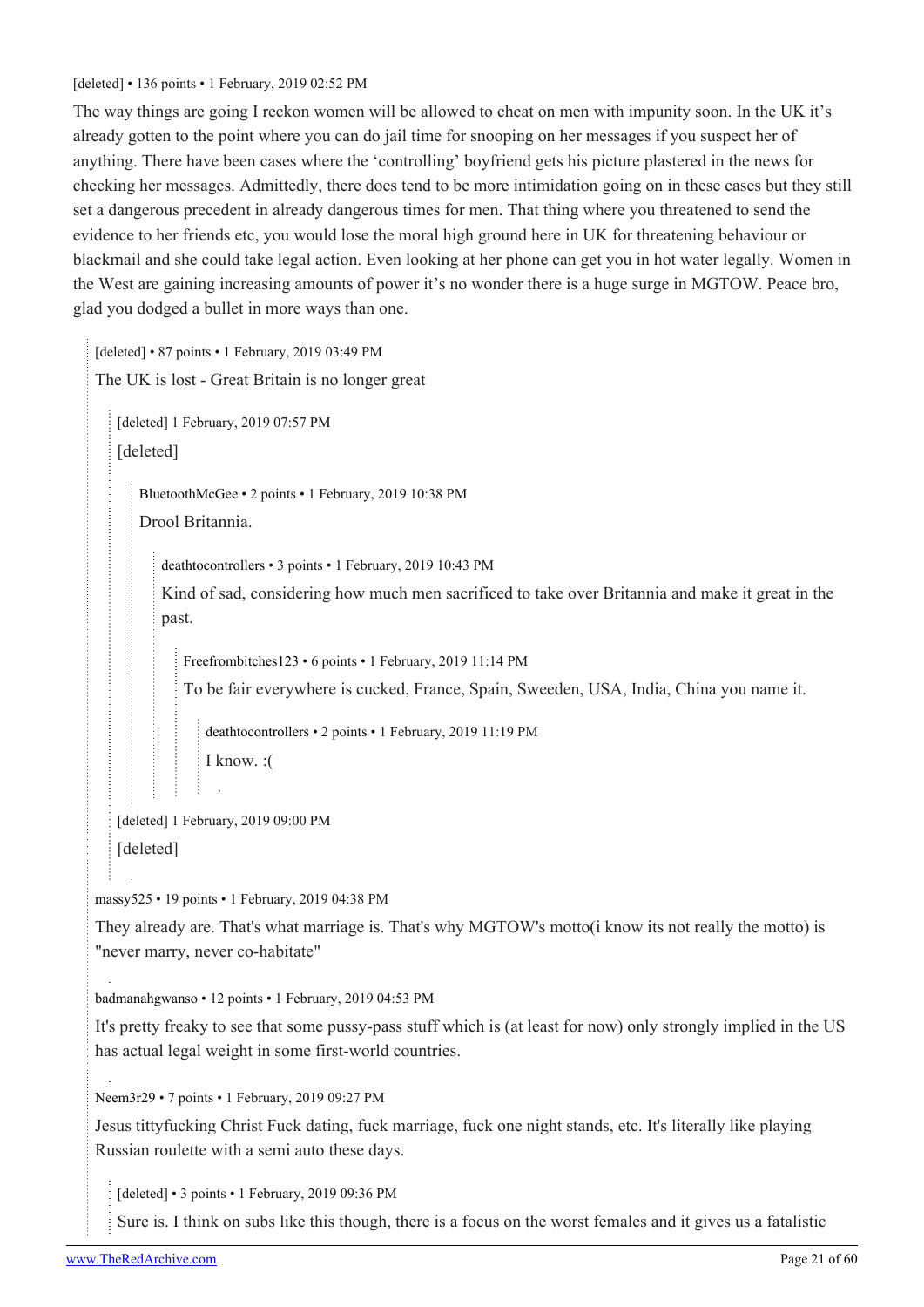[deleted] • 136 points • 1 February, 2019 02:52 PM

The way things are going I reckon women will be allowed to cheat on men with impunity soon. In the UK it's already gotten to the point where you can do jail time for snooping on her messages if you suspect her of anything. There have been cases where the 'controlling' boyfriend gets his picture plastered in the news for checking her messages. Admittedly, there does tend to be more intimidation going on in these cases but they still set a dangerous precedent in already dangerous times for men. That thing where you threatened to send the evidence to her friends etc, you would lose the moral high ground here in UK for threatening behaviour or blackmail and she could take legal action. Even looking at her phone can get you in hot water legally. Women in the West are gaining increasing amounts of power it's no wonder there is a huge surge in MGTOW. Peace bro, glad you dodged a bullet in more ways than one.

> [deleted] • 87 points • 1 February, 2019 03:49 PM
>
> The UK is lost - Great Britain is no longer great
>
> > [deleted] 1 February, 2019 07:57 PM
> >
> > [deleted]
> >
> > > BluetoothMcGee • 2 points • 1 February, 2019 10:38 PM
> > >
> > > Drool Britannia.
> > >
> > > > deathtocontrollers • 3 points • 1 February, 2019 10:43 PM
> > > >
> > > > Kind of sad, considering how much men sacrificed to take over Britannia and make it great in the past.
> > > >
> > > > > Freefrombitches123 • 6 points • 1 February, 2019 11:14 PM
> > > > >
> > > > > To be fair everywhere is cucked, France, Spain, Sweeden, USA, India, China you name it.
> > > > >
> > > > > > deathtocontrollers • 2 points • 1 February, 2019 11:19 PM
> > > > > >
> > > > > > I know. :(
> >
> > [deleted] 1 February, 2019 09:00 PM
> >
> > [deleted]
>
> massy525 • 19 points • 1 February, 2019 04:38 PM
>
> They already are. That's what marriage is. That's why MGTOW's motto(i know its not really the motto) is "never marry, never co-habitate"
>
> badmanahgwanso • 12 points • 1 February, 2019 04:53 PM
>
> It's pretty freaky to see that some pussy-pass stuff which is (at least for now) only strongly implied in the US has actual legal weight in some first-world countries.
>
> Neem3r29 • 7 points • 1 February, 2019 09:27 PM
>
> Jesus tittyfucking Christ Fuck dating, fuck marriage, fuck one night stands, etc. It's literally like playing Russian roulette with a semi auto these days.
>
> > [deleted] • 3 points • 1 February, 2019 09:36 PM
> >
> > Sure is. I think on subs like this though, there is a focus on the worst females and it gives us a fatalistic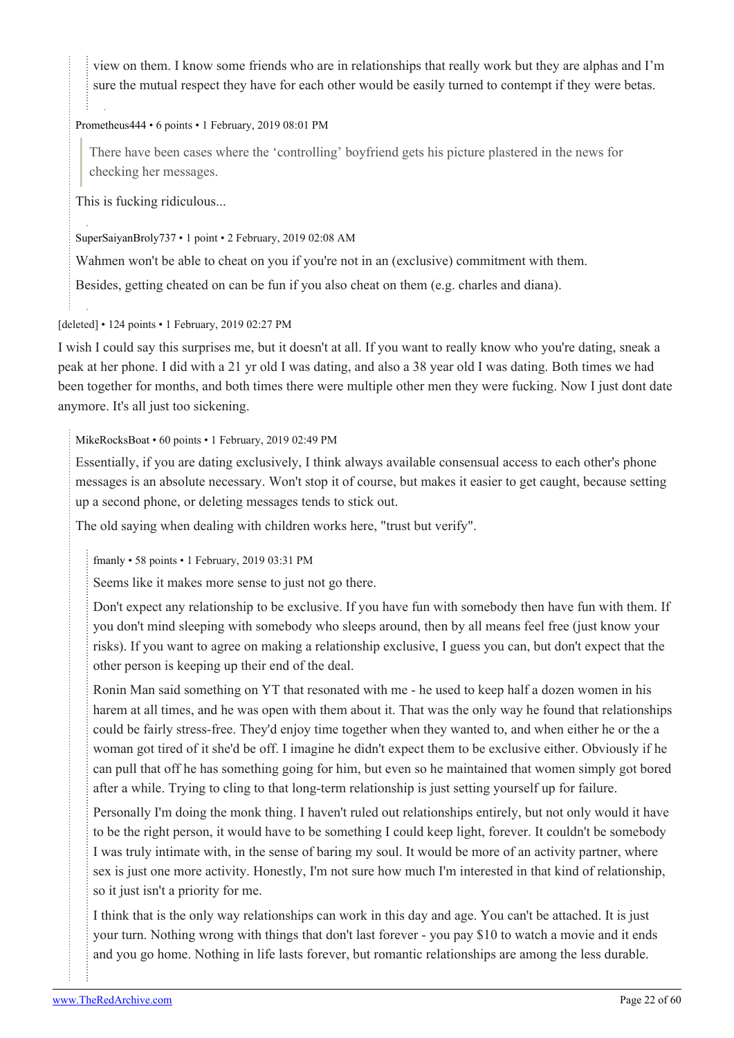view on them. I know some friends who are in relationships that really work but they are alphas and I'm sure the mutual respect they have for each other would be easily turned to contempt if they were betas.

Prometheus444 • 6 points • 1 February, 2019 08:01 PM

> There have been cases where the 'controlling' boyfriend gets his picture plastered in the news for checking her messages.

This is fucking ridiculous...

SuperSaiyanBroly737 • 1 point • 2 February, 2019 02:08 AM

Wahmen won't be able to cheat on you if you're not in an (exclusive) commitment with them.

Besides, getting cheated on can be fun if you also cheat on them (e.g. charles and diana).

[deleted] • 124 points • 1 February, 2019 02:27 PM

I wish I could say this surprises me, but it doesn't at all. If you want to really know who you're dating, sneak a peak at her phone. I did with a 21 yr old I was dating, and also a 38 year old I was dating. Both times we had been together for months, and both times there were multiple other men they were fucking. Now I just dont date anymore. It's all just too sickening.

MikeRocksBoat • 60 points • 1 February, 2019 02:49 PM

Essentially, if you are dating exclusively, I think always available consensual access to each other's phone messages is an absolute necessary. Won't stop it of course, but makes it easier to get caught, because setting up a second phone, or deleting messages tends to stick out.

The old saying when dealing with children works here, "trust but verify".

fmanly • 58 points • 1 February, 2019 03:31 PM

Seems like it makes more sense to just not go there.

Don't expect any relationship to be exclusive. If you have fun with somebody then have fun with them. If you don't mind sleeping with somebody who sleeps around, then by all means feel free (just know your risks). If you want to agree on making a relationship exclusive, I guess you can, but don't expect that the other person is keeping up their end of the deal.

Ronin Man said something on YT that resonated with me - he used to keep half a dozen women in his harem at all times, and he was open with them about it. That was the only way he found that relationships could be fairly stress-free. They'd enjoy time together when they wanted to, and when either he or the a woman got tired of it she'd be off. I imagine he didn't expect them to be exclusive either. Obviously if he can pull that off he has something going for him, but even so he maintained that women simply got bored after a while. Trying to cling to that long-term relationship is just setting yourself up for failure.

Personally I'm doing the monk thing. I haven't ruled out relationships entirely, but not only would it have to be the right person, it would have to be something I could keep light, forever. It couldn't be somebody I was truly intimate with, in the sense of baring my soul. It would be more of an activity partner, where sex is just one more activity. Honestly, I'm not sure how much I'm interested in that kind of relationship, so it just isn't a priority for me.

I think that is the only way relationships can work in this day and age. You can't be attached. It is just your turn. Nothing wrong with things that don't last forever - you pay $10 to watch a movie and it ends and you go home. Nothing in life lasts forever, but romantic relationships are among the less durable.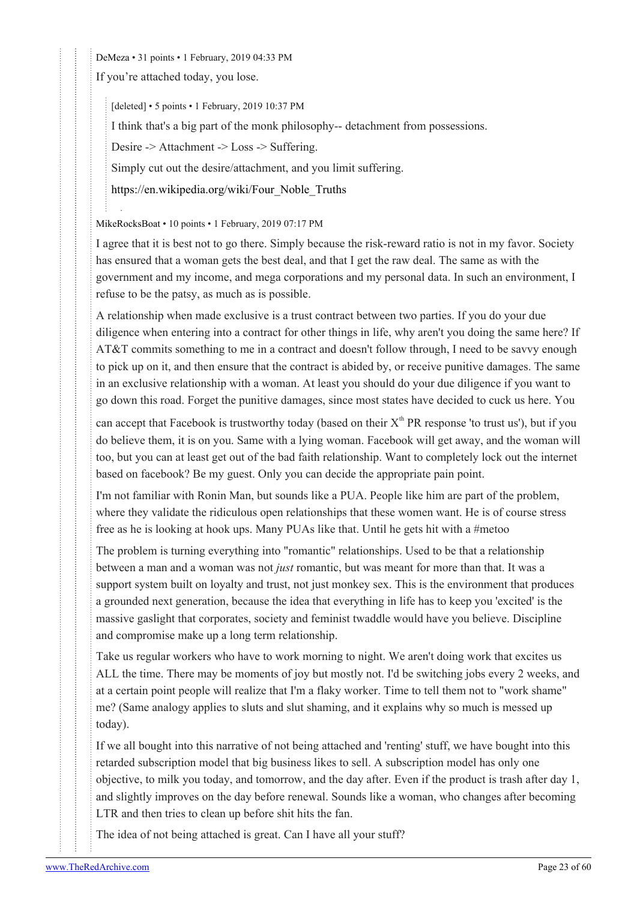DeMeza • 31 points • 1 February, 2019 04:33 PM

If you're attached today, you lose.

> [deleted] • 5 points • 1 February, 2019 10:37 PM
>
> I think that's a big part of the monk philosophy-- detachment from possessions.
>
> Desire -> Attachment -> Loss -> Suffering.
>
> Simply cut out the desire/attachment, and you limit suffering.
>
> https://en.wikipedia.org/wiki/Four_Noble_Truths

MikeRocksBoat • 10 points • 1 February, 2019 07:17 PM

I agree that it is best not to go there. Simply because the risk-reward ratio is not in my favor. Society has ensured that a woman gets the best deal, and that I get the raw deal. The same as with the government and my income, and mega corporations and my personal data. In such an environment, I refuse to be the patsy, as much as is possible.

A relationship when made exclusive is a trust contract between two parties. If you do your due diligence when entering into a contract for other things in life, why aren't you doing the same here? If AT&T commits something to me in a contract and doesn't follow through, I need to be savvy enough to pick up on it, and then ensure that the contract is abided by, or receive punitive damages. The same in an exclusive relationship with a woman. At least you should do your due diligence if you want to go down this road. Forget the punitive damages, since most states have decided to cuck us here. You can accept that Facebook is trustworthy today (based on their $X^{th}$ PR response 'to trust us'), but if you do believe them, it is on you. Same with a lying woman. Facebook will get away, and the woman will too, but you can at least get out of the bad faith relationship. Want to completely lock out the internet based on facebook? Be my guest. Only you can decide the appropriate pain point.

I'm not familiar with Ronin Man, but sounds like a PUA. People like him are part of the problem, where they validate the ridiculous open relationships that these women want. He is of course stress free as he is looking at hook ups. Many PUAs like that. Until he gets hit with a #metoo

The problem is turning everything into "romantic" relationships. Used to be that a relationship between a man and a woman was not *just* romantic, but was meant for more than that. It was a support system built on loyalty and trust, not just monkey sex. This is the environment that produces a grounded next generation, because the idea that everything in life has to keep you 'excited' is the massive gaslight that corporates, society and feminist twaddle would have you believe. Discipline and compromise make up a long term relationship.

Take us regular workers who have to work morning to night. We aren't doing work that excites us ALL the time. There may be moments of joy but mostly not. I'd be switching jobs every 2 weeks, and at a certain point people will realize that I'm a flaky worker. Time to tell them not to "work shame" me? (Same analogy applies to sluts and slut shaming, and it explains why so much is messed up today).

If we all bought into this narrative of not being attached and 'renting' stuff, we have bought into this retarded subscription model that big business likes to sell. A subscription model has only one objective, to milk you today, and tomorrow, and the day after. Even if the product is trash after day 1, and slightly improves on the day before renewal. Sounds like a woman, who changes after becoming LTR and then tries to clean up before shit hits the fan.

The idea of not being attached is great. Can I have all your stuff?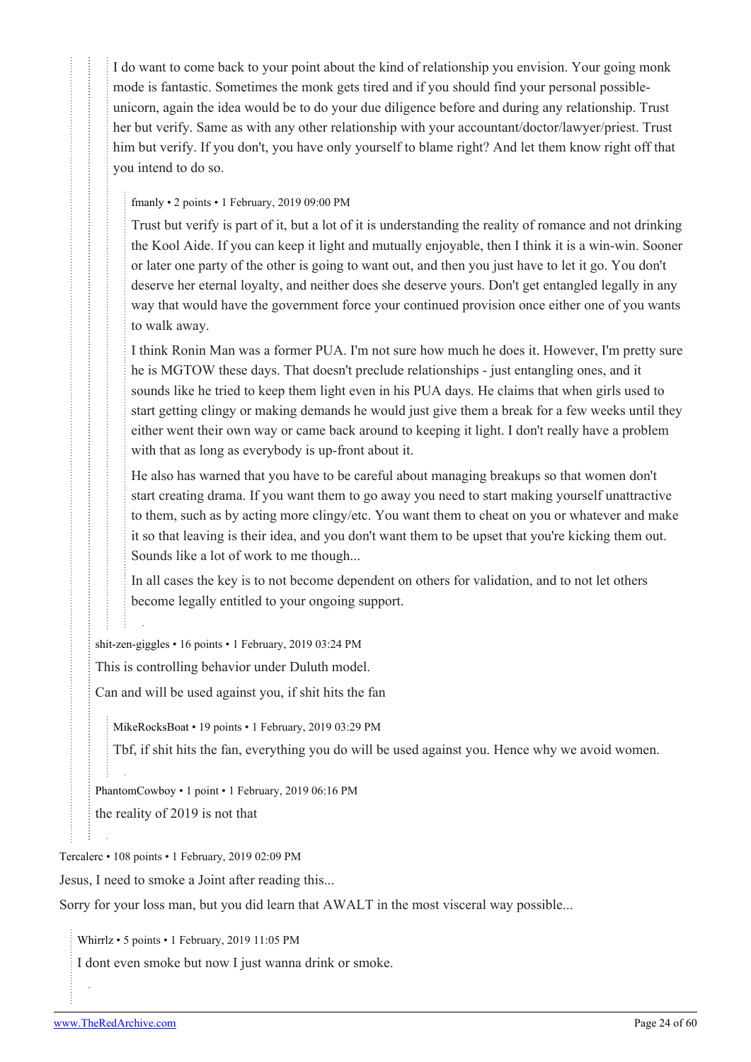I do want to come back to your point about the kind of relationship you envision. Your going monk mode is fantastic. Sometimes the monk gets tired and if you should find your personal possible-unicorn, again the idea would be to do your due diligence before and during any relationship. Trust her but verify. Same as with any other relationship with your accountant/doctor/lawyer/priest. Trust him but verify. If you don't, you have only yourself to blame right? And let them know right off that you intend to do so.

fmanly • 2 points • 1 February, 2019 09:00 PM

Trust but verify is part of it, but a lot of it is understanding the reality of romance and not drinking the Kool Aide. If you can keep it light and mutually enjoyable, then I think it is a win-win. Sooner or later one party of the other is going to want out, and then you just have to let it go. You don't deserve her eternal loyalty, and neither does she deserve yours. Don't get entangled legally in any way that would have the government force your continued provision once either one of you wants to walk away.

I think Ronin Man was a former PUA. I'm not sure how much he does it. However, I'm pretty sure he is MGTOW these days. That doesn't preclude relationships - just entangling ones, and it sounds like he tried to keep them light even in his PUA days. He claims that when girls used to start getting clingy or making demands he would just give them a break for a few weeks until they either went their own way or came back around to keeping it light. I don't really have a problem with that as long as everybody is up-front about it.

He also has warned that you have to be careful about managing breakups so that women don't start creating drama. If you want them to go away you need to start making yourself unattractive to them, such as by acting more clingy/etc. You want them to cheat on you or whatever and make it so that leaving is their idea, and you don't want them to be upset that you're kicking them out. Sounds like a lot of work to me though...

In all cases the key is to not become dependent on others for validation, and to not let others become legally entitled to your ongoing support.

shit-zen-giggles • 16 points • 1 February, 2019 03:24 PM

This is controlling behavior under Duluth model.

Can and will be used against you, if shit hits the fan

MikeRocksBoat • 19 points • 1 February, 2019 03:29 PM

Tbf, if shit hits the fan, everything you do will be used against you. Hence why we avoid women.

PhantomCowboy • 1 point • 1 February, 2019 06:16 PM

the reality of 2019 is not that

Tercalerc • 108 points • 1 February, 2019 02:09 PM

Jesus, I need to smoke a Joint after reading this...

Sorry for your loss man, but you did learn that AWALT in the most visceral way possible...

Whirrlz • 5 points • 1 February, 2019 11:05 PM

I dont even smoke but now I just wanna drink or smoke.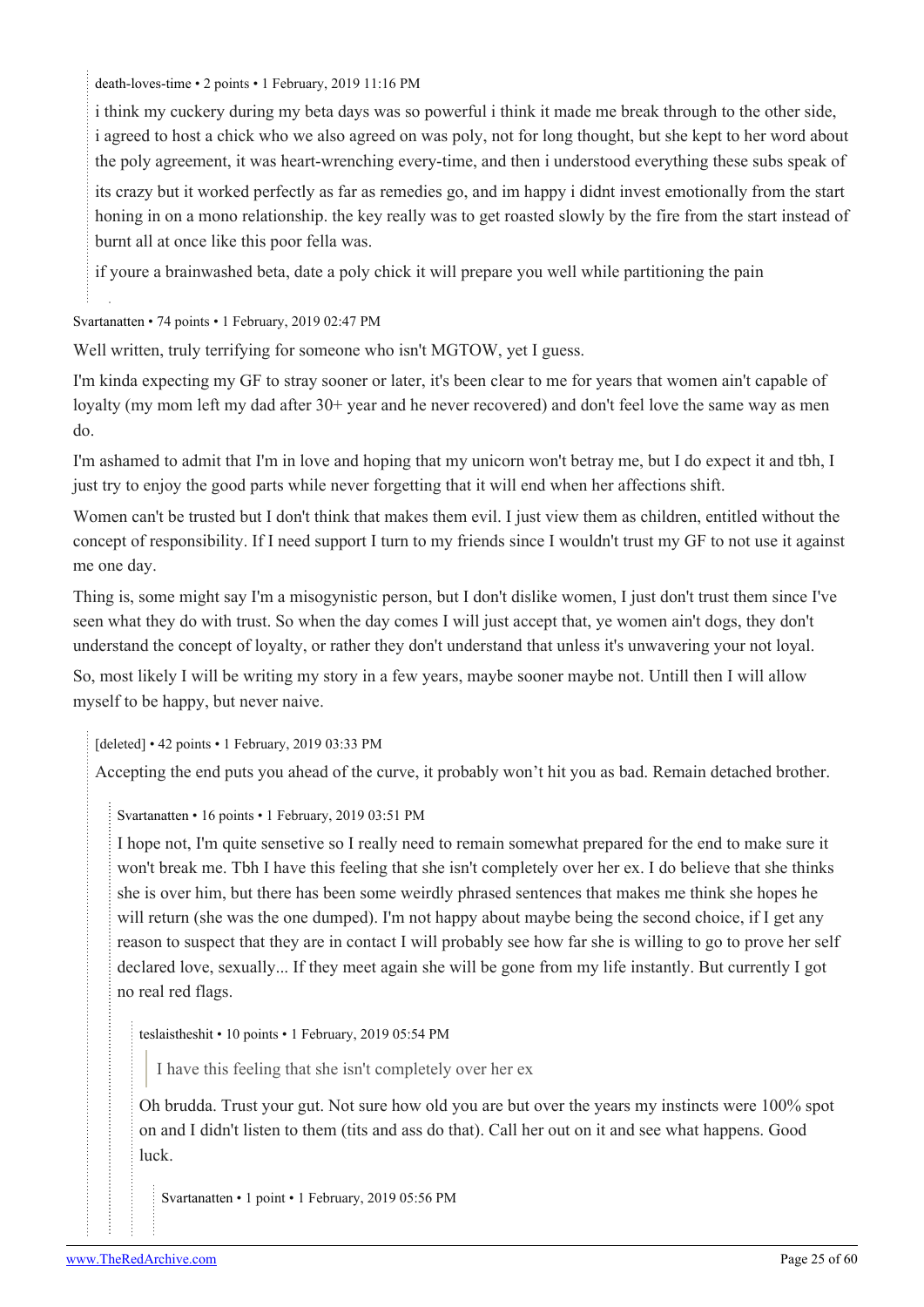death-loves-time • 2 points • 1 February, 2019 11:16 PM

i think my cuckery during my beta days was so powerful i think it made me break through to the other side, i agreed to host a chick who we also agreed on was poly, not for long thought, but she kept to her word about the poly agreement, it was heart-wrenching every-time, and then i understood everything these subs speak of

its crazy but it worked perfectly as far as remedies go, and im happy i didnt invest emotionally from the start honing in on a mono relationship. the key really was to get roasted slowly by the fire from the start instead of burnt all at once like this poor fella was.

if youre a brainwashed beta, date a poly chick it will prepare you well while partitioning the pain

Svartanatten • 74 points • 1 February, 2019 02:47 PM

Well written, truly terrifying for someone who isn't MGTOW, yet I guess.

I'm kinda expecting my GF to stray sooner or later, it's been clear to me for years that women ain't capable of loyalty (my mom left my dad after 30+ year and he never recovered) and don't feel love the same way as men do.

I'm ashamed to admit that I'm in love and hoping that my unicorn won't betray me, but I do expect it and tbh, I just try to enjoy the good parts while never forgetting that it will end when her affections shift.

Women can't be trusted but I don't think that makes them evil. I just view them as children, entitled without the concept of responsibility. If I need support I turn to my friends since I wouldn't trust my GF to not use it against me one day.

Thing is, some might say I'm a misogynistic person, but I don't dislike women, I just don't trust them since I've seen what they do with trust. So when the day comes I will just accept that, ye women ain't dogs, they don't understand the concept of loyalty, or rather they don't understand that unless it's unwavering your not loyal.

So, most likely I will be writing my story in a few years, maybe sooner maybe not. Untill then I will allow myself to be happy, but never naive.

> [deleted] • 42 points • 1 February, 2019 03:33 PM
>
> Accepting the end puts you ahead of the curve, it probably won't hit you as bad. Remain detached brother.
>
> > Svartanatten • 16 points • 1 February, 2019 03:51 PM
> >
> > I hope not, I'm quite sensetive so I really need to remain somewhat prepared for the end to make sure it won't break me. Tbh I have this feeling that she isn't completely over her ex. I do believe that she thinks she is over him, but there has been some weirdly phrased sentences that makes me think she hopes he will return (she was the one dumped). I'm not happy about maybe being the second choice, if I get any reason to suspect that they are in contact I will probably see how far she is willing to go to prove her self declared love, sexually... If they meet again she will be gone from my life instantly. But currently I got no real red flags.
> >
> > > teslaistheshit • 10 points • 1 February, 2019 05:54 PM
> > >
> > > > I have this feeling that she isn't completely over her ex
> > >
> > > Oh brudda. Trust your gut. Not sure how old you are but over the years my instincts were 100% spot on and I didn't listen to them (tits and ass do that). Call her out on it and see what happens. Good luck.
> > >
> > > > Svartanatten • 1 point • 1 February, 2019 05:56 PM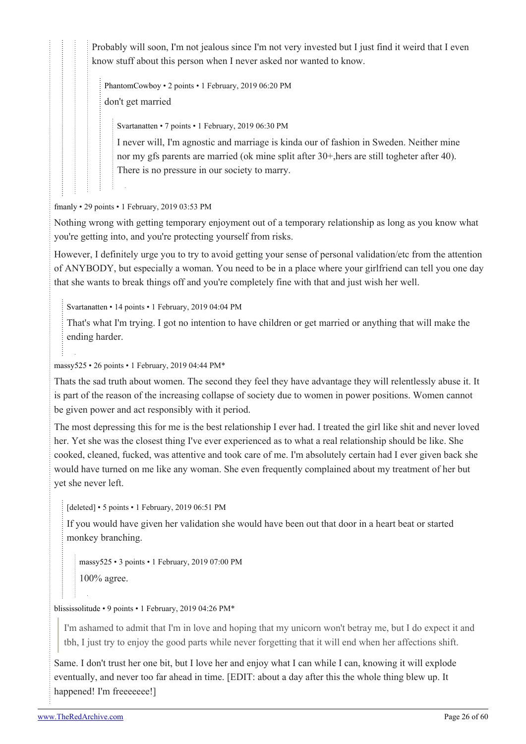Probably will soon, I'm not jealous since I'm not very invested but I just find it weird that I even know stuff about this person when I never asked nor wanted to know.

PhantomCowboy • 2 points • 1 February, 2019 06:20 PM

don't get married

Svartanatten • 7 points • 1 February, 2019 06:30 PM

I never will, I'm agnostic and marriage is kinda our of fashion in Sweden. Neither mine nor my gfs parents are married (ok mine split after 30+,hers are still togheter after 40). There is no pressure in our society to marry.

fmanly • 29 points • 1 February, 2019 03:53 PM

Nothing wrong with getting temporary enjoyment out of a temporary relationship as long as you know what you're getting into, and you're protecting yourself from risks.

However, I definitely urge you to try to avoid getting your sense of personal validation/etc from the attention of ANYBODY, but especially a woman. You need to be in a place where your girlfriend can tell you one day that she wants to break things off and you're completely fine with that and just wish her well.

Svartanatten • 14 points • 1 February, 2019 04:04 PM

That's what I'm trying. I got no intention to have children or get married or anything that will make the ending harder.

massy525 • 26 points • 1 February, 2019 04:44 PM*

Thats the sad truth about women. The second they feel they have advantage they will relentlessly abuse it. It is part of the reason of the increasing collapse of society due to women in power positions. Women cannot be given power and act responsibly with it period.

The most depressing this for me is the best relationship I ever had. I treated the girl like shit and never loved her. Yet she was the closest thing I've ever experienced as to what a real relationship should be like. She cooked, cleaned, fucked, was attentive and took care of me. I'm absolutely certain had I ever given back she would have turned on me like any woman. She even frequently complained about my treatment of her but yet she never left.

[deleted] • 5 points • 1 February, 2019 06:51 PM

If you would have given her validation she would have been out that door in a heart beat or started monkey branching.

massy525 • 3 points • 1 February, 2019 07:00 PM

100% agree.

blississolitude • 9 points • 1 February, 2019 04:26 PM*

> I'm ashamed to admit that I'm in love and hoping that my unicorn won't betray me, but I do expect it and tbh, I just try to enjoy the good parts while never forgetting that it will end when her affections shift.

Same. I don't trust her one bit, but I love her and enjoy what I can while I can, knowing it will explode eventually, and never too far ahead in time. [EDIT: about a day after this the whole thing blew up. It happened! I'm freeeeeee!]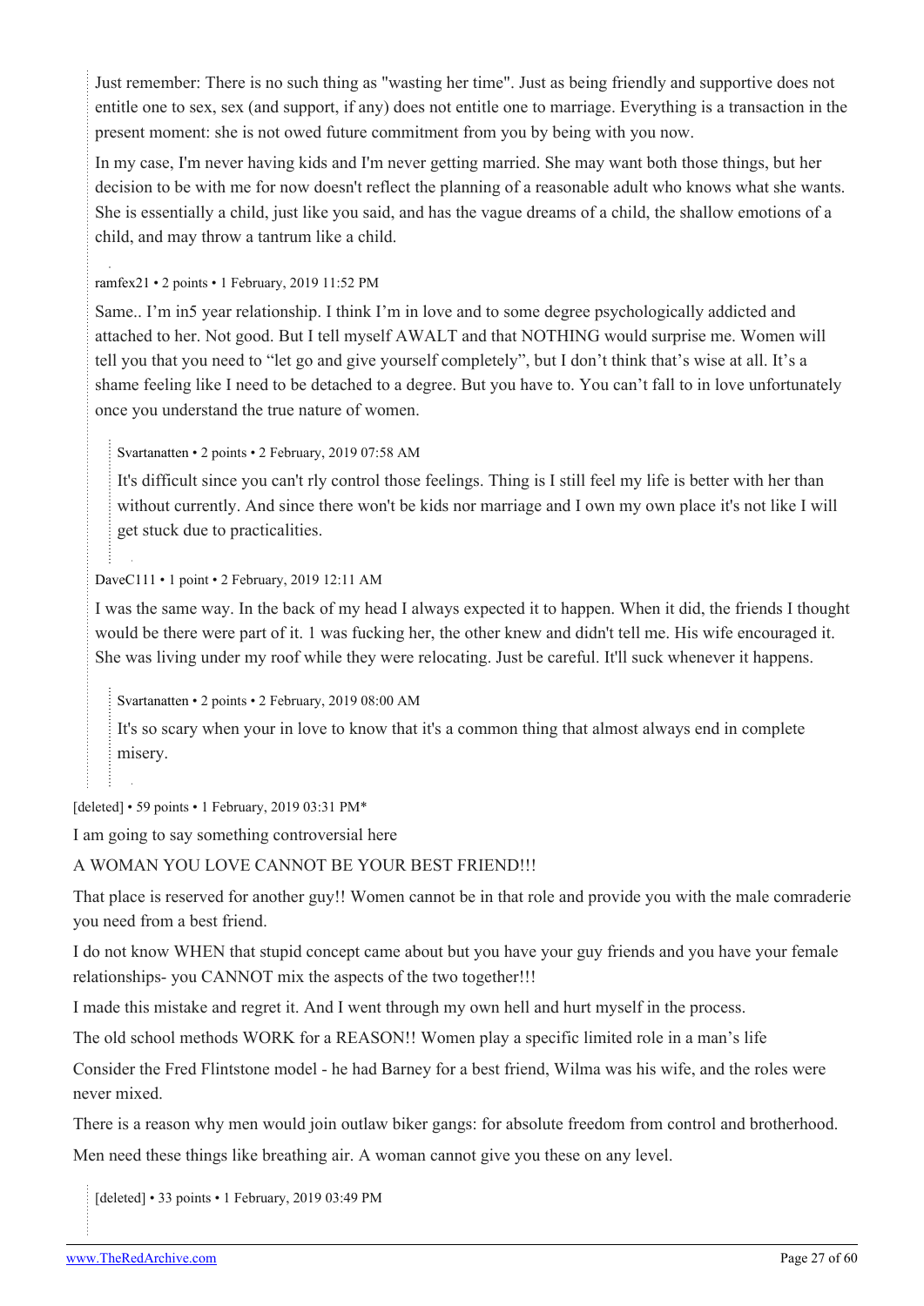Just remember: There is no such thing as "wasting her time". Just as being friendly and supportive does not entitle one to sex, sex (and support, if any) does not entitle one to marriage. Everything is a transaction in the present moment: she is not owed future commitment from you by being with you now.

In my case, I'm never having kids and I'm never getting married. She may want both those things, but her decision to be with me for now doesn't reflect the planning of a reasonable adult who knows what she wants. She is essentially a child, just like you said, and has the vague dreams of a child, the shallow emotions of a child, and may throw a tantrum like a child.

ramfex21 • 2 points • 1 February, 2019 11:52 PM

Same.. I'm in5 year relationship. I think I'm in love and to some degree psychologically addicted and attached to her. Not good. But I tell myself AWALT and that NOTHING would surprise me. Women will tell you that you need to "let go and give yourself completely", but I don't think that's wise at all. It's a shame feeling like I need to be detached to a degree. But you have to. You can't fall to in love unfortunately once you understand the true nature of women.

> Svartanatten • 2 points • 2 February, 2019 07:58 AM
>
> It's difficult since you can't rly control those feelings. Thing is I still feel my life is better with her than without currently. And since there won't be kids nor marriage and I own my own place it's not like I will get stuck due to practicalities.

DaveC111 • 1 point • 2 February, 2019 12:11 AM

I was the same way. In the back of my head I always expected it to happen. When it did, the friends I thought would be there were part of it. 1 was fucking her, the other knew and didn't tell me. His wife encouraged it. She was living under my roof while they were relocating. Just be careful. It'll suck whenever it happens.

> Svartanatten • 2 points • 2 February, 2019 08:00 AM
>
> It's so scary when your in love to know that it's a common thing that almost always end in complete misery.

[deleted] • 59 points • 1 February, 2019 03:31 PM*

I am going to say something controversial here

A WOMAN YOU LOVE CANNOT BE YOUR BEST FRIEND!!!

That place is reserved for another guy!! Women cannot be in that role and provide you with the male comraderie you need from a best friend.

I do not know WHEN that stupid concept came about but you have your guy friends and you have your female relationships- you CANNOT mix the aspects of the two together!!!

I made this mistake and regret it. And I went through my own hell and hurt myself in the process.

The old school methods WORK for a REASON!! Women play a specific limited role in a man's life

Consider the Fred Flintstone model - he had Barney for a best friend, Wilma was his wife, and the roles were never mixed.

There is a reason why men would join outlaw biker gangs: for absolute freedom from control and brotherhood.

Men need these things like breathing air. A woman cannot give you these on any level.

> [deleted] • 33 points • 1 February, 2019 03:49 PM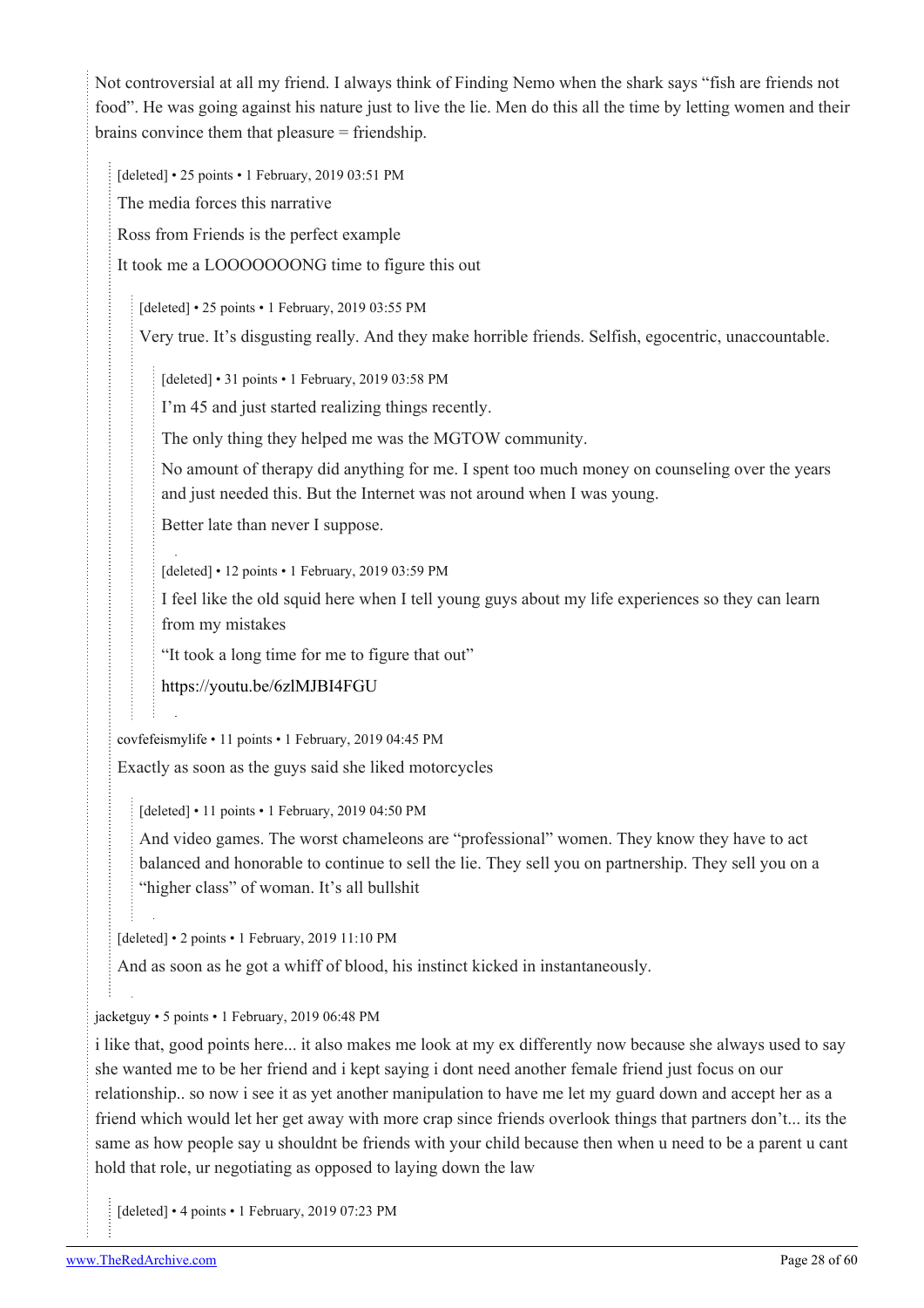Not controversial at all my friend. I always think of Finding Nemo when the shark says "fish are friends not food". He was going against his nature just to live the lie. Men do this all the time by letting women and their brains convince them that pleasure = friendship.

[deleted] • 25 points • 1 February, 2019 03:51 PM

The media forces this narrative

Ross from Friends is the perfect example

It took me a LOOOOOOONG time to figure this out

[deleted] • 25 points • 1 February, 2019 03:55 PM

Very true. It's disgusting really. And they make horrible friends. Selfish, egocentric, unaccountable.

[deleted] • 31 points • 1 February, 2019 03:58 PM

I'm 45 and just started realizing things recently.

The only thing they helped me was the MGTOW community.

No amount of therapy did anything for me. I spent too much money on counseling over the years and just needed this. But the Internet was not around when I was young.

Better late than never I suppose.

[deleted] • 12 points • 1 February, 2019 03:59 PM

I feel like the old squid here when I tell young guys about my life experiences so they can learn from my mistakes

"It took a long time for me to figure that out"

https://youtu.be/6zlMJBI4FGU

covfefeismylife • 11 points • 1 February, 2019 04:45 PM

Exactly as soon as the guys said she liked motorcycles

[deleted] • 11 points • 1 February, 2019 04:50 PM

And video games. The worst chameleons are "professional" women. They know they have to act balanced and honorable to continue to sell the lie. They sell you on partnership. They sell you on a "higher class" of woman. It's all bullshit

[deleted] • 2 points • 1 February, 2019 11:10 PM

And as soon as he got a whiff of blood, his instinct kicked in instantaneously.

jacketguy • 5 points • 1 February, 2019 06:48 PM

i like that, good points here... it also makes me look at my ex differently now because she always used to say she wanted me to be her friend and i kept saying i dont need another female friend just focus on our relationship.. so now i see it as yet another manipulation to have me let my guard down and accept her as a friend which would let her get away with more crap since friends overlook things that partners don't... its the same as how people say u shouldnt be friends with your child because then when u need to be a parent u cant hold that role, ur negotiating as opposed to laying down the law

[deleted] • 4 points • 1 February, 2019 07:23 PM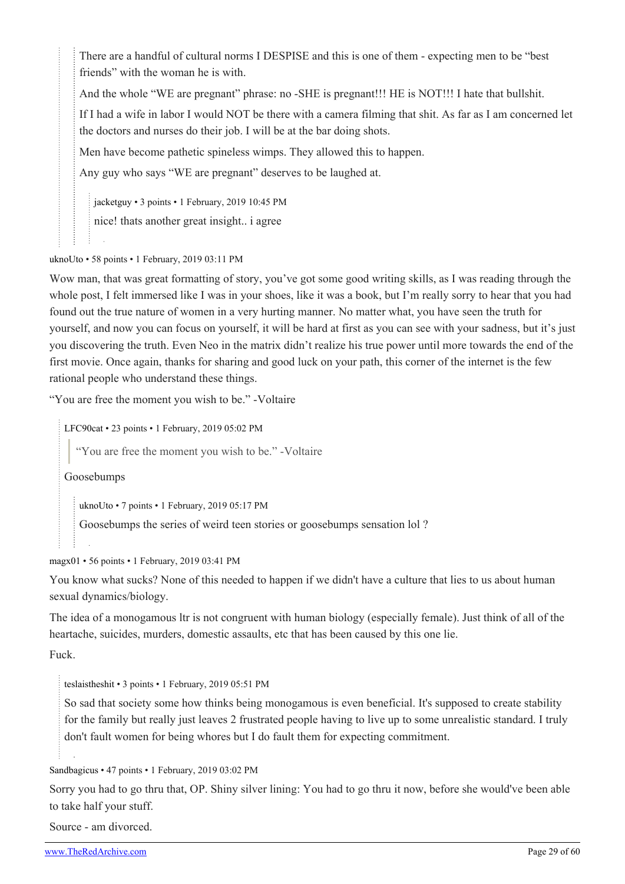There are a handful of cultural norms I DESPISE and this is one of them - expecting men to be "best friends" with the woman he is with.

And the whole "WE are pregnant" phrase: no -SHE is pregnant!!! HE is NOT!!! I hate that bullshit.

If I had a wife in labor I would NOT be there with a camera filming that shit. As far as I am concerned let the doctors and nurses do their job. I will be at the bar doing shots.

Men have become pathetic spineless wimps. They allowed this to happen.

Any guy who says "WE are pregnant" deserves to be laughed at.

> jacketguy • 3 points • 1 February, 2019 10:45 PM
>
> nice! thats another great insight.. i agree

uknoUto • 58 points • 1 February, 2019 03:11 PM

Wow man, that was great formatting of story, you've got some good writing skills, as I was reading through the whole post, I felt immersed like I was in your shoes, like it was a book, but I'm really sorry to hear that you had found out the true nature of women in a very hurting manner. No matter what, you have seen the truth for yourself, and now you can focus on yourself, it will be hard at first as you can see with your sadness, but it's just you discovering the truth. Even Neo in the matrix didn't realize his true power until more towards the end of the first movie. Once again, thanks for sharing and good luck on your path, this corner of the internet is the few rational people who understand these things.

"You are free the moment you wish to be." -Voltaire

> LFC90cat • 23 points • 1 February, 2019 05:02 PM
>
> > "You are free the moment you wish to be." -Voltaire
>
> Goosebumps
>
> > uknoUto • 7 points • 1 February, 2019 05:17 PM
> >
> > Goosebumps the series of weird teen stories or goosebumps sensation lol ?

magx01 • 56 points • 1 February, 2019 03:41 PM

You know what sucks? None of this needed to happen if we didn't have a culture that lies to us about human sexual dynamics/biology.

The idea of a monogamous ltr is not congruent with human biology (especially female). Just think of all of the heartache, suicides, murders, domestic assaults, etc that has been caused by this one lie.

Fuck.

> teslaistheshit • 3 points • 1 February, 2019 05:51 PM
>
> So sad that society some how thinks being monogamous is even beneficial. It's supposed to create stability for the family but really just leaves 2 frustrated people having to live up to some unrealistic standard. I truly don't fault women for being whores but I do fault them for expecting commitment.

Sandbagicus • 47 points • 1 February, 2019 03:02 PM

Sorry you had to go thru that, OP. Shiny silver lining: You had to go thru it now, before she would've been able to take half your stuff.

Source - am divorced.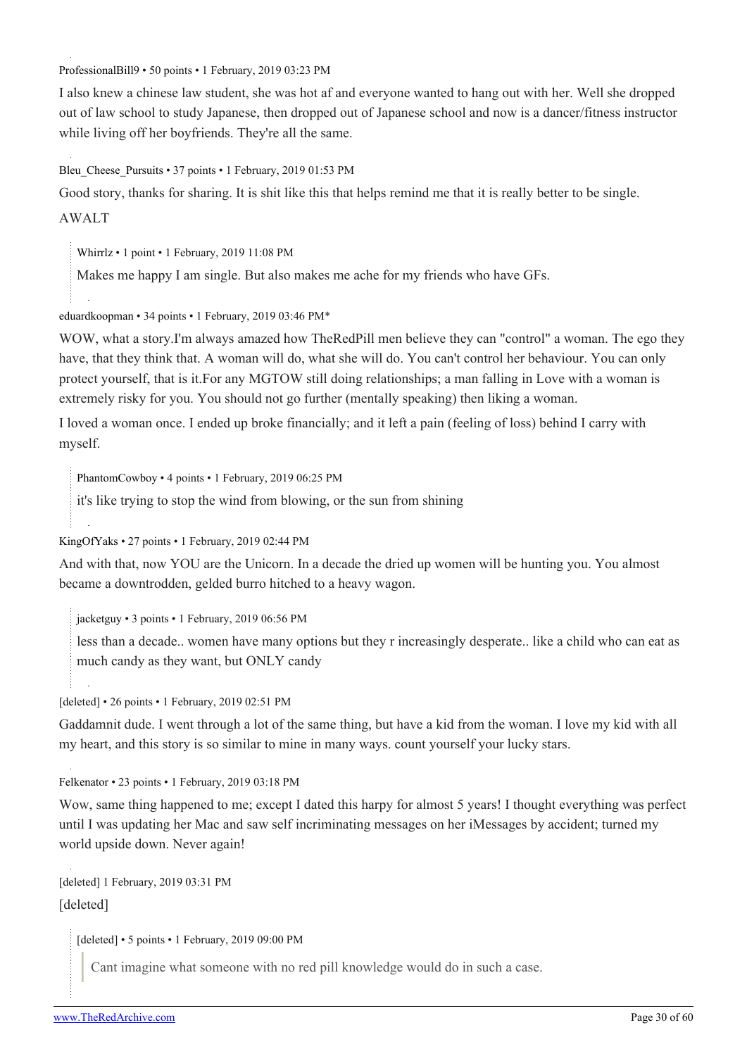ProfessionalBill9 • 50 points • 1 February, 2019 03:23 PM

I also knew a chinese law student, she was hot af and everyone wanted to hang out with her. Well she dropped out of law school to study Japanese, then dropped out of Japanese school and now is a dancer/fitness instructor while living off her boyfriends. They're all the same.

Bleu_Cheese_Pursuits • 37 points • 1 February, 2019 01:53 PM

Good story, thanks for sharing. It is shit like this that helps remind me that it is really better to be single.

AWALT

> Whirrlz • 1 point • 1 February, 2019 11:08 PM
>
> Makes me happy I am single. But also makes me ache for my friends who have GFs.

eduardkoopman • 34 points • 1 February, 2019 03:46 PM*

WOW, what a story.I'm always amazed how TheRedPill men believe they can "control" a woman. The ego they have, that they think that. A woman will do, what she will do. You can't control her behaviour. You can only protect yourself, that is it.For any MGTOW still doing relationships; a man falling in Love with a woman is extremely risky for you. You should not go further (mentally speaking) then liking a woman.

I loved a woman once. I ended up broke financially; and it left a pain (feeling of loss) behind I carry with myself.

> PhantomCowboy • 4 points • 1 February, 2019 06:25 PM
>
> it's like trying to stop the wind from blowing, or the sun from shining

KingOfYaks • 27 points • 1 February, 2019 02:44 PM

And with that, now YOU are the Unicorn. In a decade the dried up women will be hunting you. You almost became a downtrodden, gelded burro hitched to a heavy wagon.

> jacketguy • 3 points • 1 February, 2019 06:56 PM
>
> less than a decade.. women have many options but they r increasingly desperate.. like a child who can eat as much candy as they want, but ONLY candy

[deleted] • 26 points • 1 February, 2019 02:51 PM

Gaddamnit dude. I went through a lot of the same thing, but have a kid from the woman. I love my kid with all my heart, and this story is so similar to mine in many ways. count yourself your lucky stars.

Felkenator • 23 points • 1 February, 2019 03:18 PM

Wow, same thing happened to me; except I dated this harpy for almost 5 years! I thought everything was perfect until I was updating her Mac and saw self incriminating messages on her iMessages by accident; turned my world upside down. Never again!

[deleted] 1 February, 2019 03:31 PM

[deleted]

> [deleted] • 5 points • 1 February, 2019 09:00 PM
>
> > Cant imagine what someone with no red pill knowledge would do in such a case.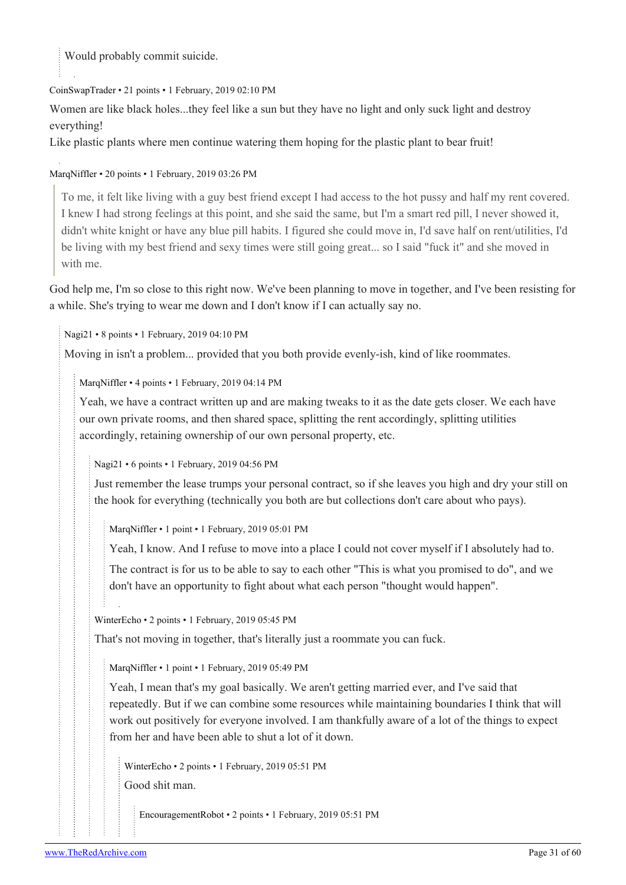> Would probably commit suicide.

CoinSwapTrader • 21 points • 1 February, 2019 02:10 PM

Women are like black holes...they feel like a sun but they have no light and only suck light and destroy everything!
Like plastic plants where men continue watering them hoping for the plastic plant to bear fruit!

MarqNiffler • 20 points • 1 February, 2019 03:26 PM

> To me, it felt like living with a guy best friend except I had access to the hot pussy and half my rent covered. I knew I had strong feelings at this point, and she said the same, but I'm a smart red pill, I never showed it, didn't white knight or have any blue pill habits. I figured she could move in, I'd save half on rent/utilities, I'd be living with my best friend and sexy times were still going great... so I said "fuck it" and she moved in with me.

God help me, I'm so close to this right now. We've been planning to move in together, and I've been resisting for a while. She's trying to wear me down and I don't know if I can actually say no.

> Nagi21 • 8 points • 1 February, 2019 04:10 PM
>
> Moving in isn't a problem... provided that you both provide evenly-ish, kind of like roommates.
>
> > MarqNiffler • 4 points • 1 February, 2019 04:14 PM
> >
> > Yeah, we have a contract written up and are making tweaks to it as the date gets closer. We each have our own private rooms, and then shared space, splitting the rent accordingly, splitting utilities accordingly, retaining ownership of our own personal property, etc.
> >
> > > Nagi21 • 6 points • 1 February, 2019 04:56 PM
> > >
> > > Just remember the lease trumps your personal contract, so if she leaves you high and dry your still on the hook for everything (technically you both are but collections don't care about who pays).
> > >
> > > > MarqNiffler • 1 point • 1 February, 2019 05:01 PM
> > > >
> > > > Yeah, I know. And I refuse to move into a place I could not cover myself if I absolutely had to.
> > > >
> > > > The contract is for us to be able to say to each other "This is what you promised to do", and we don't have an opportunity to fight about what each person "thought would happen".
> > >
> > > WinterEcho • 2 points • 1 February, 2019 05:45 PM
> > >
> > > That's not moving in together, that's literally just a roommate you can fuck.
> > >
> > > > MarqNiffler • 1 point • 1 February, 2019 05:49 PM
> > > >
> > > > Yeah, I mean that's my goal basically. We aren't getting married ever, and I've said that repeatedly. But if we can combine some resources while maintaining boundaries I think that will work out positively for everyone involved. I am thankfully aware of a lot of the things to expect from her and have been able to shut a lot of it down.
> > > >
> > > > > WinterEcho • 2 points • 1 February, 2019 05:51 PM
> > > > >
> > > > > Good shit man.
> > > > >
> > > > > > EncouragementRobot • 2 points • 1 February, 2019 05:51 PM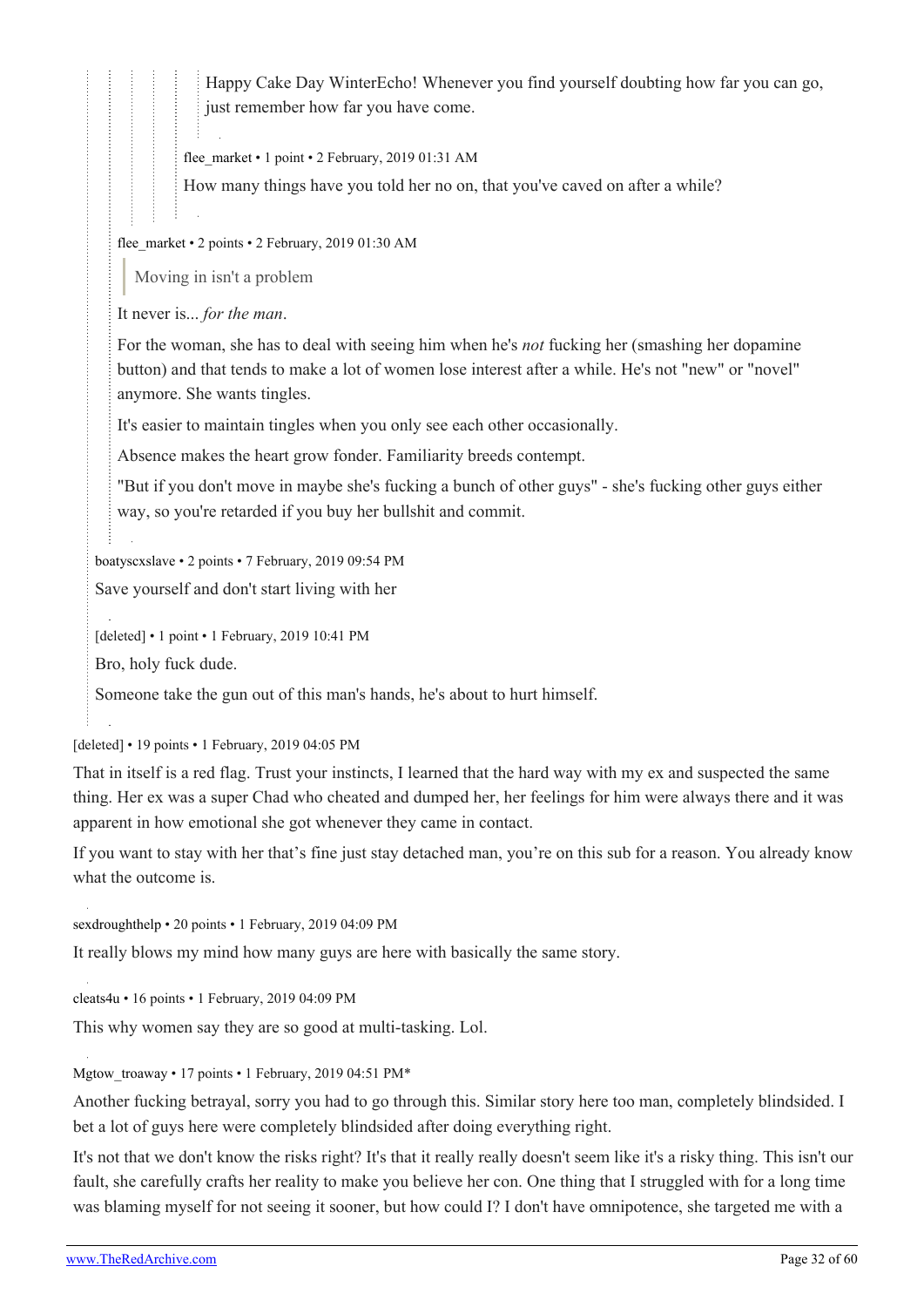> Happy Cake Day WinterEcho! Whenever you find yourself doubting how far you can go, just remember how far you have come.

flee_market • 1 point • 2 February, 2019 01:31 AM

How many things have you told her no on, that you've caved on after a while?

flee_market • 2 points • 2 February, 2019 01:30 AM

> Moving in isn't a problem

It never is... *for the man*.

For the woman, she has to deal with seeing him when he's *not* fucking her (smashing her dopamine button) and that tends to make a lot of women lose interest after a while. He's not "new" or "novel" anymore. She wants tingles.

It's easier to maintain tingles when you only see each other occasionally.

Absence makes the heart grow fonder. Familiarity breeds contempt.

"But if you don't move in maybe she's fucking a bunch of other guys" - she's fucking other guys either way, so you're retarded if you buy her bullshit and commit.

boatyscxslave • 2 points • 7 February, 2019 09:54 PM

Save yourself and don't start living with her

[deleted] • 1 point • 1 February, 2019 10:41 PM

Bro, holy fuck dude.

Someone take the gun out of this man's hands, he's about to hurt himself.

[deleted] • 19 points • 1 February, 2019 04:05 PM

That in itself is a red flag. Trust your instincts, I learned that the hard way with my ex and suspected the same thing. Her ex was a super Chad who cheated and dumped her, her feelings for him were always there and it was apparent in how emotional she got whenever they came in contact.

If you want to stay with her that's fine just stay detached man, you're on this sub for a reason. You already know what the outcome is.

sexdroughthelp • 20 points • 1 February, 2019 04:09 PM

It really blows my mind how many guys are here with basically the same story.

cleats4u • 16 points • 1 February, 2019 04:09 PM

This why women say they are so good at multi-tasking. Lol.

Mgtow_troaway • 17 points • 1 February, 2019 04:51 PM*

Another fucking betrayal, sorry you had to go through this. Similar story here too man, completely blindsided. I bet a lot of guys here were completely blindsided after doing everything right.

It's not that we don't know the risks right? It's that it really really doesn't seem like it's a risky thing. This isn't our fault, she carefully crafts her reality to make you believe her con. One thing that I struggled with for a long time was blaming myself for not seeing it sooner, but how could I? I don't have omnipotence, she targeted me with a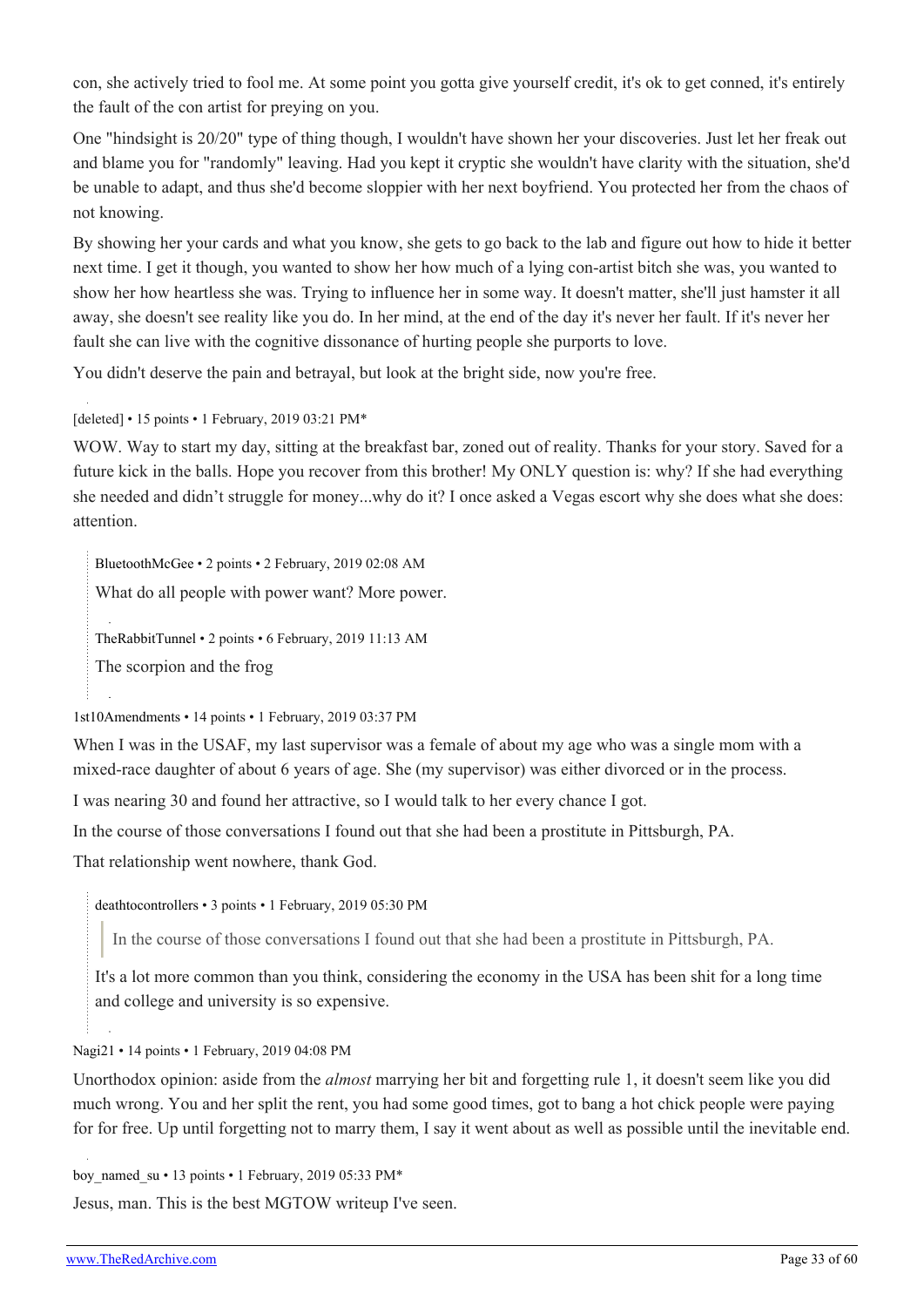con, she actively tried to fool me. At some point you gotta give yourself credit, it's ok to get conned, it's entirely the fault of the con artist for preying on you.

One "hindsight is 20/20" type of thing though, I wouldn't have shown her your discoveries. Just let her freak out and blame you for "randomly" leaving. Had you kept it cryptic she wouldn't have clarity with the situation, she'd be unable to adapt, and thus she'd become sloppier with her next boyfriend. You protected her from the chaos of not knowing.

By showing her your cards and what you know, she gets to go back to the lab and figure out how to hide it better next time. I get it though, you wanted to show her how much of a lying con-artist bitch she was, you wanted to show her how heartless she was. Trying to influence her in some way. It doesn't matter, she'll just hamster it all away, she doesn't see reality like you do. In her mind, at the end of the day it's never her fault. If it's never her fault she can live with the cognitive dissonance of hurting people she purports to love.

You didn't deserve the pain and betrayal, but look at the bright side, now you're free.

[deleted] • 15 points • 1 February, 2019 03:21 PM*

WOW. Way to start my day, sitting at the breakfast bar, zoned out of reality. Thanks for your story. Saved for a future kick in the balls. Hope you recover from this brother! My ONLY question is: why? If she had everything she needed and didn't struggle for money...why do it? I once asked a Vegas escort why she does what she does: attention.

> BluetoothMcGee • 2 points • 2 February, 2019 02:08 AM
>
> What do all people with power want? More power.
>
> TheRabbitTunnel • 2 points • 6 February, 2019 11:13 AM
>
> The scorpion and the frog

1st10Amendments • 14 points • 1 February, 2019 03:37 PM

When I was in the USAF, my last supervisor was a female of about my age who was a single mom with a mixed-race daughter of about 6 years of age. She (my supervisor) was either divorced or in the process.

I was nearing 30 and found her attractive, so I would talk to her every chance I got.

In the course of those conversations I found out that she had been a prostitute in Pittsburgh, PA.

That relationship went nowhere, thank God.

> deathtocontrollers • 3 points • 1 February, 2019 05:30 PM
>
> > In the course of those conversations I found out that she had been a prostitute in Pittsburgh, PA.
>
> It's a lot more common than you think, considering the economy in the USA has been shit for a long time and college and university is so expensive.

Nagi21 • 14 points • 1 February, 2019 04:08 PM

Unorthodox opinion: aside from the *almost* marrying her bit and forgetting rule 1, it doesn't seem like you did much wrong. You and her split the rent, you had some good times, got to bang a hot chick people were paying for for free. Up until forgetting not to marry them, I say it went about as well as possible until the inevitable end.

boy_named_su • 13 points • 1 February, 2019 05:33 PM*

Jesus, man. This is the best MGTOW writeup I've seen.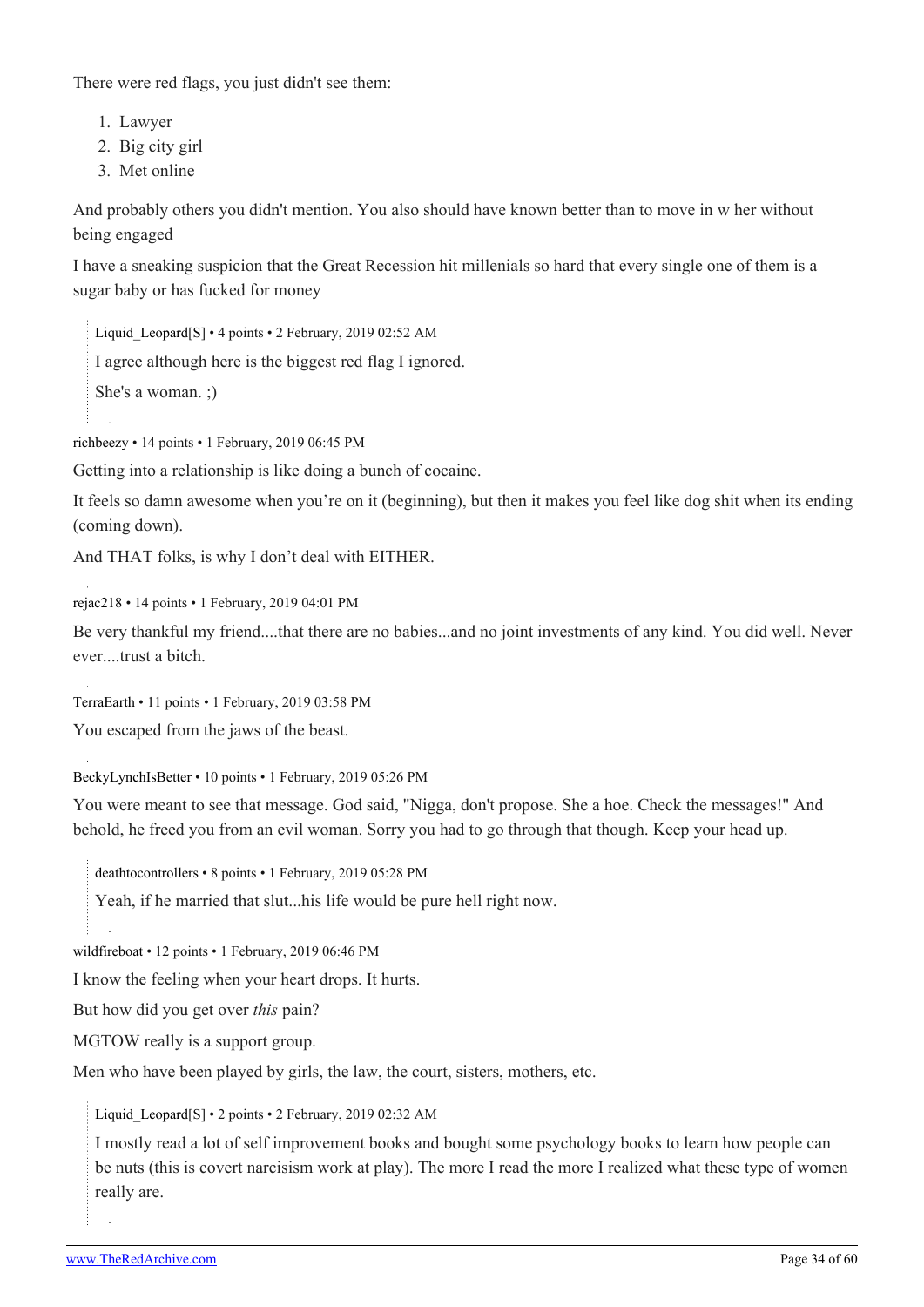There were red flags, you just didn't see them:

1. Lawyer
2. Big city girl
3. Met online

And probably others you didn't mention. You also should have known better than to move in w her without being engaged

I have a sneaking suspicion that the Great Recession hit millenials so hard that every single one of them is a sugar baby or has fucked for money

> Liquid_Leopard[S] • 4 points • 2 February, 2019 02:52 AM
>
> I agree although here is the biggest red flag I ignored.
>
> She's a woman. ;)

richbeezy • 14 points • 1 February, 2019 06:45 PM

Getting into a relationship is like doing a bunch of cocaine.

It feels so damn awesome when you're on it (beginning), but then it makes you feel like dog shit when its ending (coming down).

And THAT folks, is why I don't deal with EITHER.

rejac218 • 14 points • 1 February, 2019 04:01 PM

Be very thankful my friend....that there are no babies...and no joint investments of any kind. You did well. Never ever....trust a bitch.

TerraEarth • 11 points • 1 February, 2019 03:58 PM

You escaped from the jaws of the beast.

BeckyLynchIsBetter • 10 points • 1 February, 2019 05:26 PM

You were meant to see that message. God said, "Nigga, don't propose. She a hoe. Check the messages!" And behold, he freed you from an evil woman. Sorry you had to go through that though. Keep your head up.

> deathtocontrollers • 8 points • 1 February, 2019 05:28 PM
>
> Yeah, if he married that slut...his life would be pure hell right now.

wildfireboat • 12 points • 1 February, 2019 06:46 PM

I know the feeling when your heart drops. It hurts.

But how did you get over *this* pain?

MGTOW really is a support group.

Men who have been played by girls, the law, the court, sisters, mothers, etc.

> Liquid_Leopard[S] • 2 points • 2 February, 2019 02:32 AM
>
> I mostly read a lot of self improvement books and bought some psychology books to learn how people can be nuts (this is covert narcisism work at play). The more I read the more I realized what these type of women really are.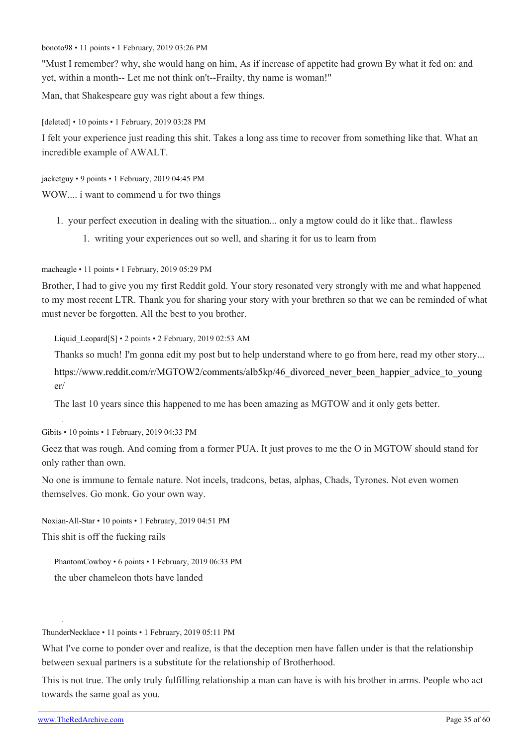bonoto98 • 11 points • 1 February, 2019 03:26 PM

"Must I remember? why, she would hang on him, As if increase of appetite had grown By what it fed on: and yet, within a month-- Let me not think on't--Frailty, thy name is woman!"

Man, that Shakespeare guy was right about a few things.

[deleted] • 10 points • 1 February, 2019 03:28 PM

I felt your experience just reading this shit. Takes a long ass time to recover from something like that. What an incredible example of AWALT.

jacketguy • 9 points • 1 February, 2019 04:45 PM

WOW.... i want to commend u for two things

1. your perfect execution in dealing with the situation... only a mgtow could do it like that.. flawless
    1. writing your experiences out so well, and sharing it for us to learn from

macheagle • 11 points • 1 February, 2019 05:29 PM

Brother, I had to give you my first Reddit gold. Your story resonated very strongly with me and what happened to my most recent LTR. Thank you for sharing your story with your brethren so that we can be reminded of what must never be forgotten. All the best to you brother.

> Liquid_Leopard[S] • 2 points • 2 February, 2019 02:53 AM
>
> Thanks so much! I'm gonna edit my post but to help understand where to go from here, read my other story...
>
> https://www.reddit.com/r/MGTOW2/comments/alb5kp/46_divorced_never_been_happier_advice_to_younger/
>
> The last 10 years since this happened to me has been amazing as MGTOW and it only gets better.

Gibits • 10 points • 1 February, 2019 04:33 PM

Geez that was rough. And coming from a former PUA. It just proves to me the O in MGTOW should stand for only rather than own.

No one is immune to female nature. Not incels, tradcons, betas, alphas, Chads, Tyrones. Not even women themselves. Go monk. Go your own way.

Noxian-All-Star • 10 points • 1 February, 2019 04:51 PM

This shit is off the fucking rails

> PhantomCowboy • 6 points • 1 February, 2019 06:33 PM
>
> the uber chameleon thots have landed

ThunderNecklace • 11 points • 1 February, 2019 05:11 PM

What I've come to ponder over and realize, is that the deception men have fallen under is that the relationship between sexual partners is a substitute for the relationship of Brotherhood.

This is not true. The only truly fulfilling relationship a man can have is with his brother in arms. People who act towards the same goal as you.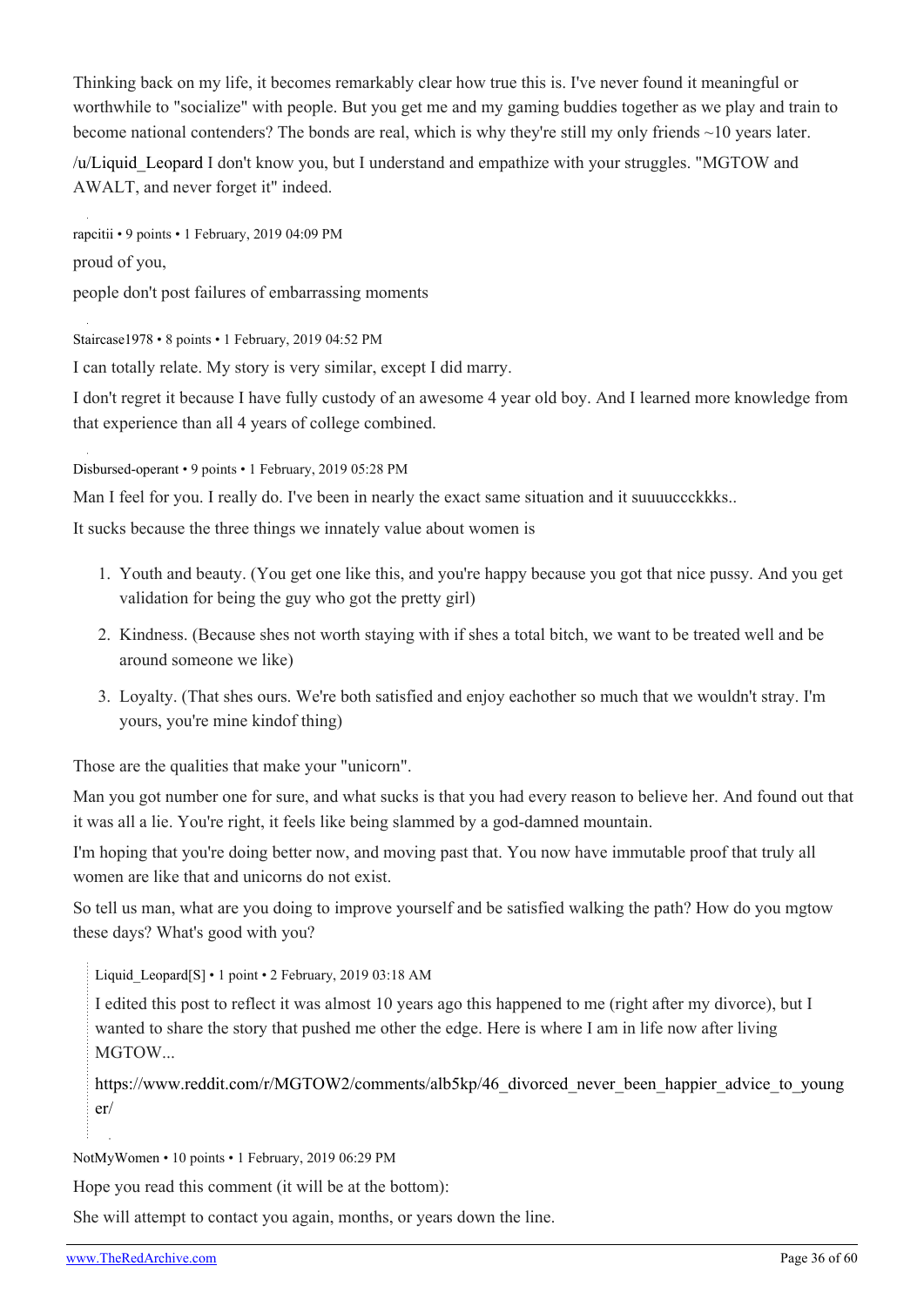Thinking back on my life, it becomes remarkably clear how true this is. I've never found it meaningful or worthwhile to "socialize" with people. But you get me and my gaming buddies together as we play and train to become national contenders? The bonds are real, which is why they're still my only friends ~10 years later.

/u/Liquid_Leopard I don't know you, but I understand and empathize with your struggles. "MGTOW and AWALT, and never forget it" indeed.

rapcitii • 9 points • 1 February, 2019 04:09 PM

proud of you,

people don't post failures of embarrassing moments

Staircase1978 • 8 points • 1 February, 2019 04:52 PM

I can totally relate. My story is very similar, except I did marry.

I don't regret it because I have fully custody of an awesome 4 year old boy. And I learned more knowledge from that experience than all 4 years of college combined.

Disbursed-operant • 9 points • 1 February, 2019 05:28 PM

Man I feel for you. I really do. I've been in nearly the exact same situation and it suuuuccckkks..

It sucks because the three things we innately value about women is

1. Youth and beauty. (You get one like this, and you're happy because you got that nice pussy. And you get validation for being the guy who got the pretty girl)
2. Kindness. (Because shes not worth staying with if shes a total bitch, we want to be treated well and be around someone we like)
3. Loyalty. (That shes ours. We're both satisfied and enjoy eachother so much that we wouldn't stray. I'm yours, you're mine kindof thing)

Those are the qualities that make your "unicorn".

Man you got number one for sure, and what sucks is that you had every reason to believe her. And found out that it was all a lie. You're right, it feels like being slammed by a god-damned mountain.

I'm hoping that you're doing better now, and moving past that. You now have immutable proof that truly all women are like that and unicorns do not exist.

So tell us man, what are you doing to improve yourself and be satisfied walking the path? How do you mgtow these days? What's good with you?

> Liquid_Leopard[S] • 1 point • 2 February, 2019 03:18 AM
>
> I edited this post to reflect it was almost 10 years ago this happened to me (right after my divorce), but I wanted to share the story that pushed me other the edge. Here is where I am in life now after living MGTOW...
>
> https://www.reddit.com/r/MGTOW2/comments/alb5kp/46_divorced_never_been_happier_advice_to_younger/

NotMyWomen • 10 points • 1 February, 2019 06:29 PM

Hope you read this comment (it will be at the bottom):

She will attempt to contact you again, months, or years down the line.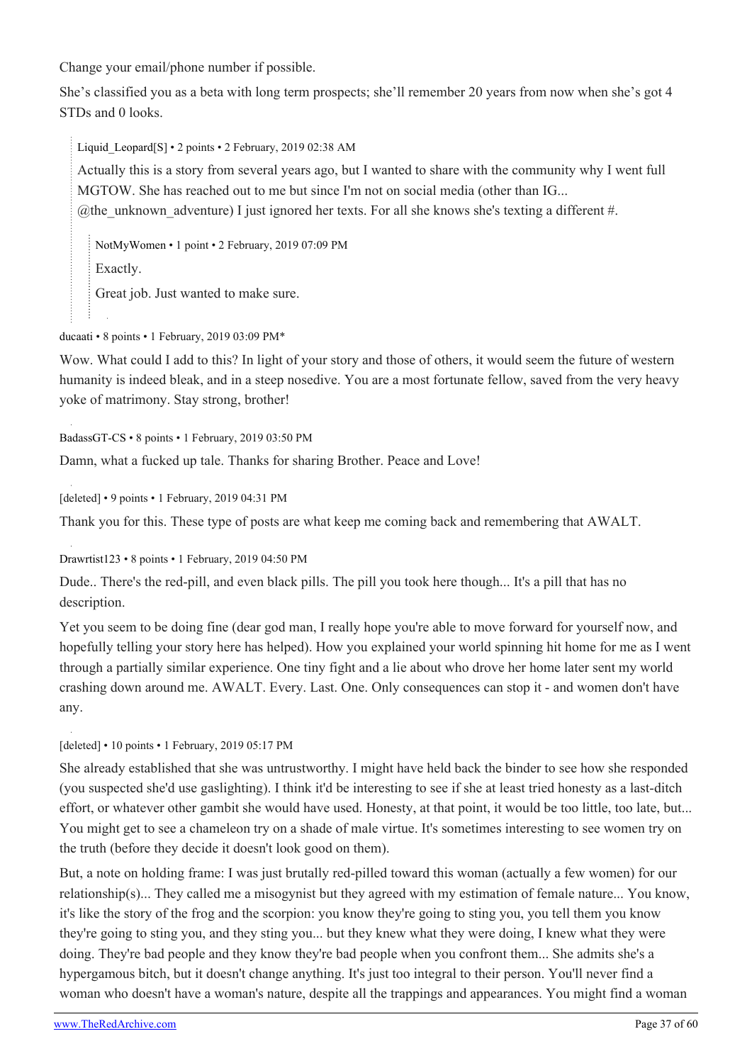Change your email/phone number if possible.

She's classified you as a beta with long term prospects; she'll remember 20 years from now when she's got 4 STDs and 0 looks.

> Liquid_Leopard[S] • 2 points • 2 February, 2019 02:38 AM
>
> Actually this is a story from several years ago, but I wanted to share with the community why I went full MGTOW. She has reached out to me but since I'm not on social media (other than IG... @the_unknown_adventure) I just ignored her texts. For all she knows she's texting a different #.
>
> > NotMyWomen • 1 point • 2 February, 2019 07:09 PM
> >
> > Exactly.
> >
> > Great job. Just wanted to make sure.

ducaati • 8 points • 1 February, 2019 03:09 PM*

Wow. What could I add to this? In light of your story and those of others, it would seem the future of western humanity is indeed bleak, and in a steep nosedive. You are a most fortunate fellow, saved from the very heavy yoke of matrimony. Stay strong, brother!

BadassGT-CS • 8 points • 1 February, 2019 03:50 PM

Damn, what a fucked up tale. Thanks for sharing Brother. Peace and Love!

[deleted] • 9 points • 1 February, 2019 04:31 PM

Thank you for this. These type of posts are what keep me coming back and remembering that AWALT.

Drawrtist123 • 8 points • 1 February, 2019 04:50 PM

Dude.. There's the red-pill, and even black pills. The pill you took here though... It's a pill that has no description.

Yet you seem to be doing fine (dear god man, I really hope you're able to move forward for yourself now, and hopefully telling your story here has helped). How you explained your world spinning hit home for me as I went through a partially similar experience. One tiny fight and a lie about who drove her home later sent my world crashing down around me. AWALT. Every. Last. One. Only consequences can stop it - and women don't have any.

[deleted] • 10 points • 1 February, 2019 05:17 PM

She already established that she was untrustworthy. I might have held back the binder to see how she responded (you suspected she'd use gaslighting). I think it'd be interesting to see if she at least tried honesty as a last-ditch effort, or whatever other gambit she would have used. Honesty, at that point, it would be too little, too late, but... You might get to see a chameleon try on a shade of male virtue. It's sometimes interesting to see women try on the truth (before they decide it doesn't look good on them).

But, a note on holding frame: I was just brutally red-pilled toward this woman (actually a few women) for our relationship(s)... They called me a misogynist but they agreed with my estimation of female nature... You know, it's like the story of the frog and the scorpion: you know they're going to sting you, you tell them you know they're going to sting you, and they sting you... but they knew what they were doing, I knew what they were doing. They're bad people and they know they're bad people when you confront them... She admits she's a hypergamous bitch, but it doesn't change anything. It's just too integral to their person. You'll never find a woman who doesn't have a woman's nature, despite all the trappings and appearances. You might find a woman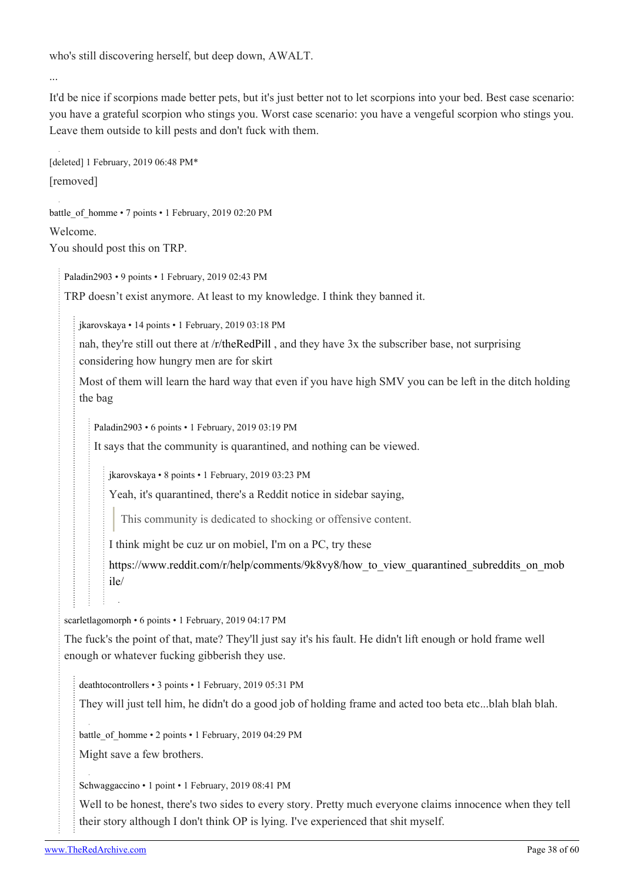who's still discovering herself, but deep down, AWALT.

...

It'd be nice if scorpions made better pets, but it's just better not to let scorpions into your bed. Best case scenario: you have a grateful scorpion who stings you. Worst case scenario: you have a vengeful scorpion who stings you. Leave them outside to kill pests and don't fuck with them.

[deleted] 1 February, 2019 06:48 PM*

[removed]

battle_of_homme • 7 points • 1 February, 2019 02:20 PM

Welcome.
You should post this on TRP.

> Paladin2903 • 9 points • 1 February, 2019 02:43 PM
>
> TRP doesn't exist anymore. At least to my knowledge. I think they banned it.
>
> > jkarovskaya • 14 points • 1 February, 2019 03:18 PM
> >
> > nah, they're still out there at /r/theRedPill , and they have 3x the subscriber base, not surprising considering how hungry men are for skirt
> >
> > Most of them will learn the hard way that even if you have high SMV you can be left in the ditch holding the bag
> >
> > > Paladin2903 • 6 points • 1 February, 2019 03:19 PM
> > >
> > > It says that the community is quarantined, and nothing can be viewed.
> > >
> > > > jkarovskaya • 8 points • 1 February, 2019 03:23 PM
> > > >
> > > > Yeah, it's quarantined, there's a Reddit notice in sidebar saying,
> > > >
> > > > > This community is dedicated to shocking or offensive content.
> > > >
> > > > I think might be cuz ur on mobiel, I'm on a PC, try these
> > > >
> > > > https://www.reddit.com/r/help/comments/9k8vy8/how_to_view_quarantined_subreddits_on_mobile/
>
> scarletlagomorph • 6 points • 1 February, 2019 04:17 PM
>
> The fuck's the point of that, mate? They'll just say it's his fault. He didn't lift enough or hold frame well enough or whatever fucking gibberish they use.
>
> > deathtocontrollers • 3 points • 1 February, 2019 05:31 PM
> >
> > They will just tell him, he didn't do a good job of holding frame and acted too beta etc...blah blah blah.
>
> > battle_of_homme • 2 points • 1 February, 2019 04:29 PM
> >
> > Might save a few brothers.
>
> > Schwaggaccino • 1 point • 1 February, 2019 08:41 PM
> >
> > Well to be honest, there's two sides to every story. Pretty much everyone claims innocence when they tell their story although I don't think OP is lying. I've experienced that shit myself.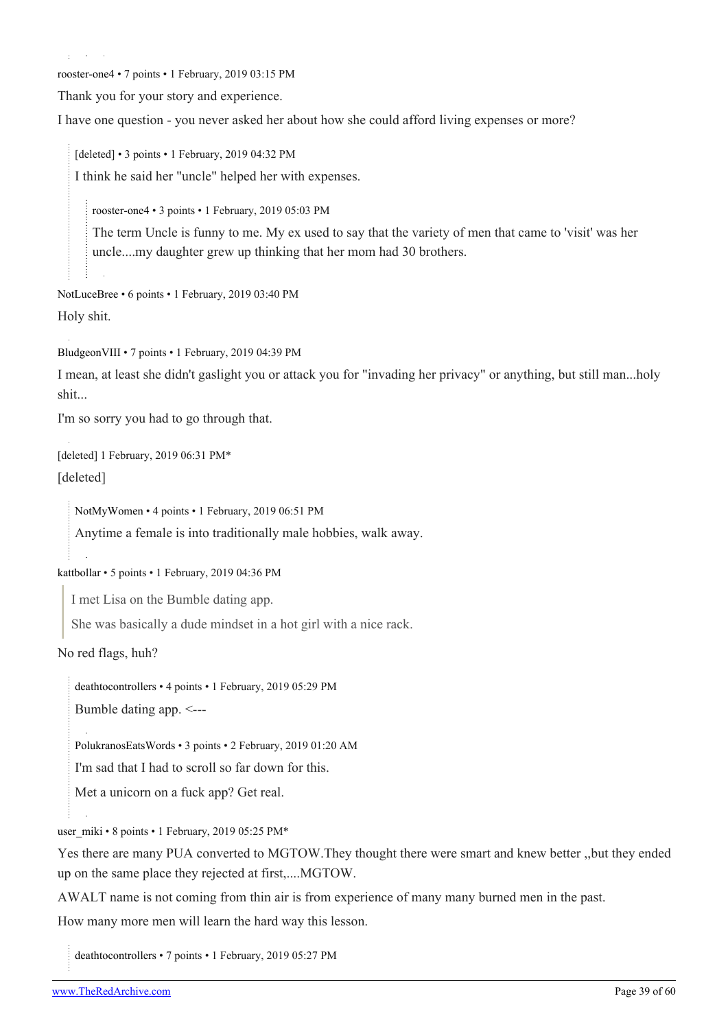rooster-one4 • 7 points • 1 February, 2019 03:15 PM

Thank you for your story and experience.

I have one question - you never asked her about how she could afford living expenses or more?

> [deleted] • 3 points • 1 February, 2019 04:32 PM
>
> I think he said her "uncle" helped her with expenses.
>
> > rooster-one4 • 3 points • 1 February, 2019 05:03 PM
> >
> > The term Uncle is funny to me. My ex used to say that the variety of men that came to 'visit' was her uncle....my daughter grew up thinking that her mom had 30 brothers.

NotLuceBree • 6 points • 1 February, 2019 03:40 PM

Holy shit.

BludgeonVIII • 7 points • 1 February, 2019 04:39 PM

I mean, at least she didn't gaslight you or attack you for "invading her privacy" or anything, but still man...holy shit...

I'm so sorry you had to go through that.

[deleted] 1 February, 2019 06:31 PM*

[deleted]

> NotMyWomen • 4 points • 1 February, 2019 06:51 PM
>
> Anytime a female is into traditionally male hobbies, walk away.

kattbollar • 5 points • 1 February, 2019 04:36 PM

> I met Lisa on the Bumble dating app.
>
> She was basically a dude mindset in a hot girl with a nice rack.

No red flags, huh?

> deathtocontrollers • 4 points • 1 February, 2019 05:29 PM
>
> Bumble dating app. <---
>
> PolukranosEatsWords • 3 points • 2 February, 2019 01:20 AM
>
> I'm sad that I had to scroll so far down for this.
>
> Met a unicorn on a fuck app? Get real.

user_miki • 8 points • 1 February, 2019 05:25 PM*

Yes there are many PUA converted to MGTOW.They thought there were smart and knew better ,,but they ended up on the same place they rejected at first,....MGTOW.

AWALT name is not coming from thin air is from experience of many many burned men in the past.

How many more men will learn the hard way this lesson.

> deathtocontrollers • 7 points • 1 February, 2019 05:27 PM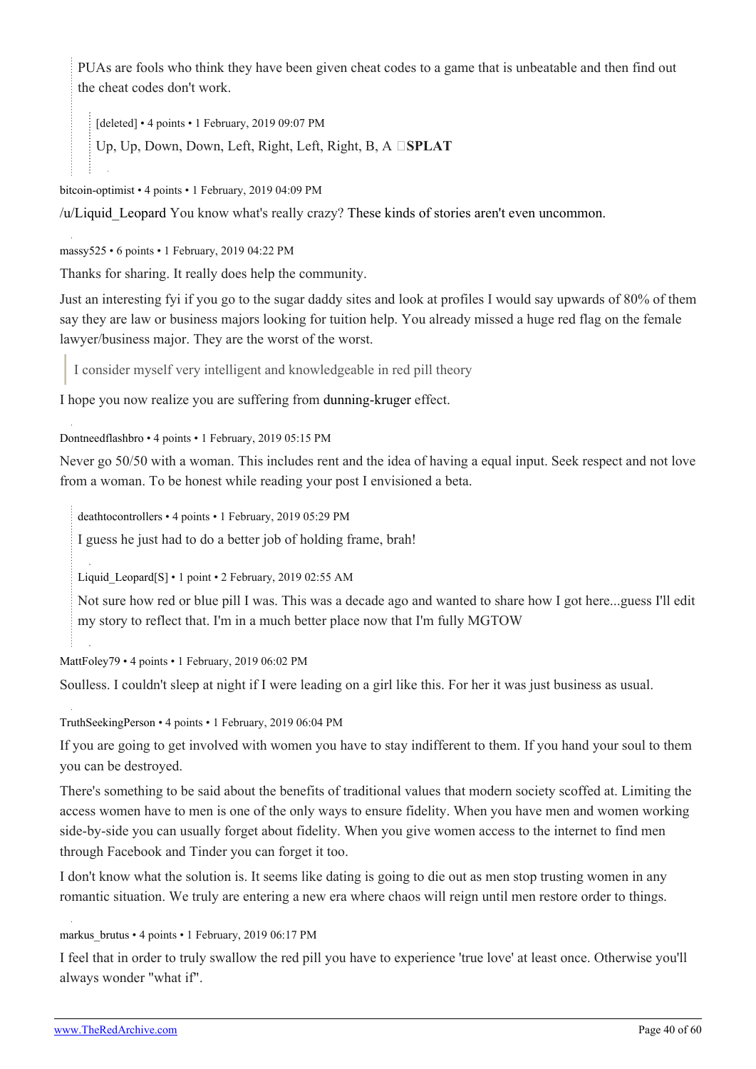> PUAs are fools who think they have been given cheat codes to a game that is unbeatable and then find out the cheat codes don't work.

> > [deleted] • 4 points • 1 February, 2019 09:07 PM
> >
> > Up, Up, Down, Down, Left, Right, Left, Right, B, A □**SPLAT**

bitcoin-optimist • 4 points • 1 February, 2019 04:09 PM

/u/Liquid_Leopard You know what's really crazy? These kinds of stories aren't even uncommon.

massy525 • 6 points • 1 February, 2019 04:22 PM

Thanks for sharing. It really does help the community.

Just an interesting fyi if you go to the sugar daddy sites and look at profiles I would say upwards of 80% of them say they are law or business majors looking for tuition help. You already missed a huge red flag on the female lawyer/business major. They are the worst of the worst.

> I consider myself very intelligent and knowledgeable in red pill theory

I hope you now realize you are suffering from dunning-kruger effect.

Dontneedflashbro • 4 points • 1 February, 2019 05:15 PM

Never go 50/50 with a woman. This includes rent and the idea of having a equal input. Seek respect and not love from a woman. To be honest while reading your post I envisioned a beta.

> deathtocontrollers • 4 points • 1 February, 2019 05:29 PM
>
> I guess he just had to do a better job of holding frame, brah!
>
> Liquid_Leopard[S] • 1 point • 2 February, 2019 02:55 AM
>
> Not sure how red or blue pill I was. This was a decade ago and wanted to share how I got here...guess I'll edit my story to reflect that. I'm in a much better place now that I'm fully MGTOW

MattFoley79 • 4 points • 1 February, 2019 06:02 PM

Soulless. I couldn't sleep at night if I were leading on a girl like this. For her it was just business as usual.

TruthSeekingPerson • 4 points • 1 February, 2019 06:04 PM

If you are going to get involved with women you have to stay indifferent to them. If you hand your soul to them you can be destroyed.

There's something to be said about the benefits of traditional values that modern society scoffed at. Limiting the access women have to men is one of the only ways to ensure fidelity. When you have men and women working side-by-side you can usually forget about fidelity. When you give women access to the internet to find men through Facebook and Tinder you can forget it too.

I don't know what the solution is. It seems like dating is going to die out as men stop trusting women in any romantic situation. We truly are entering a new era where chaos will reign until men restore order to things.

markus_brutus • 4 points • 1 February, 2019 06:17 PM

I feel that in order to truly swallow the red pill you have to experience 'true love' at least once. Otherwise you'll always wonder "what if".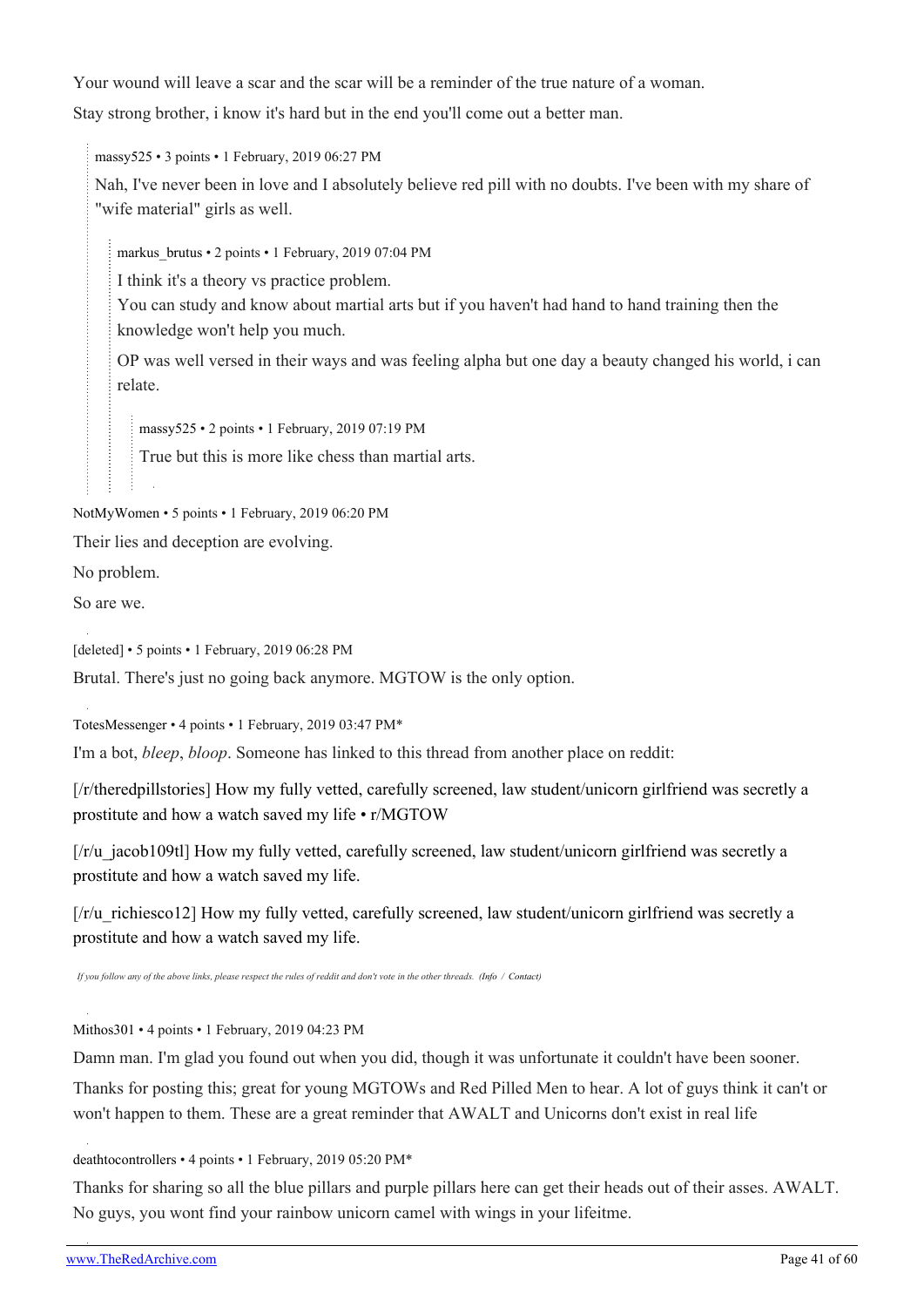Your wound will leave a scar and the scar will be a reminder of the true nature of a woman.

Stay strong brother, i know it's hard but in the end you'll come out a better man.

> massy525 • 3 points • 1 February, 2019 06:27 PM
>
> Nah, I've never been in love and I absolutely believe red pill with no doubts. I've been with my share of "wife material" girls as well.
>
> > markus_brutus • 2 points • 1 February, 2019 07:04 PM
> >
> > I think it's a theory vs practice problem.
> >
> > You can study and know about martial arts but if you haven't had hand to hand training then the knowledge won't help you much.
> >
> > OP was well versed in their ways and was feeling alpha but one day a beauty changed his world, i can relate.
> >
> > > massy525 • 2 points • 1 February, 2019 07:19 PM
> > >
> > > True but this is more like chess than martial arts.

NotMyWomen • 5 points • 1 February, 2019 06:20 PM

Their lies and deception are evolving.

No problem.

So are we.

[deleted] • 5 points • 1 February, 2019 06:28 PM

Brutal. There's just no going back anymore. MGTOW is the only option.

TotesMessenger • 4 points • 1 February, 2019 03:47 PM*

I'm a bot, *bleep*, *bloop*. Someone has linked to this thread from another place on reddit:

[/r/theredpillstories] How my fully vetted, carefully screened, law student/unicorn girlfriend was secretly a prostitute and how a watch saved my life • r/MGTOW

[/r/u_jacob109tl] How my fully vetted, carefully screened, law student/unicorn girlfriend was secretly a prostitute and how a watch saved my life.

[/r/u_richiesco12] How my fully vetted, carefully screened, law student/unicorn girlfriend was secretly a prostitute and how a watch saved my life.

*If you follow any of the above links, please respect the rules of reddit and don't vote in the other threads. (Info / Contact)*

Mithos301 • 4 points • 1 February, 2019 04:23 PM

Damn man. I'm glad you found out when you did, though it was unfortunate it couldn't have been sooner.

Thanks for posting this; great for young MGTOWs and Red Pilled Men to hear. A lot of guys think it can't or won't happen to them. These are a great reminder that AWALT and Unicorns don't exist in real life

deathtocontrollers • 4 points • 1 February, 2019 05:20 PM*

Thanks for sharing so all the blue pillars and purple pillars here can get their heads out of their asses. AWALT. No guys, you wont find your rainbow unicorn camel with wings in your lifeitme.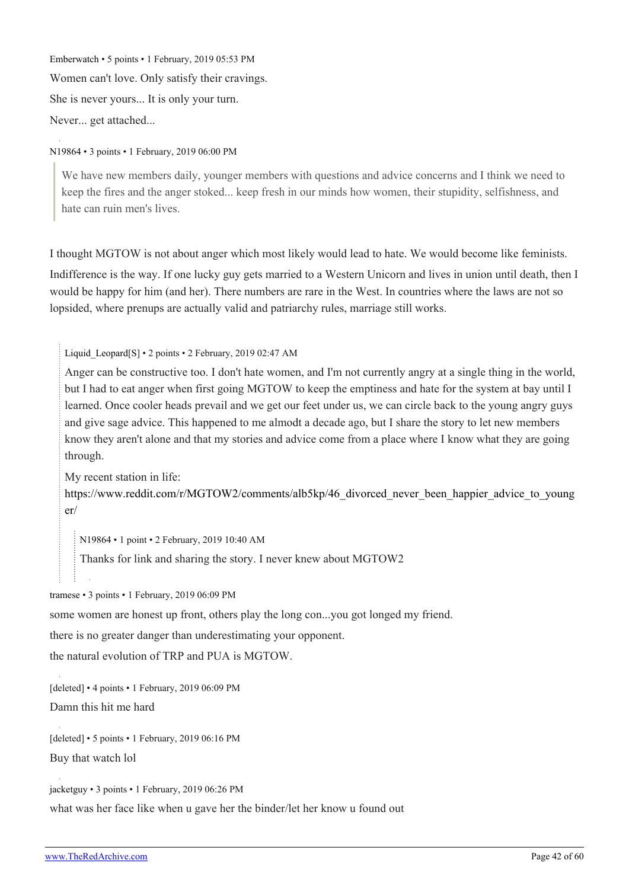Emberwatch • 5 points • 1 February, 2019 05:53 PM

Women can't love. Only satisfy their cravings.

She is never yours... It is only your turn.

Never... get attached...

N19864 • 3 points • 1 February, 2019 06:00 PM

> We have new members daily, younger members with questions and advice concerns and I think we need to keep the fires and the anger stoked... keep fresh in our minds how women, their stupidity, selfishness, and hate can ruin men's lives.

I thought MGTOW is not about anger which most likely would lead to hate. We would become like feminists.

Indifference is the way. If one lucky guy gets married to a Western Unicorn and lives in union until death, then I would be happy for him (and her). There numbers are rare in the West. In countries where the laws are not so lopsided, where prenups are actually valid and patriarchy rules, marriage still works.

> Liquid_Leopard[S] • 2 points • 2 February, 2019 02:47 AM
>
> Anger can be constructive too. I don't hate women, and I'm not currently angry at a single thing in the world, but I had to eat anger when first going MGTOW to keep the emptiness and hate for the system at bay until I learned. Once cooler heads prevail and we get our feet under us, we can circle back to the young angry guys and give sage advice. This happened to me almodt a decade ago, but I share the story to let new members know they aren't alone and that my stories and advice come from a place where I know what they are going through.
>
> My recent station in life:
> https://www.reddit.com/r/MGTOW2/comments/alb5kp/46_divorced_never_been_happier_advice_to_younger/
>
>> N19864 • 1 point • 2 February, 2019 10:40 AM
>>
>> Thanks for link and sharing the story. I never knew about MGTOW2

tramese • 3 points • 1 February, 2019 06:09 PM

some women are honest up front, others play the long con...you got longed my friend.

there is no greater danger than underestimating your opponent.

the natural evolution of TRP and PUA is MGTOW.

[deleted] • 4 points • 1 February, 2019 06:09 PM

Damn this hit me hard

[deleted] • 5 points • 1 February, 2019 06:16 PM

Buy that watch lol

jacketguy • 3 points • 1 February, 2019 06:26 PM

what was her face like when u gave her the binder/let her know u found out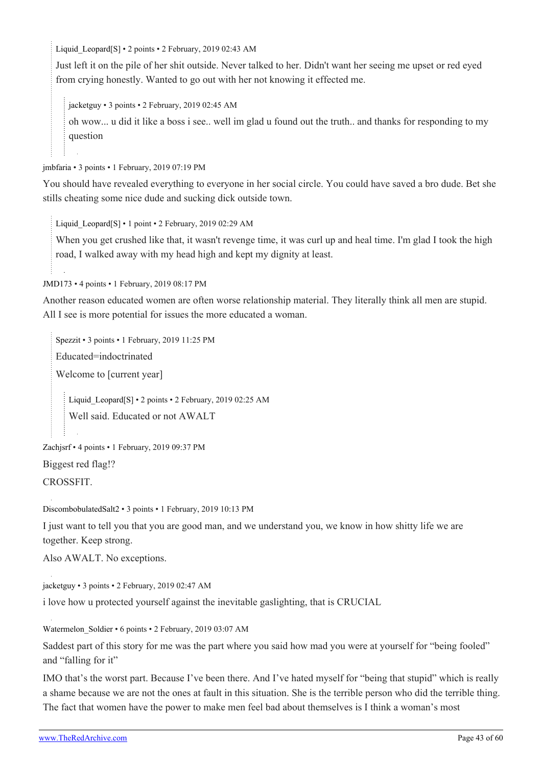> Liquid_Leopard[S] • 2 points • 2 February, 2019 02:43 AM
>
> Just left it on the pile of her shit outside. Never talked to her. Didn't want her seeing me upset or red eyed from crying honestly. Wanted to go out with her not knowing it effected me.
>
>> jacketguy • 3 points • 2 February, 2019 02:45 AM
>>
>> oh wow... u did it like a boss i see.. well im glad u found out the truth.. and thanks for responding to my question

jmbfaria • 3 points • 1 February, 2019 07:19 PM

You should have revealed everything to everyone in her social circle. You could have saved a bro dude. Bet she stills cheating some nice dude and sucking dick outside town.

> Liquid_Leopard[S] • 1 point • 2 February, 2019 02:29 AM
>
> When you get crushed like that, it wasn't revenge time, it was curl up and heal time. I'm glad I took the high road, I walked away with my head high and kept my dignity at least.

JMD173 • 4 points • 1 February, 2019 08:17 PM

Another reason educated women are often worse relationship material. They literally think all men are stupid. All I see is more potential for issues the more educated a woman.

> Spezzit • 3 points • 1 February, 2019 11:25 PM
>
> Educated=indoctrinated
>
> Welcome to [current year]
>
>> Liquid_Leopard[S] • 2 points • 2 February, 2019 02:25 AM
>>
>> Well said. Educated or not AWALT

Zachjsrf • 4 points • 1 February, 2019 09:37 PM

Biggest red flag!?

CROSSFIT.

DiscombobulatedSalt2 • 3 points • 1 February, 2019 10:13 PM

I just want to tell you that you are good man, and we understand you, we know in how shitty life we are together. Keep strong.

Also AWALT. No exceptions.

jacketguy • 3 points • 2 February, 2019 02:47 AM

i love how u protected yourself against the inevitable gaslighting, that is CRUCIAL

Watermelon_Soldier • 6 points • 2 February, 2019 03:07 AM

Saddest part of this story for me was the part where you said how mad you were at yourself for "being fooled" and "falling for it"

IMO that's the worst part. Because I've been there. And I've hated myself for "being that stupid" which is really a shame because we are not the ones at fault in this situation. She is the terrible person who did the terrible thing. The fact that women have the power to make men feel bad about themselves is I think a woman's most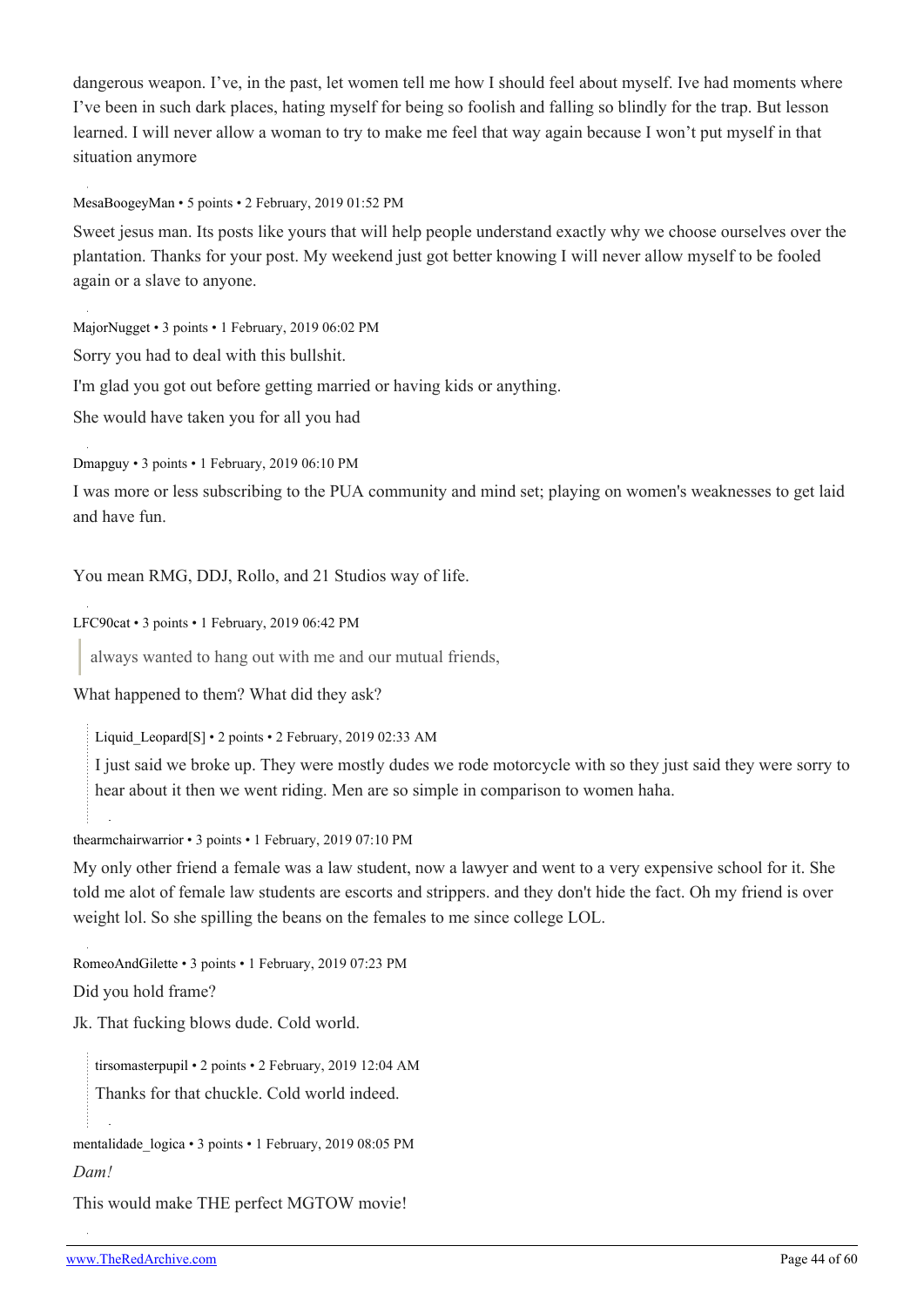dangerous weapon. I've, in the past, let women tell me how I should feel about myself. Ive had moments where I've been in such dark places, hating myself for being so foolish and falling so blindly for the trap. But lesson learned. I will never allow a woman to try to make me feel that way again because I won't put myself in that situation anymore

MesaBoogeyMan • 5 points • 2 February, 2019 01:52 PM

Sweet jesus man. Its posts like yours that will help people understand exactly why we choose ourselves over the plantation. Thanks for your post. My weekend just got better knowing I will never allow myself to be fooled again or a slave to anyone.

MajorNugget • 3 points • 1 February, 2019 06:02 PM

Sorry you had to deal with this bullshit.

I'm glad you got out before getting married or having kids or anything.

She would have taken you for all you had

Dmapguy • 3 points • 1 February, 2019 06:10 PM

I was more or less subscribing to the PUA community and mind set; playing on women's weaknesses to get laid and have fun.

You mean RMG, DDJ, Rollo, and 21 Studios way of life.

LFC90cat • 3 points • 1 February, 2019 06:42 PM

> always wanted to hang out with me and our mutual friends,

What happened to them? What did they ask?

> Liquid_Leopard[S] • 2 points • 2 February, 2019 02:33 AM
>
> I just said we broke up. They were mostly dudes we rode motorcycle with so they just said they were sorry to hear about it then we went riding. Men are so simple in comparison to women haha.

thearmchairwarrior • 3 points • 1 February, 2019 07:10 PM

My only other friend a female was a law student, now a lawyer and went to a very expensive school for it. She told me alot of female law students are escorts and strippers. and they don't hide the fact. Oh my friend is over weight lol. So she spilling the beans on the females to me since college LOL.

RomeoAndGilette • 3 points • 1 February, 2019 07:23 PM

Did you hold frame?

Jk. That fucking blows dude. Cold world.

> tirsomasterpupil • 2 points • 2 February, 2019 12:04 AM
>
> Thanks for that chuckle. Cold world indeed.

mentalidade_logica • 3 points • 1 February, 2019 08:05 PM

*Dam!*

This would make THE perfect MGTOW movie!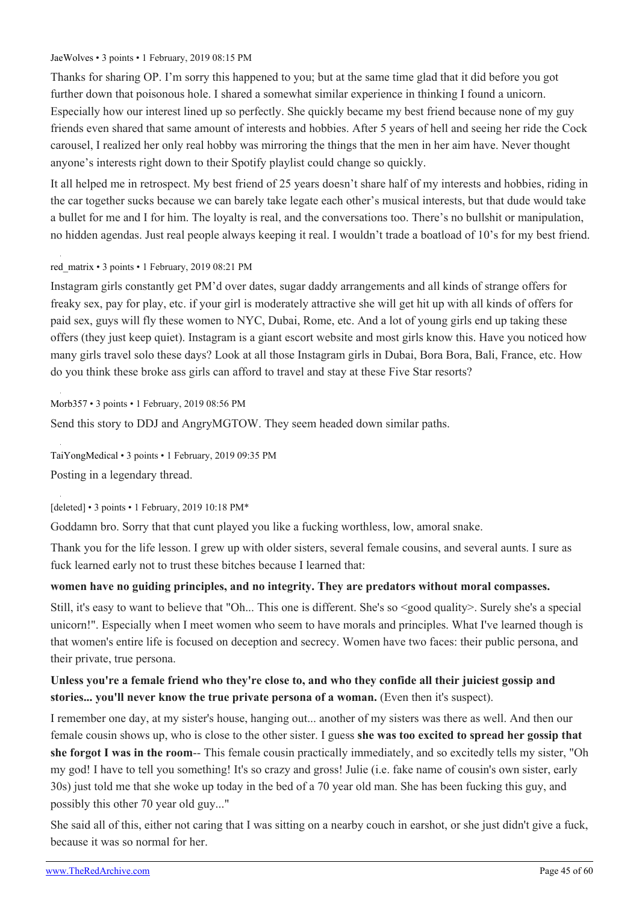JaeWolves • 3 points • 1 February, 2019 08:15 PM

Thanks for sharing OP. I'm sorry this happened to you; but at the same time glad that it did before you got further down that poisonous hole. I shared a somewhat similar experience in thinking I found a unicorn. Especially how our interest lined up so perfectly. She quickly became my best friend because none of my guy friends even shared that same amount of interests and hobbies. After 5 years of hell and seeing her ride the Cock carousel, I realized her only real hobby was mirroring the things that the men in her aim have. Never thought anyone's interests right down to their Spotify playlist could change so quickly.

It all helped me in retrospect. My best friend of 25 years doesn't share half of my interests and hobbies, riding in the car together sucks because we can barely take legate each other's musical interests, but that dude would take a bullet for me and I for him. The loyalty is real, and the conversations too. There's no bullshit or manipulation, no hidden agendas. Just real people always keeping it real. I wouldn't trade a boatload of 10's for my best friend.

red_matrix • 3 points • 1 February, 2019 08:21 PM

Instagram girls constantly get PM'd over dates, sugar daddy arrangements and all kinds of strange offers for freaky sex, pay for play, etc. if your girl is moderately attractive she will get hit up with all kinds of offers for paid sex, guys will fly these women to NYC, Dubai, Rome, etc. And a lot of young girls end up taking these offers (they just keep quiet). Instagram is a giant escort website and most girls know this. Have you noticed how many girls travel solo these days? Look at all those Instagram girls in Dubai, Bora Bora, Bali, France, etc. How do you think these broke ass girls can afford to travel and stay at these Five Star resorts?

Morb357 • 3 points • 1 February, 2019 08:56 PM

Send this story to DDJ and AngryMGTOW. They seem headed down similar paths.

TaiYongMedical • 3 points • 1 February, 2019 09:35 PM

Posting in a legendary thread.

[deleted] • 3 points • 1 February, 2019 10:18 PM*

Goddamn bro. Sorry that that cunt played you like a fucking worthless, low, amoral snake.

Thank you for the life lesson. I grew up with older sisters, several female cousins, and several aunts. I sure as fuck learned early not to trust these bitches because I learned that:

**women have no guiding principles, and no integrity. They are predators without moral compasses.**

Still, it's easy to want to believe that "Oh... This one is different. She's so <good quality>. Surely she's a special unicorn!". Especially when I meet women who seem to have morals and principles. What I've learned though is that women's entire life is focused on deception and secrecy. Women have two faces: their public persona, and their private, true persona.

**Unless you're a female friend who they're close to, and who they confide all their juiciest gossip and stories... you'll never know the true private persona of a woman.** (Even then it's suspect).

I remember one day, at my sister's house, hanging out... another of my sisters was there as well. And then our female cousin shows up, who is close to the other sister. I guess **she was too excited to spread her gossip that she forgot I was in the room**-- This female cousin practically immediately, and so excitedly tells my sister, "Oh my god! I have to tell you something! It's so crazy and gross! Julie (i.e. fake name of cousin's own sister, early 30s) just told me that she woke up today in the bed of a 70 year old man. She has been fucking this guy, and possibly this other 70 year old guy..."

She said all of this, either not caring that I was sitting on a nearby couch in earshot, or she just didn't give a fuck, because it was so normal for her.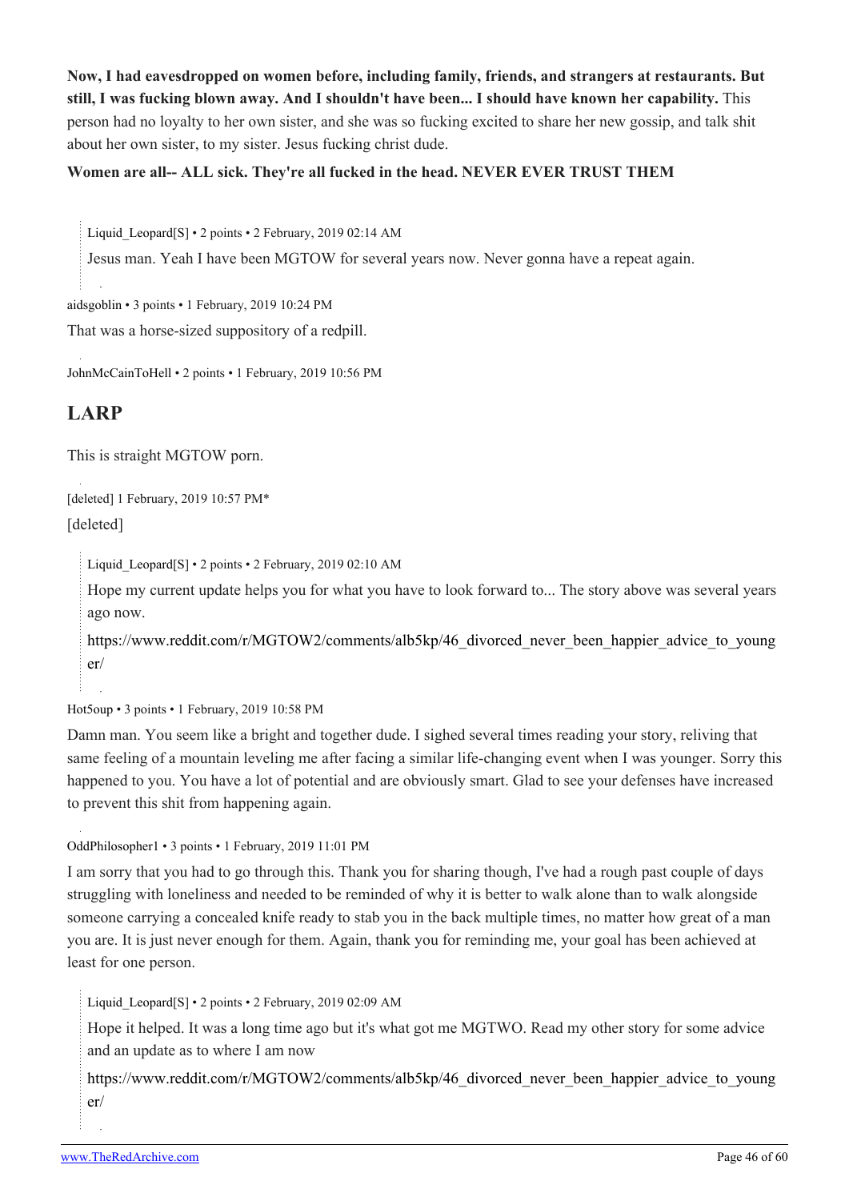**Now, I had eavesdropped on women before, including family, friends, and strangers at restaurants. But still, I was fucking blown away. And I shouldn't have been... I should have known her capability.** This person had no loyalty to her own sister, and she was so fucking excited to share her new gossip, and talk shit about her own sister, to my sister. Jesus fucking christ dude.

**Women are all-- ALL sick. They're all fucked in the head. NEVER EVER TRUST THEM**

> Liquid_Leopard[S] • 2 points • 2 February, 2019 02:14 AM
>
> Jesus man. Yeah I have been MGTOW for several years now. Never gonna have a repeat again.

aidsgoblin • 3 points • 1 February, 2019 10:24 PM

That was a horse-sized suppository of a redpill.

JohnMcCainToHell • 2 points • 1 February, 2019 10:56 PM

## LARP

This is straight MGTOW porn.

[deleted] 1 February, 2019 10:57 PM*

[deleted]

> Liquid_Leopard[S] • 2 points • 2 February, 2019 02:10 AM
>
> Hope my current update helps you for what you have to look forward to... The story above was several years ago now.
>
> https://www.reddit.com/r/MGTOW2/comments/alb5kp/46_divorced_never_been_happier_advice_to_younger/

Hot5oup • 3 points • 1 February, 2019 10:58 PM

Damn man. You seem like a bright and together dude. I sighed several times reading your story, reliving that same feeling of a mountain leveling me after facing a similar life-changing event when I was younger. Sorry this happened to you. You have a lot of potential and are obviously smart. Glad to see your defenses have increased to prevent this shit from happening again.

OddPhilosopher1 • 3 points • 1 February, 2019 11:01 PM

I am sorry that you had to go through this. Thank you for sharing though, I've had a rough past couple of days struggling with loneliness and needed to be reminded of why it is better to walk alone than to walk alongside someone carrying a concealed knife ready to stab you in the back multiple times, no matter how great of a man you are. It is just never enough for them. Again, thank you for reminding me, your goal has been achieved at least for one person.

> Liquid_Leopard[S] • 2 points • 2 February, 2019 02:09 AM
>
> Hope it helped. It was a long time ago but it's what got me MGTWO. Read my other story for some advice and an update as to where I am now
>
> https://www.reddit.com/r/MGTOW2/comments/alb5kp/46_divorced_never_been_happier_advice_to_younger/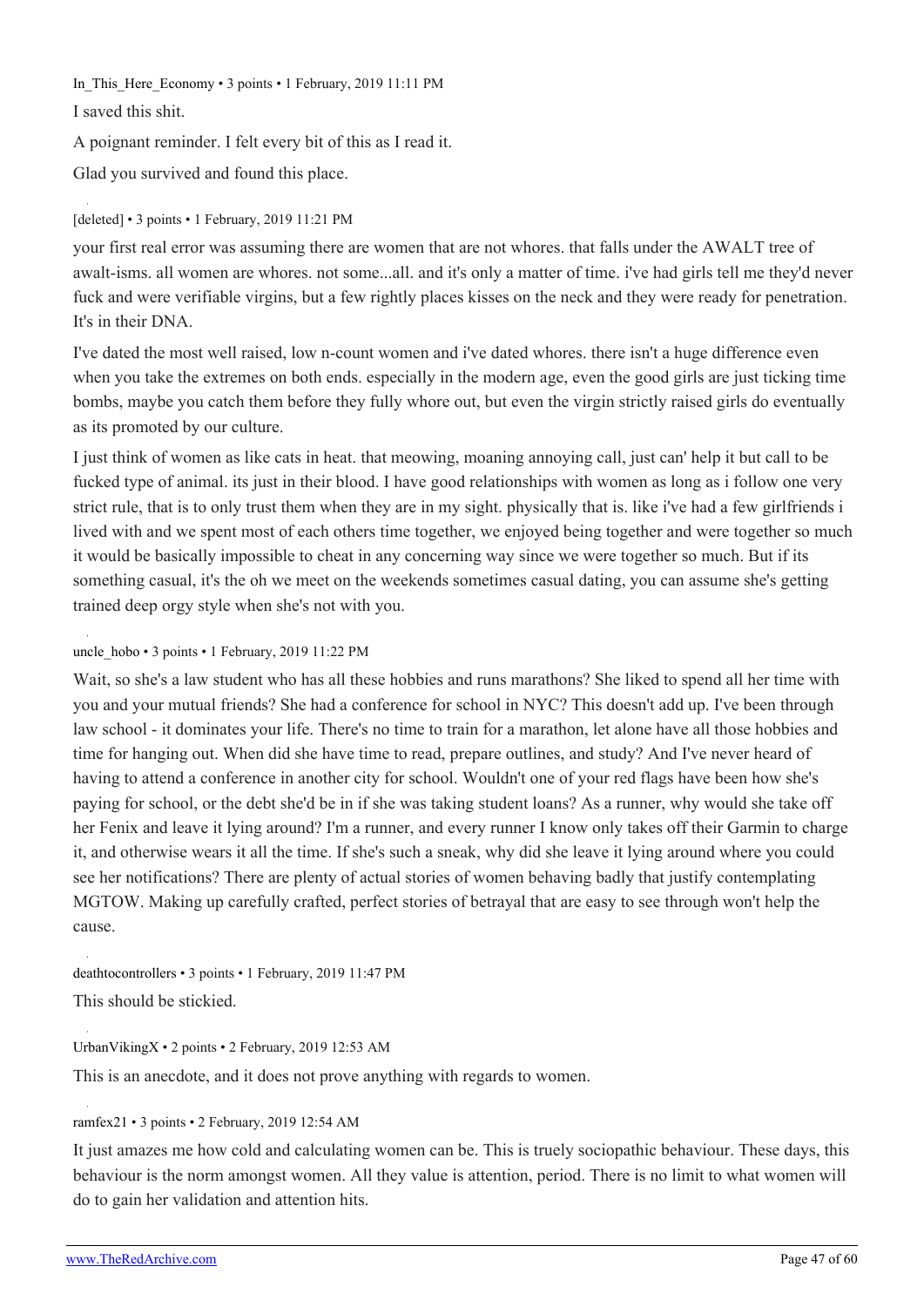In_This_Here_Economy • 3 points • 1 February, 2019 11:11 PM

I saved this shit.

A poignant reminder. I felt every bit of this as I read it.

Glad you survived and found this place.

[deleted] • 3 points • 1 February, 2019 11:21 PM

your first real error was assuming there are women that are not whores. that falls under the AWALT tree of awalt-isms. all women are whores. not some...all. and it's only a matter of time. i've had girls tell me they'd never fuck and were verifiable virgins, but a few rightly places kisses on the neck and they were ready for penetration. It's in their DNA.

I've dated the most well raised, low n-count women and i've dated whores. there isn't a huge difference even when you take the extremes on both ends. especially in the modern age, even the good girls are just ticking time bombs, maybe you catch them before they fully whore out, but even the virgin strictly raised girls do eventually as its promoted by our culture.

I just think of women as like cats in heat. that meowing, moaning annoying call, just can' help it but call to be fucked type of animal. its just in their blood. I have good relationships with women as long as i follow one very strict rule, that is to only trust them when they are in my sight. physically that is. like i've had a few girlfriends i lived with and we spent most of each others time together, we enjoyed being together and were together so much it would be basically impossible to cheat in any concerning way since we were together so much. But if its something casual, it's the oh we meet on the weekends sometimes casual dating, you can assume she's getting trained deep orgy style when she's not with you.

uncle_hobo • 3 points • 1 February, 2019 11:22 PM

Wait, so she's a law student who has all these hobbies and runs marathons? She liked to spend all her time with you and your mutual friends? She had a conference for school in NYC? This doesn't add up. I've been through law school - it dominates your life. There's no time to train for a marathon, let alone have all those hobbies and time for hanging out. When did she have time to read, prepare outlines, and study? And I've never heard of having to attend a conference in another city for school. Wouldn't one of your red flags have been how she's paying for school, or the debt she'd be in if she was taking student loans? As a runner, why would she take off her Fenix and leave it lying around? I'm a runner, and every runner I know only takes off their Garmin to charge it, and otherwise wears it all the time. If she's such a sneak, why did she leave it lying around where you could see her notifications? There are plenty of actual stories of women behaving badly that justify contemplating MGTOW. Making up carefully crafted, perfect stories of betrayal that are easy to see through won't help the cause.

deathtocontrollers • 3 points • 1 February, 2019 11:47 PM

This should be stickied.

UrbanVikingX • 2 points • 2 February, 2019 12:53 AM

This is an anecdote, and it does not prove anything with regards to women.

ramfex21 • 3 points • 2 February, 2019 12:54 AM

It just amazes me how cold and calculating women can be. This is truely sociopathic behaviour. These days, this behaviour is the norm amongst women. All they value is attention, period. There is no limit to what women will do to gain her validation and attention hits.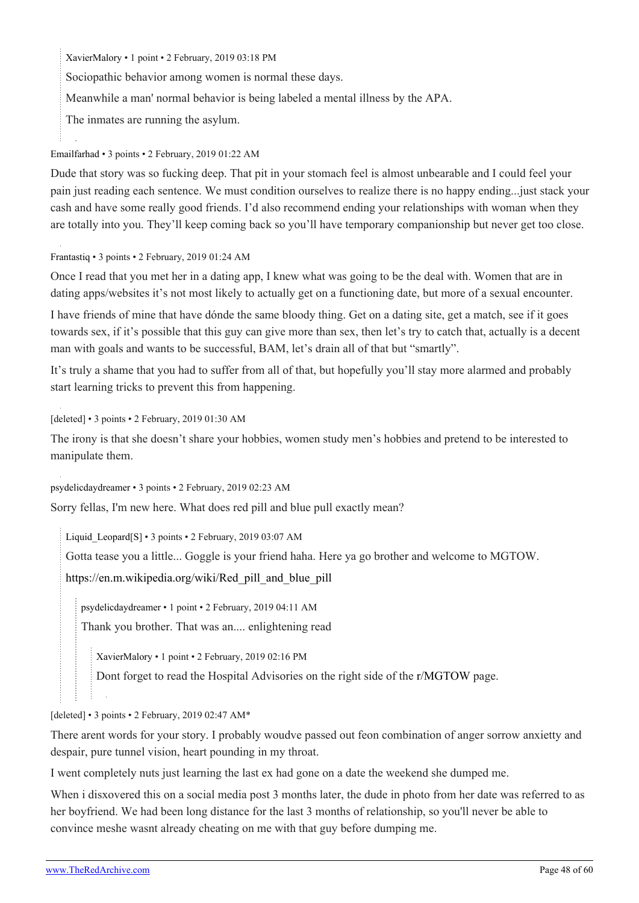> XavierMalory • 1 point • 2 February, 2019 03:18 PM
>
> Sociopathic behavior among women is normal these days.
>
> Meanwhile a man' normal behavior is being labeled a mental illness by the APA.
>
> The inmates are running the asylum.

Emailfarhad • 3 points • 2 February, 2019 01:22 AM

Dude that story was so fucking deep. That pit in your stomach feel is almost unbearable and I could feel your pain just reading each sentence. We must condition ourselves to realize there is no happy ending...just stack your cash and have some really good friends. I'd also recommend ending your relationships with woman when they are totally into you. They'll keep coming back so you'll have temporary companionship but never get too close.

Frantastiq • 3 points • 2 February, 2019 01:24 AM

Once I read that you met her in a dating app, I knew what was going to be the deal with. Women that are in dating apps/websites it's not most likely to actually get on a functioning date, but more of a sexual encounter.

I have friends of mine that have dónde the same bloody thing. Get on a dating site, get a match, see if it goes towards sex, if it's possible that this guy can give more than sex, then let's try to catch that, actually is a decent man with goals and wants to be successful, BAM, let's drain all of that but "smartly".

It's truly a shame that you had to suffer from all of that, but hopefully you'll stay more alarmed and probably start learning tricks to prevent this from happening.

[deleted] • 3 points • 2 February, 2019 01:30 AM

The irony is that she doesn't share your hobbies, women study men's hobbies and pretend to be interested to manipulate them.

psydelicdaydreamer • 3 points • 2 February, 2019 02:23 AM

Sorry fellas, I'm new here. What does red pill and blue pull exactly mean?

> Liquid_Leopard[S] • 3 points • 2 February, 2019 03:07 AM
>
> Gotta tease you a little... Goggle is your friend haha. Here ya go brother and welcome to MGTOW.
>
> https://en.m.wikipedia.org/wiki/Red_pill_and_blue_pill
>
> > psydelicdaydreamer • 1 point • 2 February, 2019 04:11 AM
> >
> > Thank you brother. That was an.... enlightening read
> >
> > > XavierMalory • 1 point • 2 February, 2019 02:16 PM
> > >
> > > Dont forget to read the Hospital Advisories on the right side of the r/MGTOW page.

[deleted] • 3 points • 2 February, 2019 02:47 AM*

There arent words for your story. I probably woudve passed out feon combination of anger sorrow anxietty and despair, pure tunnel vision, heart pounding in my throat.

I went completely nuts just learning the last ex had gone on a date the weekend she dumped me.

When i disxovered this on a social media post 3 months later, the dude in photo from her date was referred to as her boyfriend. We had been long distance for the last 3 months of relationship, so you'll never be able to convince meshe wasnt already cheating on me with that guy before dumping me.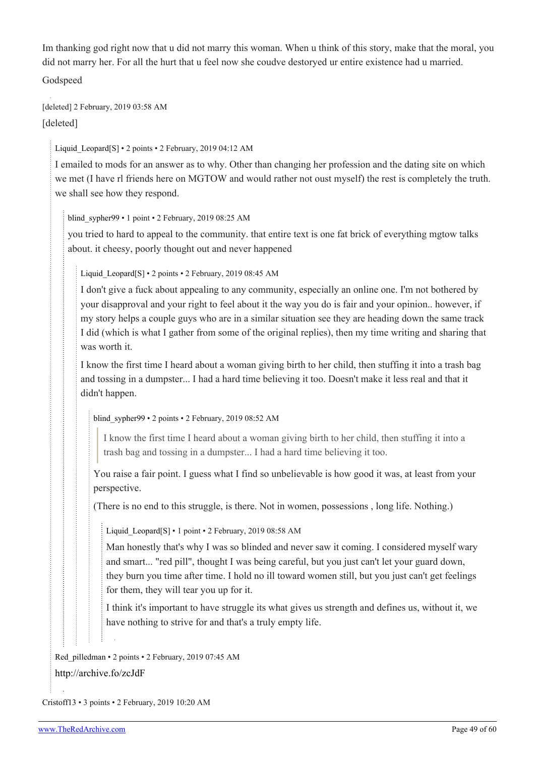Im thanking god right now that u did not marry this woman. When u think of this story, make that the moral, you did not marry her. For all the hurt that u feel now she coudve destoryed ur entire existence had u married.

Godspeed

[deleted] 2 February, 2019 03:58 AM

[deleted]

Liquid_Leopard[S] • 2 points • 2 February, 2019 04:12 AM

I emailed to mods for an answer as to why. Other than changing her profession and the dating site on which we met (I have rl friends here on MGTOW and would rather not oust myself) the rest is completely the truth. we shall see how they respond.

blind_sypher99 • 1 point • 2 February, 2019 08:25 AM

you tried to hard to appeal to the community. that entire text is one fat brick of everything mgtow talks about. it cheesy, poorly thought out and never happened

Liquid_Leopard[S] • 2 points • 2 February, 2019 08:45 AM

I don't give a fuck about appealing to any community, especially an online one. I'm not bothered by your disapproval and your right to feel about it the way you do is fair and your opinion.. however, if my story helps a couple guys who are in a similar situation see they are heading down the same track I did (which is what I gather from some of the original replies), then my time writing and sharing that was worth it.

I know the first time I heard about a woman giving birth to her child, then stuffing it into a trash bag and tossing in a dumpster... I had a hard time believing it too. Doesn't make it less real and that it didn't happen.

blind_sypher99 • 2 points • 2 February, 2019 08:52 AM

> I know the first time I heard about a woman giving birth to her child, then stuffing it into a trash bag and tossing in a dumpster... I had a hard time believing it too.

You raise a fair point. I guess what I find so unbelievable is how good it was, at least from your perspective.

(There is no end to this struggle, is there. Not in women, possessions , long life. Nothing.)

Liquid_Leopard[S] • 1 point • 2 February, 2019 08:58 AM

Man honestly that's why I was so blinded and never saw it coming. I considered myself wary and smart... "red pill", thought I was being careful, but you just can't let your guard down, they burn you time after time. I hold no ill toward women still, but you just can't get feelings for them, they will tear you up for it.

I think it's important to have struggle its what gives us strength and defines us, without it, we have nothing to strive for and that's a truly empty life.

Red_pilledman • 2 points • 2 February, 2019 07:45 AM

http://archive.fo/zcJdF

Cristoff13 • 3 points • 2 February, 2019 10:20 AM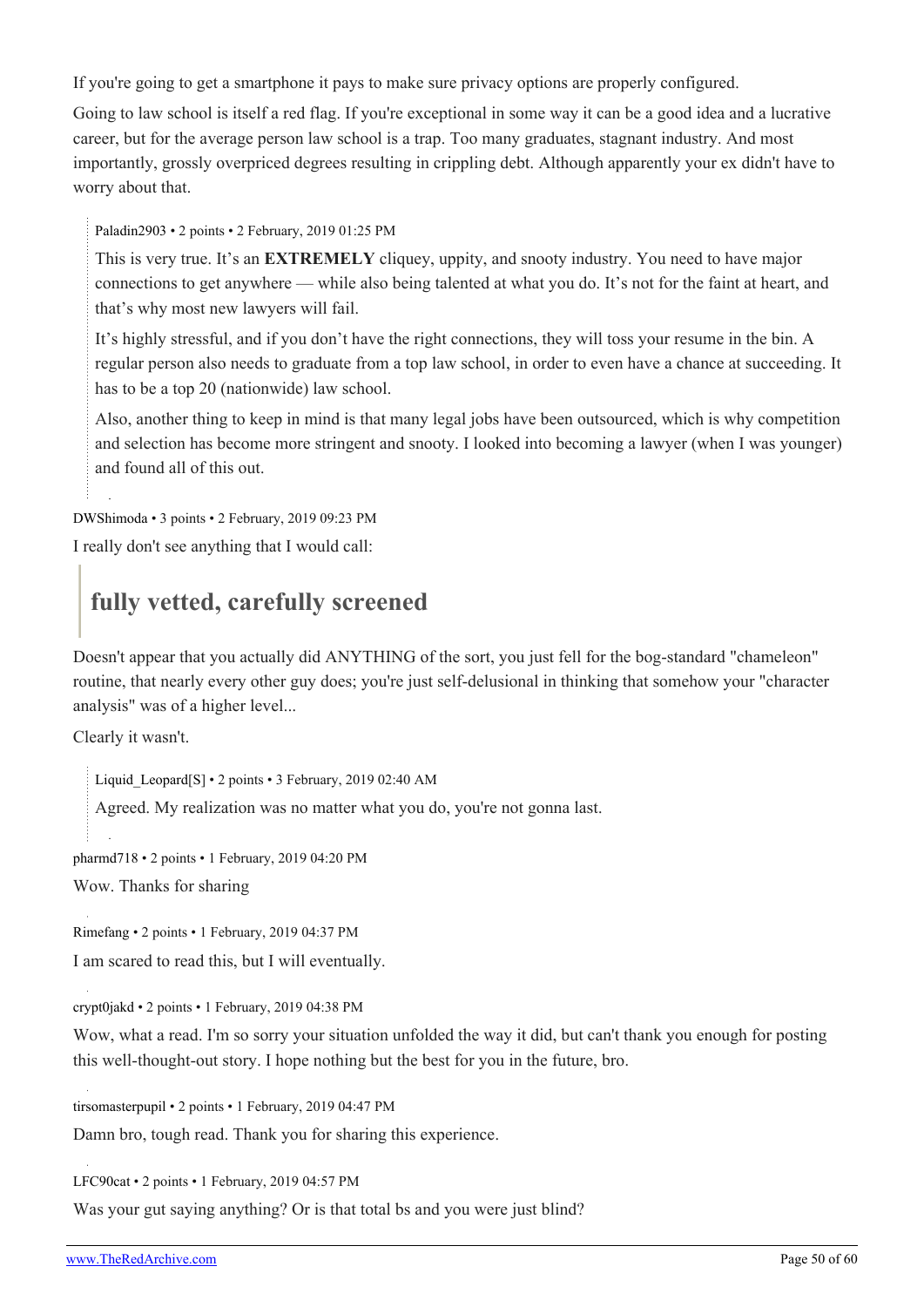If you're going to get a smartphone it pays to make sure privacy options are properly configured.

Going to law school is itself a red flag. If you're exceptional in some way it can be a good idea and a lucrative career, but for the average person law school is a trap. Too many graduates, stagnant industry. And most importantly, grossly overpriced degrees resulting in crippling debt. Although apparently your ex didn't have to worry about that.

> Paladin2903 • 2 points • 2 February, 2019 01:25 PM
>
> This is very true. It's an **EXTREMELY** cliquey, uppity, and snooty industry. You need to have major connections to get anywhere — while also being talented at what you do. It's not for the faint at heart, and that's why most new lawyers will fail.
>
> It's highly stressful, and if you don't have the right connections, they will toss your resume in the bin. A regular person also needs to graduate from a top law school, in order to even have a chance at succeeding. It has to be a top 20 (nationwide) law school.
>
> Also, another thing to keep in mind is that many legal jobs have been outsourced, which is why competition and selection has become more stringent and snooty. I looked into becoming a lawyer (when I was younger) and found all of this out.

DWShimoda • 3 points • 2 February, 2019 09:23 PM

I really don't see anything that I would call:

> # fully vetted, carefully screened

Doesn't appear that you actually did ANYTHING of the sort, you just fell for the bog-standard "chameleon" routine, that nearly every other guy does; you're just self-delusional in thinking that somehow your "character analysis" was of a higher level...

Clearly it wasn't.

> Liquid_Leopard[S] • 2 points • 3 February, 2019 02:40 AM
>
> Agreed. My realization was no matter what you do, you're not gonna last.

pharmd718 • 2 points • 1 February, 2019 04:20 PM

Wow. Thanks for sharing

Rimefang • 2 points • 1 February, 2019 04:37 PM

I am scared to read this, but I will eventually.

crypt0jakd • 2 points • 1 February, 2019 04:38 PM

Wow, what a read. I'm so sorry your situation unfolded the way it did, but can't thank you enough for posting this well-thought-out story. I hope nothing but the best for you in the future, bro.

tirsomasterpupil • 2 points • 1 February, 2019 04:47 PM

Damn bro, tough read. Thank you for sharing this experience.

LFC90cat • 2 points • 1 February, 2019 04:57 PM

Was your gut saying anything? Or is that total bs and you were just blind?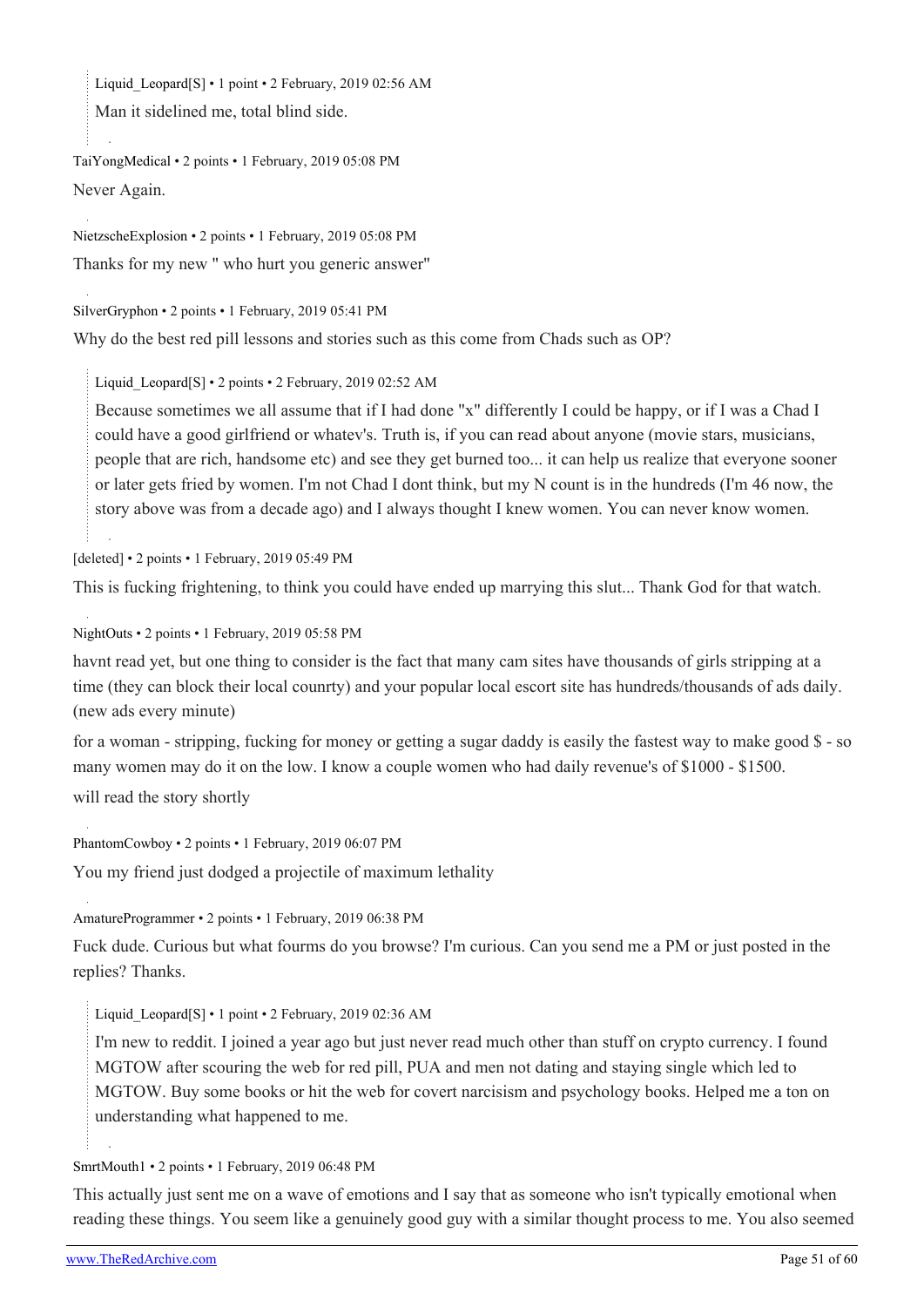> Liquid_Leopard[S] • 1 point • 2 February, 2019 02:56 AM
>
> Man it sidelined me, total blind side.

TaiYongMedical • 2 points • 1 February, 2019 05:08 PM

Never Again.

NietzscheExplosion • 2 points • 1 February, 2019 05:08 PM

Thanks for my new " who hurt you generic answer"

SilverGryphon • 2 points • 1 February, 2019 05:41 PM

Why do the best red pill lessons and stories such as this come from Chads such as OP?

> Liquid_Leopard[S] • 2 points • 2 February, 2019 02:52 AM
>
> Because sometimes we all assume that if I had done "x" differently I could be happy, or if I was a Chad I could have a good girlfriend or whatev's. Truth is, if you can read about anyone (movie stars, musicians, people that are rich, handsome etc) and see they get burned too... it can help us realize that everyone sooner or later gets fried by women. I'm not Chad I dont think, but my N count is in the hundreds (I'm 46 now, the story above was from a decade ago) and I always thought I knew women. You can never know women.

[deleted] • 2 points • 1 February, 2019 05:49 PM

This is fucking frightening, to think you could have ended up marrying this slut... Thank God for that watch.

NightOuts • 2 points • 1 February, 2019 05:58 PM

havnt read yet, but one thing to consider is the fact that many cam sites have thousands of girls stripping at a time (they can block their local counrty) and your popular local escort site has hundreds/thousands of ads daily. (new ads every minute)

for a woman - stripping, fucking for money or getting a sugar daddy is easily the fastest way to make good $ - so many women may do it on the low. I know a couple women who had daily revenue's of $1000 - $1500.

will read the story shortly

PhantomCowboy • 2 points • 1 February, 2019 06:07 PM

You my friend just dodged a projectile of maximum lethality

AmatureProgrammer • 2 points • 1 February, 2019 06:38 PM

Fuck dude. Curious but what fourms do you browse? I'm curious. Can you send me a PM or just posted in the replies? Thanks.

> Liquid_Leopard[S] • 1 point • 2 February, 2019 02:36 AM
>
> I'm new to reddit. I joined a year ago but just never read much other than stuff on crypto currency. I found MGTOW after scouring the web for red pill, PUA and men not dating and staying single which led to MGTOW. Buy some books or hit the web for covert narcisism and psychology books. Helped me a ton on understanding what happened to me.

SmrtMouth1 • 2 points • 1 February, 2019 06:48 PM

This actually just sent me on a wave of emotions and I say that as someone who isn't typically emotional when reading these things. You seem like a genuinely good guy with a similar thought process to me. You also seemed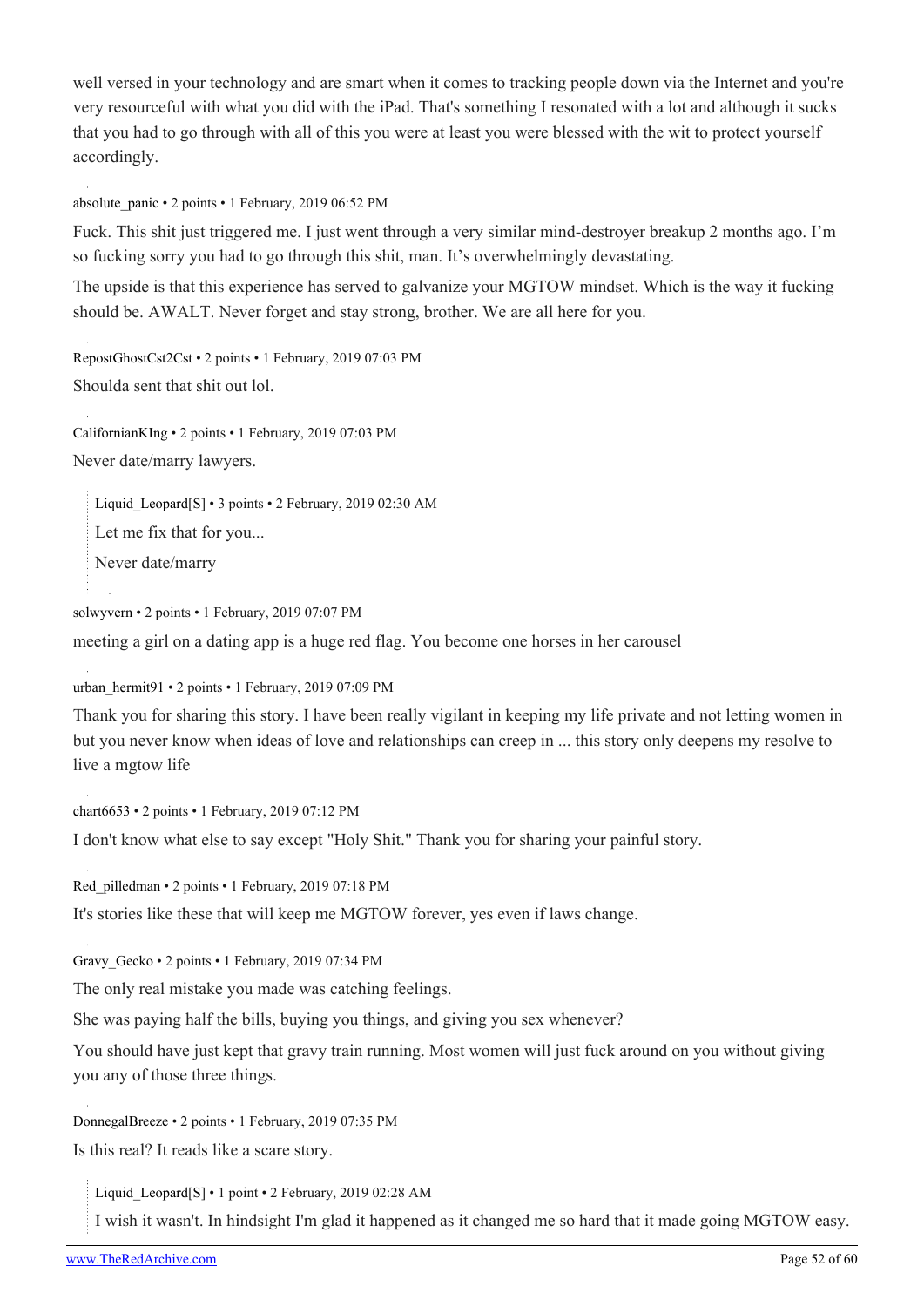well versed in your technology and are smart when it comes to tracking people down via the Internet and you're very resourceful with what you did with the iPad. That's something I resonated with a lot and although it sucks that you had to go through with all of this you were at least you were blessed with the wit to protect yourself accordingly.

absolute_panic • 2 points • 1 February, 2019 06:52 PM

Fuck. This shit just triggered me. I just went through a very similar mind-destroyer breakup 2 months ago. I'm so fucking sorry you had to go through this shit, man. It's overwhelmingly devastating.

The upside is that this experience has served to galvanize your MGTOW mindset. Which is the way it fucking should be. AWALT. Never forget and stay strong, brother. We are all here for you.

RepostGhostCst2Cst • 2 points • 1 February, 2019 07:03 PM

Shoulda sent that shit out lol.

CalifornianKIng • 2 points • 1 February, 2019 07:03 PM

Never date/marry lawyers.

> Liquid_Leopard[S] • 3 points • 2 February, 2019 02:30 AM
>
> Let me fix that for you...
>
> Never date/marry

solwyvern • 2 points • 1 February, 2019 07:07 PM

meeting a girl on a dating app is a huge red flag. You become one horses in her carousel

urban_hermit91 • 2 points • 1 February, 2019 07:09 PM

Thank you for sharing this story. I have been really vigilant in keeping my life private and not letting women in but you never know when ideas of love and relationships can creep in ... this story only deepens my resolve to live a mgtow life

chart6653 • 2 points • 1 February, 2019 07:12 PM

I don't know what else to say except "Holy Shit." Thank you for sharing your painful story.

Red_pilledman • 2 points • 1 February, 2019 07:18 PM

It's stories like these that will keep me MGTOW forever, yes even if laws change.

Gravy_Gecko • 2 points • 1 February, 2019 07:34 PM

The only real mistake you made was catching feelings.

She was paying half the bills, buying you things, and giving you sex whenever?

You should have just kept that gravy train running. Most women will just fuck around on you without giving you any of those three things.

DonnegalBreeze • 2 points • 1 February, 2019 07:35 PM

Is this real? It reads like a scare story.

> Liquid_Leopard[S] • 1 point • 2 February, 2019 02:28 AM
>
> I wish it wasn't. In hindsight I'm glad it happened as it changed me so hard that it made going MGTOW easy.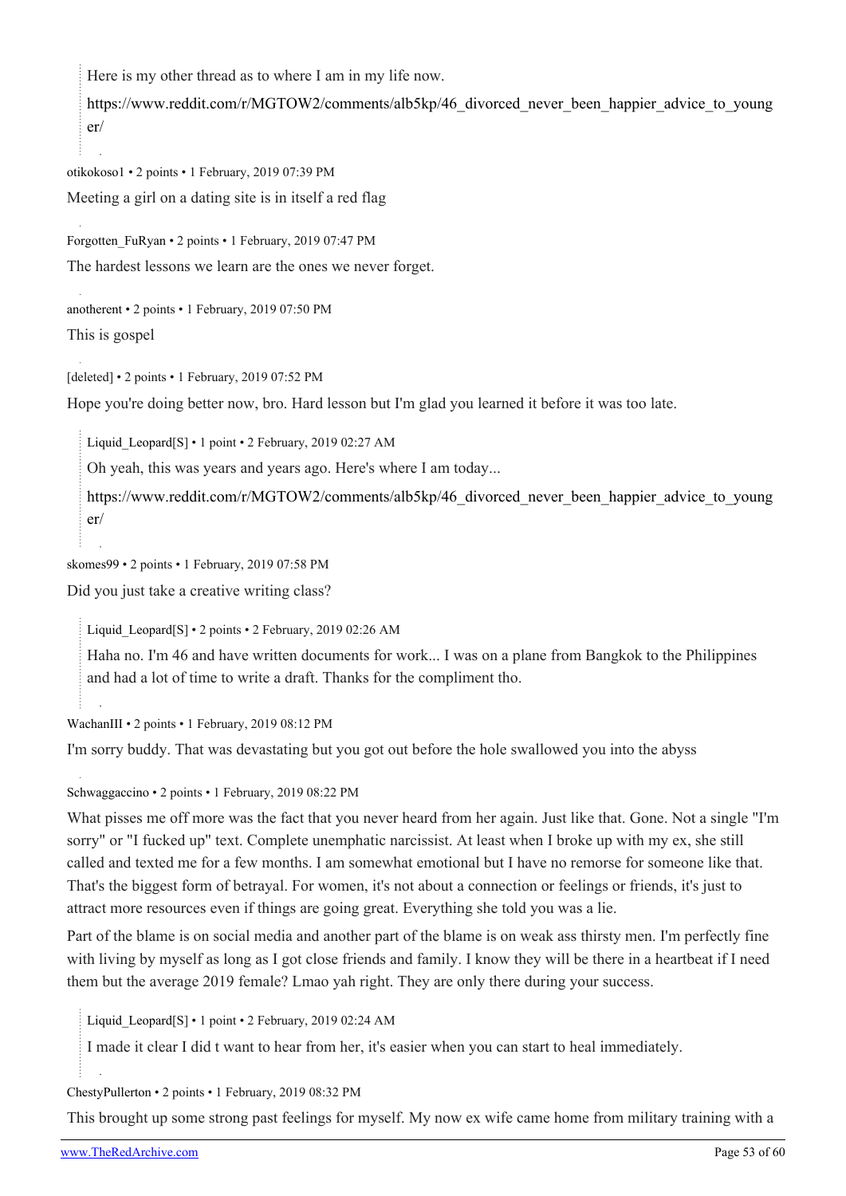> Here is my other thread as to where I am in my life now.
>
> https://www.reddit.com/r/MGTOW2/comments/alb5kp/46_divorced_never_been_happier_advice_to_younger/

otikokoso1 • 2 points • 1 February, 2019 07:39 PM

Meeting a girl on a dating site is in itself a red flag

Forgotten_FuRyan • 2 points • 1 February, 2019 07:47 PM

The hardest lessons we learn are the ones we never forget.

anotherent • 2 points • 1 February, 2019 07:50 PM

This is gospel

[deleted] • 2 points • 1 February, 2019 07:52 PM

Hope you're doing better now, bro. Hard lesson but I'm glad you learned it before it was too late.

> Liquid_Leopard[S] • 1 point • 2 February, 2019 02:27 AM
>
> Oh yeah, this was years and years ago. Here's where I am today...
>
> https://www.reddit.com/r/MGTOW2/comments/alb5kp/46_divorced_never_been_happier_advice_to_younger/

skomes99 • 2 points • 1 February, 2019 07:58 PM

Did you just take a creative writing class?

> Liquid_Leopard[S] • 2 points • 2 February, 2019 02:26 AM
>
> Haha no. I'm 46 and have written documents for work... I was on a plane from Bangkok to the Philippines and had a lot of time to write a draft. Thanks for the compliment tho.

WachanIII • 2 points • 1 February, 2019 08:12 PM

I'm sorry buddy. That was devastating but you got out before the hole swallowed you into the abyss

Schwaggaccino • 2 points • 1 February, 2019 08:22 PM

What pisses me off more was the fact that you never heard from her again. Just like that. Gone. Not a single "I'm sorry" or "I fucked up" text. Complete unemphatic narcissist. At least when I broke up with my ex, she still called and texted me for a few months. I am somewhat emotional but I have no remorse for someone like that. That's the biggest form of betrayal. For women, it's not about a connection or feelings or friends, it's just to attract more resources even if things are going great. Everything she told you was a lie.

Part of the blame is on social media and another part of the blame is on weak ass thirsty men. I'm perfectly fine with living by myself as long as I got close friends and family. I know they will be there in a heartbeat if I need them but the average 2019 female? Lmao yah right. They are only there during your success.

> Liquid_Leopard[S] • 1 point • 2 February, 2019 02:24 AM
>
> I made it clear I did t want to hear from her, it's easier when you can start to heal immediately.

ChestyPullerton • 2 points • 1 February, 2019 08:32 PM

This brought up some strong past feelings for myself. My now ex wife came home from military training with a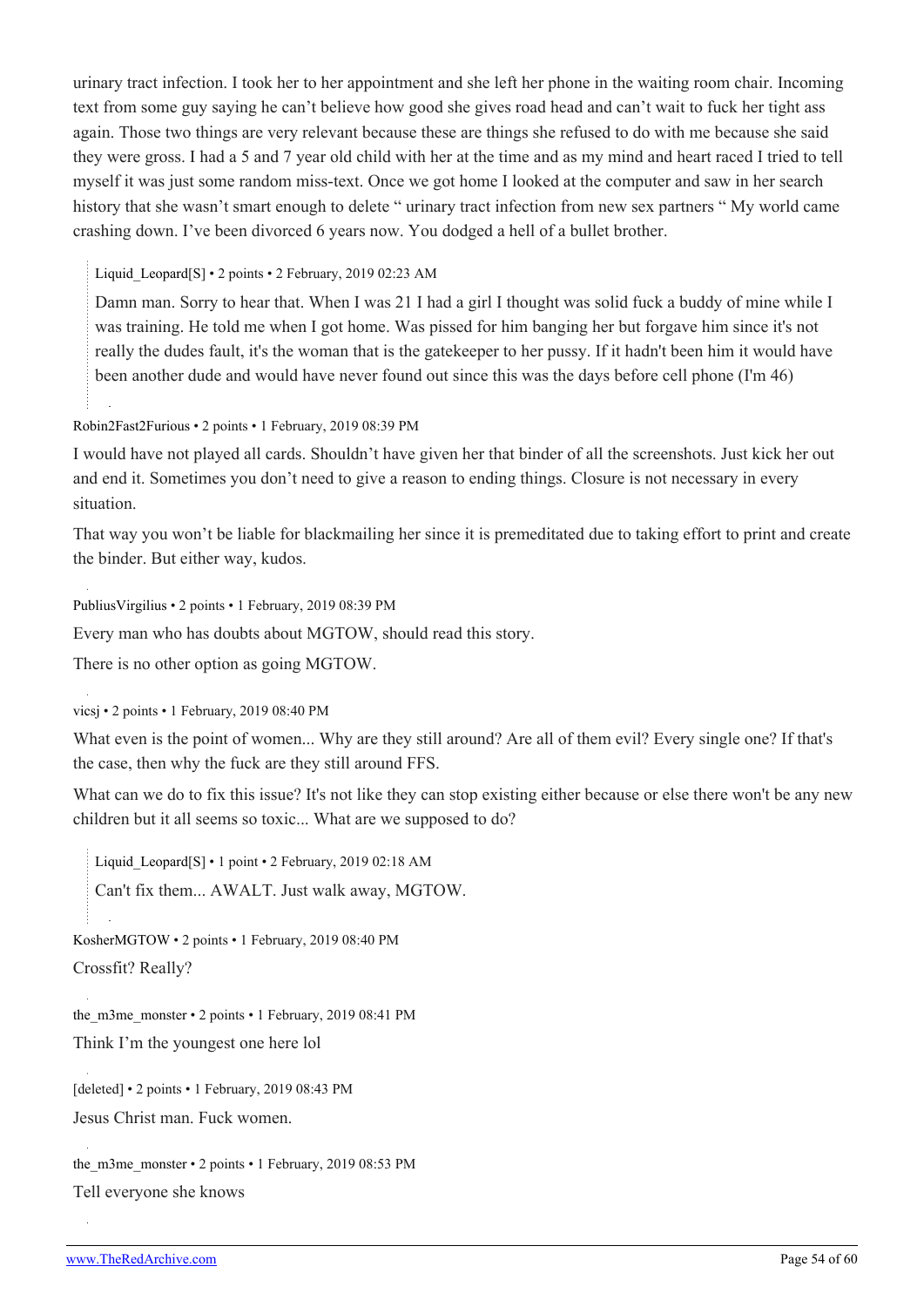urinary tract infection. I took her to her appointment and she left her phone in the waiting room chair. Incoming text from some guy saying he can't believe how good she gives road head and can't wait to fuck her tight ass again. Those two things are very relevant because these are things she refused to do with me because she said they were gross. I had a 5 and 7 year old child with her at the time and as my mind and heart raced I tried to tell myself it was just some random miss-text. Once we got home I looked at the computer and saw in her search history that she wasn't smart enough to delete " urinary tract infection from new sex partners " My world came crashing down. I've been divorced 6 years now. You dodged a hell of a bullet brother.

> Liquid_Leopard[S] • 2 points • 2 February, 2019 02:23 AM
>
> Damn man. Sorry to hear that. When I was 21 I had a girl I thought was solid fuck a buddy of mine while I was training. He told me when I got home. Was pissed for him banging her but forgave him since it's not really the dudes fault, it's the woman that is the gatekeeper to her pussy. If it hadn't been him it would have been another dude and would have never found out since this was the days before cell phone (I'm 46)

Robin2Fast2Furious • 2 points • 1 February, 2019 08:39 PM

I would have not played all cards. Shouldn't have given her that binder of all the screenshots. Just kick her out and end it. Sometimes you don't need to give a reason to ending things. Closure is not necessary in every situation.

That way you won't be liable for blackmailing her since it is premeditated due to taking effort to print and create the binder. But either way, kudos.

PubliusVirgilius • 2 points • 1 February, 2019 08:39 PM

Every man who has doubts about MGTOW, should read this story.

There is no other option as going MGTOW.

vicsj • 2 points • 1 February, 2019 08:40 PM

What even is the point of women... Why are they still around? Are all of them evil? Every single one? If that's the case, then why the fuck are they still around FFS.

What can we do to fix this issue? It's not like they can stop existing either because or else there won't be any new children but it all seems so toxic... What are we supposed to do?

> Liquid_Leopard[S] • 1 point • 2 February, 2019 02:18 AM
>
> Can't fix them... AWALT. Just walk away, MGTOW.

KosherMGTOW • 2 points • 1 February, 2019 08:40 PM

Crossfit? Really?

the_m3me_monster • 2 points • 1 February, 2019 08:41 PM

Think I'm the youngest one here lol

[deleted] • 2 points • 1 February, 2019 08:43 PM

Jesus Christ man. Fuck women.

the_m3me_monster • 2 points • 1 February, 2019 08:53 PM

Tell everyone she knows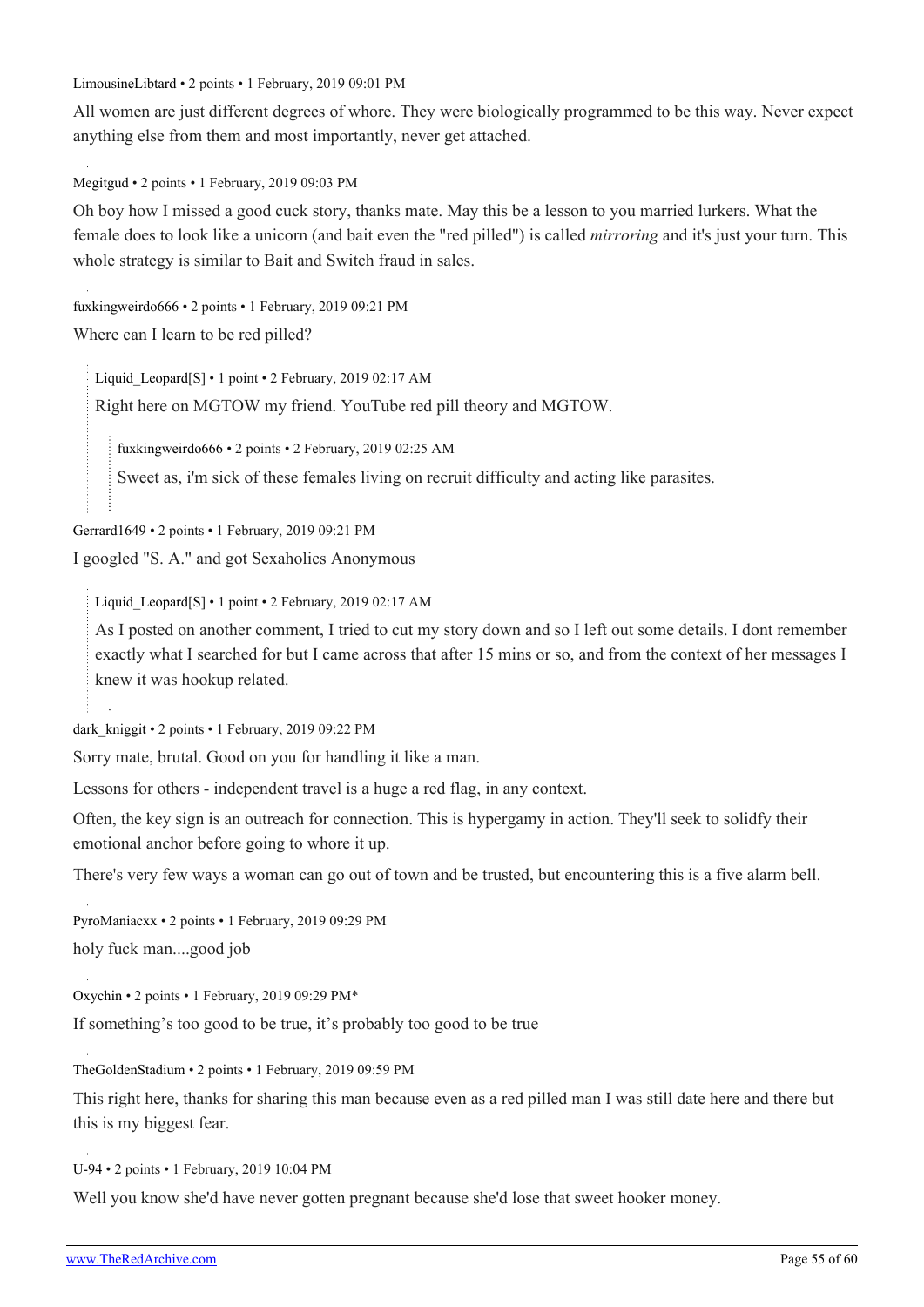LimousineLibtard • 2 points • 1 February, 2019 09:01 PM

All women are just different degrees of whore. They were biologically programmed to be this way. Never expect anything else from them and most importantly, never get attached.

Megitgud • 2 points • 1 February, 2019 09:03 PM

Oh boy how I missed a good cuck story, thanks mate. May this be a lesson to you married lurkers. What the female does to look like a unicorn (and bait even the "red pilled") is called *mirroring* and it's just your turn. This whole strategy is similar to Bait and Switch fraud in sales.

fuxkingweirdo666 • 2 points • 1 February, 2019 09:21 PM

Where can I learn to be red pilled?

> Liquid_Leopard[S] • 1 point • 2 February, 2019 02:17 AM
>
> Right here on MGTOW my friend. YouTube red pill theory and MGTOW.
>
> > fuxkingweirdo666 • 2 points • 2 February, 2019 02:25 AM
> >
> > Sweet as, i'm sick of these females living on recruit difficulty and acting like parasites.

Gerrard1649 • 2 points • 1 February, 2019 09:21 PM

I googled "S. A." and got Sexaholics Anonymous

> Liquid_Leopard[S] • 1 point • 2 February, 2019 02:17 AM
>
> As I posted on another comment, I tried to cut my story down and so I left out some details. I dont remember exactly what I searched for but I came across that after 15 mins or so, and from the context of her messages I knew it was hookup related.

dark_kniggit • 2 points • 1 February, 2019 09:22 PM

Sorry mate, brutal. Good on you for handling it like a man.

Lessons for others - independent travel is a huge a red flag, in any context.

Often, the key sign is an outreach for connection. This is hypergamy in action. They'll seek to solidfy their emotional anchor before going to whore it up.

There's very few ways a woman can go out of town and be trusted, but encountering this is a five alarm bell.

PyroManiacxx • 2 points • 1 February, 2019 09:29 PM

holy fuck man....good job

Oxychin • 2 points • 1 February, 2019 09:29 PM*

If something's too good to be true, it's probably too good to be true

TheGoldenStadium • 2 points • 1 February, 2019 09:59 PM

This right here, thanks for sharing this man because even as a red pilled man I was still date here and there but this is my biggest fear.

U-94 • 2 points • 1 February, 2019 10:04 PM

Well you know she'd have never gotten pregnant because she'd lose that sweet hooker money.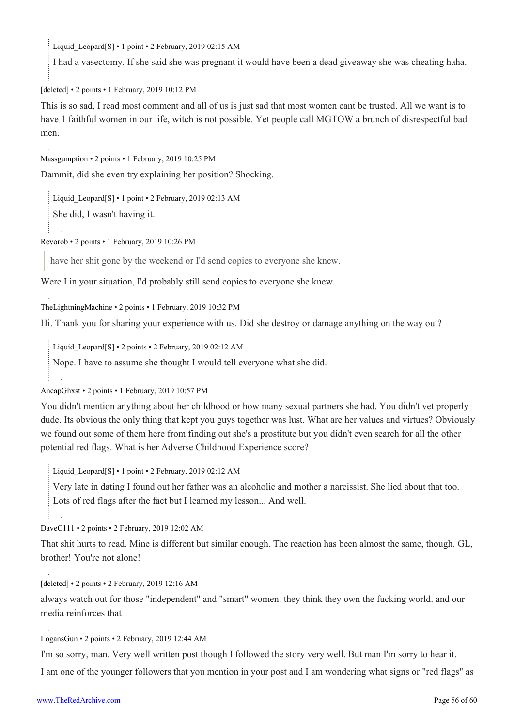Liquid_Leopard[S] • 1 point • 2 February, 2019 02:15 AM

I had a vasectomy. If she said she was pregnant it would have been a dead giveaway she was cheating haha.

[deleted] • 2 points • 1 February, 2019 10:12 PM

This is so sad, I read most comment and all of us is just sad that most women cant be trusted. All we want is to have 1 faithful women in our life, witch is not possible. Yet people call MGTOW a brunch of disrespectful bad men.

Massgumption • 2 points • 1 February, 2019 10:25 PM

Dammit, did she even try explaining her position? Shocking.

Liquid_Leopard[S] • 1 point • 2 February, 2019 02:13 AM

She did, I wasn't having it.

Revorob • 2 points • 1 February, 2019 10:26 PM

> have her shit gone by the weekend or I'd send copies to everyone she knew.

Were I in your situation, I'd probably still send copies to everyone she knew.

TheLightningMachine • 2 points • 1 February, 2019 10:32 PM

Hi. Thank you for sharing your experience with us. Did she destroy or damage anything on the way out?

Liquid_Leopard[S] • 2 points • 2 February, 2019 02:12 AM

Nope. I have to assume she thought I would tell everyone what she did.

AncapGhxst • 2 points • 1 February, 2019 10:57 PM

You didn't mention anything about her childhood or how many sexual partners she had. You didn't vet properly dude. Its obvious the only thing that kept you guys together was lust. What are her values and virtues? Obviously we found out some of them here from finding out she's a prostitute but you didn't even search for all the other potential red flags. What is her Adverse Childhood Experience score?

Liquid_Leopard[S] • 1 point • 2 February, 2019 02:12 AM

Very late in dating I found out her father was an alcoholic and mother a narcissist. She lied about that too. Lots of red flags after the fact but I learned my lesson... And well.

DaveC111 • 2 points • 2 February, 2019 12:02 AM

That shit hurts to read. Mine is different but similar enough. The reaction has been almost the same, though. GL, brother! You're not alone!

[deleted] • 2 points • 2 February, 2019 12:16 AM

always watch out for those "independent" and "smart" women. they think they own the fucking world. and our media reinforces that

LogansGun • 2 points • 2 February, 2019 12:44 AM

I'm so sorry, man. Very well written post though I followed the story very well. But man I'm sorry to hear it.

I am one of the younger followers that you mention in your post and I am wondering what signs or "red flags" as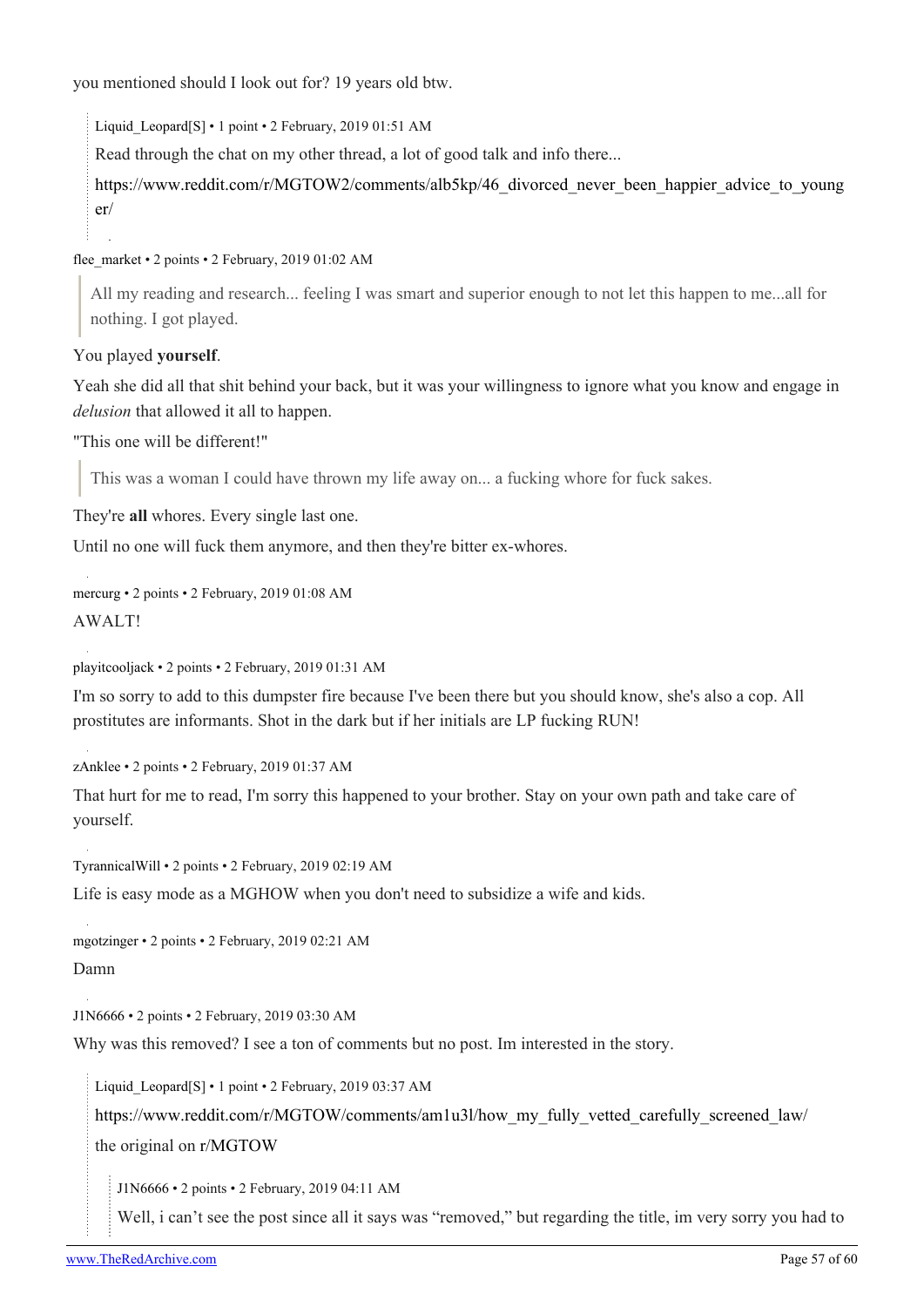you mentioned should I look out for? 19 years old btw.

> Liquid_Leopard[S] • 1 point • 2 February, 2019 01:51 AM
>
> Read through the chat on my other thread, a lot of good talk and info there...
>
> https://www.reddit.com/r/MGTOW2/comments/alb5kp/46_divorced_never_been_happier_advice_to_younger/

flee_market • 2 points • 2 February, 2019 01:02 AM

> All my reading and research... feeling I was smart and superior enough to not let this happen to me...all for nothing. I got played.

You played **yourself**.

Yeah she did all that shit behind your back, but it was your willingness to ignore what you know and engage in *delusion* that allowed it all to happen.

"This one will be different!"

> This was a woman I could have thrown my life away on... a fucking whore for fuck sakes.

They're **all** whores. Every single last one.

Until no one will fuck them anymore, and then they're bitter ex-whores.

mercurg • 2 points • 2 February, 2019 01:08 AM

AWALT!

playitcooljack • 2 points • 2 February, 2019 01:31 AM

I'm so sorry to add to this dumpster fire because I've been there but you should know, she's also a cop. All prostitutes are informants. Shot in the dark but if her initials are LP fucking RUN!

zAnklee • 2 points • 2 February, 2019 01:37 AM

That hurt for me to read, I'm sorry this happened to your brother. Stay on your own path and take care of yourself.

TyrannicalWill • 2 points • 2 February, 2019 02:19 AM

Life is easy mode as a MGHOW when you don't need to subsidize a wife and kids.

mgotzinger • 2 points • 2 February, 2019 02:21 AM

Damn

J1N6666 • 2 points • 2 February, 2019 03:30 AM

Why was this removed? I see a ton of comments but no post. Im interested in the story.

> Liquid_Leopard[S] • 1 point • 2 February, 2019 03:37 AM
>
> https://www.reddit.com/r/MGTOW/comments/am1u3l/how_my_fully_vetted_carefully_screened_law/
>
> the original on r/MGTOW
>
> > J1N6666 • 2 points • 2 February, 2019 04:11 AM
> >
> > Well, i can't see the post since all it says was "removed," but regarding the title, im very sorry you had to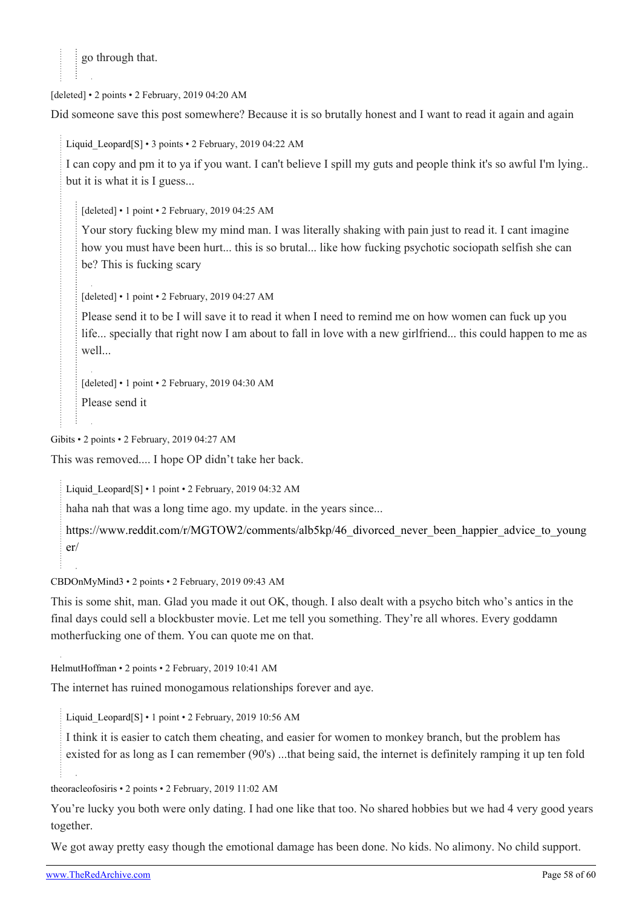> go through that.

[deleted] • 2 points • 2 February, 2019 04:20 AM

Did someone save this post somewhere? Because it is so brutally honest and I want to read it again and again

> Liquid_Leopard[S] • 3 points • 2 February, 2019 04:22 AM
>
> I can copy and pm it to ya if you want. I can't believe I spill my guts and people think it's so awful I'm lying.. but it is what it is I guess...
>
> > [deleted] • 1 point • 2 February, 2019 04:25 AM
> >
> > Your story fucking blew my mind man. I was literally shaking with pain just to read it. I cant imagine how you must have been hurt... this is so brutal... like how fucking psychotic sociopath selfish she can be? This is fucking scary
> >
> > [deleted] • 1 point • 2 February, 2019 04:27 AM
> >
> > Please send it to be I will save it to read it when I need to remind me on how women can fuck up you life... specially that right now I am about to fall in love with a new girlfriend... this could happen to me as well...
> >
> > [deleted] • 1 point • 2 February, 2019 04:30 AM
> >
> > Please send it

Gibits • 2 points • 2 February, 2019 04:27 AM

This was removed.... I hope OP didn't take her back.

> Liquid_Leopard[S] • 1 point • 2 February, 2019 04:32 AM
>
> haha nah that was a long time ago. my update. in the years since...
>
> https://www.reddit.com/r/MGTOW2/comments/alb5kp/46_divorced_never_been_happier_advice_to_younger/

CBDOnMyMind3 • 2 points • 2 February, 2019 09:43 AM

This is some shit, man. Glad you made it out OK, though. I also dealt with a psycho bitch who's antics in the final days could sell a blockbuster movie. Let me tell you something. They're all whores. Every goddamn motherfucking one of them. You can quote me on that.

HelmutHoffman • 2 points • 2 February, 2019 10:41 AM

The internet has ruined monogamous relationships forever and aye.

> Liquid_Leopard[S] • 1 point • 2 February, 2019 10:56 AM
>
> I think it is easier to catch them cheating, and easier for women to monkey branch, but the problem has existed for as long as I can remember (90's) ...that being said, the internet is definitely ramping it up ten fold

theoracleofosiris • 2 points • 2 February, 2019 11:02 AM

You're lucky you both were only dating. I had one like that too. No shared hobbies but we had 4 very good years together.

We got away pretty easy though the emotional damage has been done. No kids. No alimony. No child support.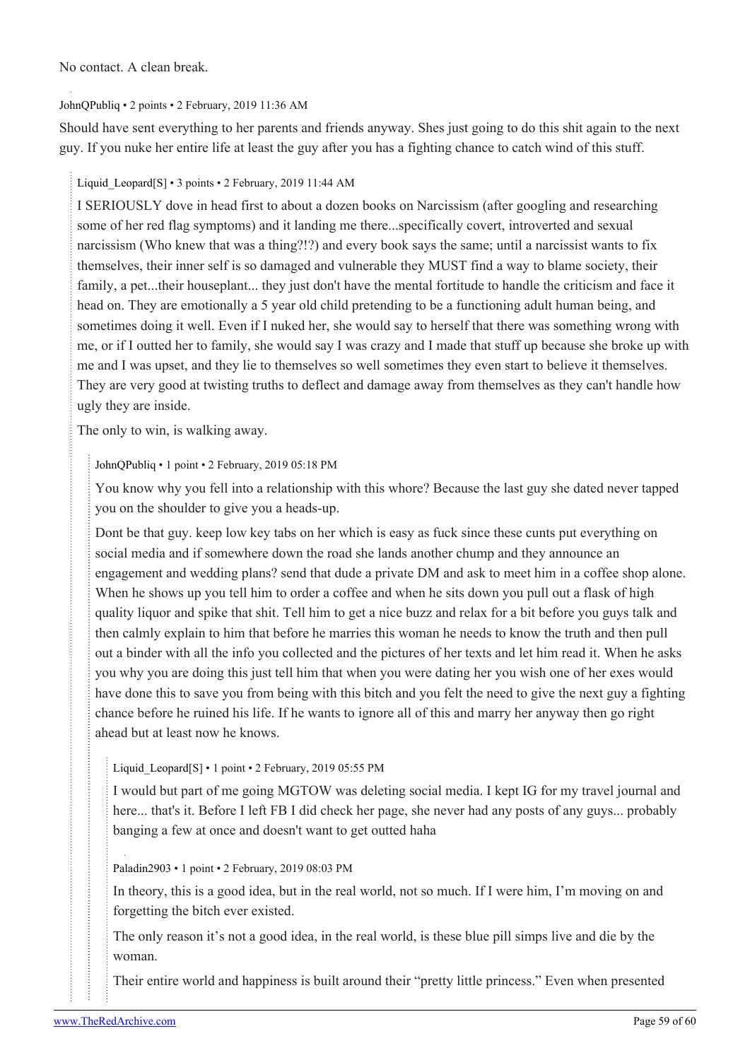No contact. A clean break.

JohnQPubliq • 2 points • 2 February, 2019 11:36 AM

Should have sent everything to her parents and friends anyway. Shes just going to do this shit again to the next guy. If you nuke her entire life at least the guy after you has a fighting chance to catch wind of this stuff.

> Liquid_Leopard[S] • 3 points • 2 February, 2019 11:44 AM
>
> I SERIOUSLY dove in head first to about a dozen books on Narcissism (after googling and researching some of her red flag symptoms) and it landing me there...specifically covert, introverted and sexual narcissism (Who knew that was a thing?!?) and every book says the same; until a narcissist wants to fix themselves, their inner self is so damaged and vulnerable they MUST find a way to blame society, their family, a pet...their houseplant... they just don't have the mental fortitude to handle the criticism and face it head on. They are emotionally a 5 year old child pretending to be a functioning adult human being, and sometimes doing it well. Even if I nuked her, she would say to herself that there was something wrong with me, or if I outted her to family, she would say I was crazy and I made that stuff up because she broke up with me and I was upset, and they lie to themselves so well sometimes they even start to believe it themselves. They are very good at twisting truths to deflect and damage away from themselves as they can't handle how ugly they are inside.
>
> The only to win, is walking away.
>
> > JohnQPubliq • 1 point • 2 February, 2019 05:18 PM
> >
> > You know why you fell into a relationship with this whore? Because the last guy she dated never tapped you on the shoulder to give you a heads-up.
> >
> > Dont be that guy. keep low key tabs on her which is easy as fuck since these cunts put everything on social media and if somewhere down the road she lands another chump and they announce an engagement and wedding plans? send that dude a private DM and ask to meet him in a coffee shop alone. When he shows up you tell him to order a coffee and when he sits down you pull out a flask of high quality liquor and spike that shit. Tell him to get a nice buzz and relax for a bit before you guys talk and then calmly explain to him that before he marries this woman he needs to know the truth and then pull out a binder with all the info you collected and the pictures of her texts and let him read it. When he asks you why you are doing this just tell him that when you were dating her you wish one of her exes would have done this to save you from being with this bitch and you felt the need to give the next guy a fighting chance before he ruined his life. If he wants to ignore all of this and marry her anyway then go right ahead but at least now he knows.
> >
> > > Liquid_Leopard[S] • 1 point • 2 February, 2019 05:55 PM
> > >
> > > I would but part of me going MGTOW was deleting social media. I kept IG for my travel journal and here... that's it. Before I left FB I did check her page, she never had any posts of any guys... probably banging a few at once and doesn't want to get outted haha
> >
> > > Paladin2903 • 1 point • 2 February, 2019 08:03 PM
> > >
> > > In theory, this is a good idea, but in the real world, not so much. If I were him, I'm moving on and forgetting the bitch ever existed.
> > >
> > > The only reason it's not a good idea, in the real world, is these blue pill simps live and die by the woman.
> > >
> > > Their entire world and happiness is built around their "pretty little princess." Even when presented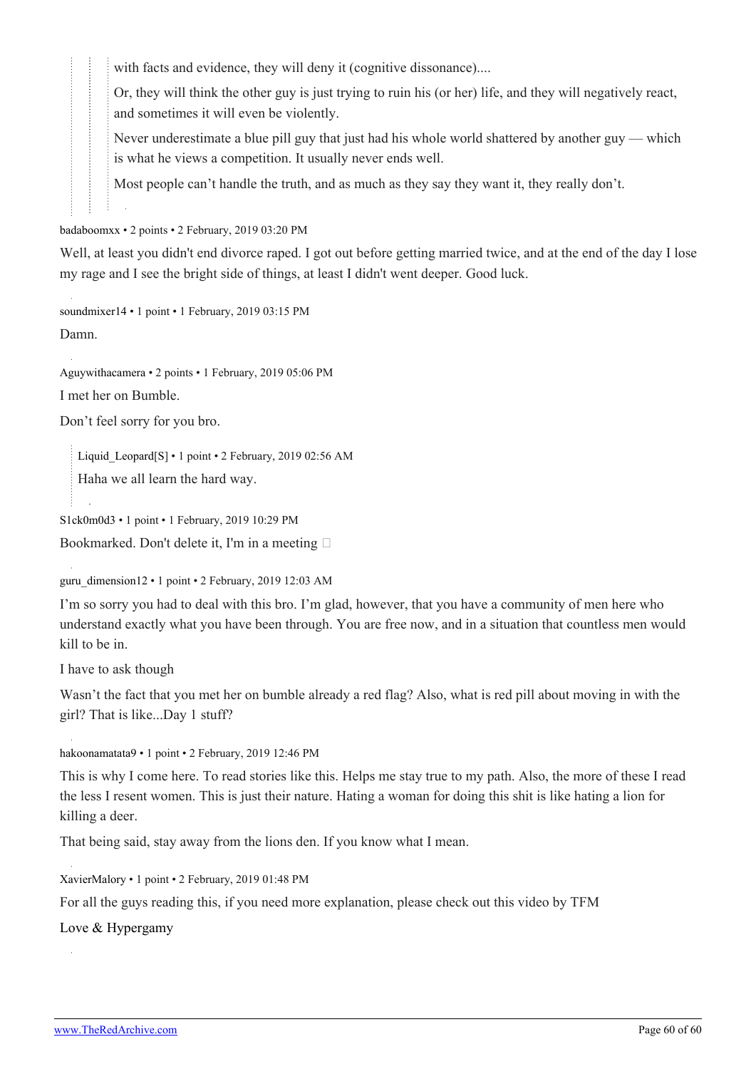> > > with facts and evidence, they will deny it (cognitive dissonance)....
> > >
> > > Or, they will think the other guy is just trying to ruin his (or her) life, and they will negatively react, and sometimes it will even be violently.
> > >
> > > Never underestimate a blue pill guy that just had his whole world shattered by another guy — which is what he views a competition. It usually never ends well.
> > >
> > > Most people can't handle the truth, and as much as they say they want it, they really don't.

badaboomxx • 2 points • 2 February, 2019 03:20 PM

Well, at least you didn't end divorce raped. I got out before getting married twice, and at the end of the day I lose my rage and I see the bright side of things, at least I didn't went deeper. Good luck.

soundmixer14 • 1 point • 1 February, 2019 03:15 PM

Damn.

Aguywithacamera • 2 points • 1 February, 2019 05:06 PM

I met her on Bumble.

Don't feel sorry for you bro.

> Liquid_Leopard[S] • 1 point • 2 February, 2019 02:56 AM
>
> Haha we all learn the hard way.

S1ck0m0d3 • 1 point • 1 February, 2019 10:29 PM

Bookmarked. Don't delete it, I'm in a meeting

guru_dimension12 • 1 point • 2 February, 2019 12:03 AM

I'm so sorry you had to deal with this bro. I'm glad, however, that you have a community of men here who understand exactly what you have been through. You are free now, and in a situation that countless men would kill to be in.

I have to ask though

Wasn't the fact that you met her on bumble already a red flag? Also, what is red pill about moving in with the girl? That is like...Day 1 stuff?

hakoonamatata9 • 1 point • 2 February, 2019 12:46 PM

This is why I come here. To read stories like this. Helps me stay true to my path. Also, the more of these I read the less I resent women. This is just their nature. Hating a woman for doing this shit is like hating a lion for killing a deer.

That being said, stay away from the lions den. If you know what I mean.

XavierMalory • 1 point • 2 February, 2019 01:48 PM

For all the guys reading this, if you need more explanation, please check out this video by TFM

Love & Hypergamy